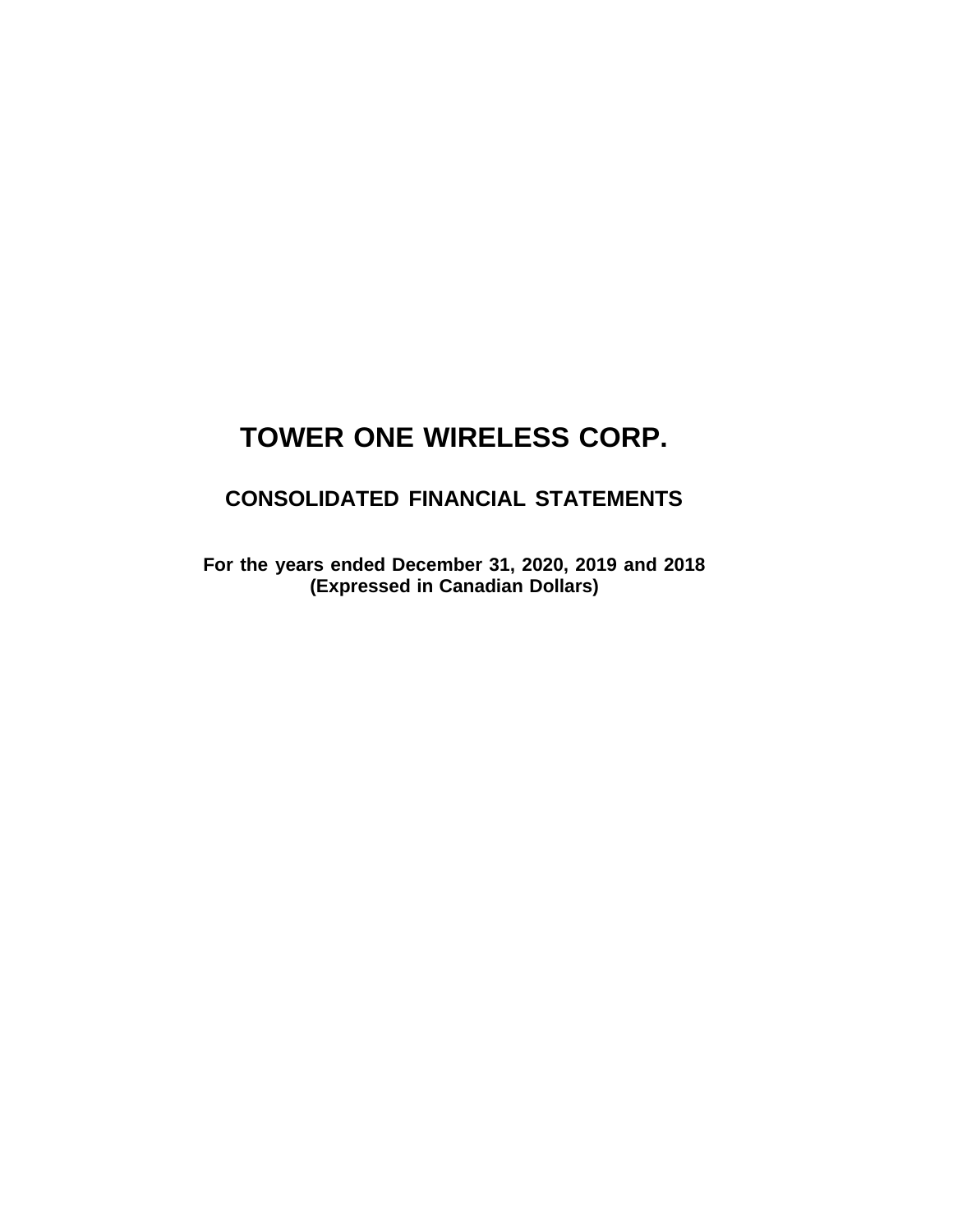# TOWER ONE WIRELESS CORP.

## CONSOLIDATED FINANCIAL STATEMENTS

**For the years ended December 31, 2020, 2019 and 2018**
**(Expressed in Canadian Dollars)**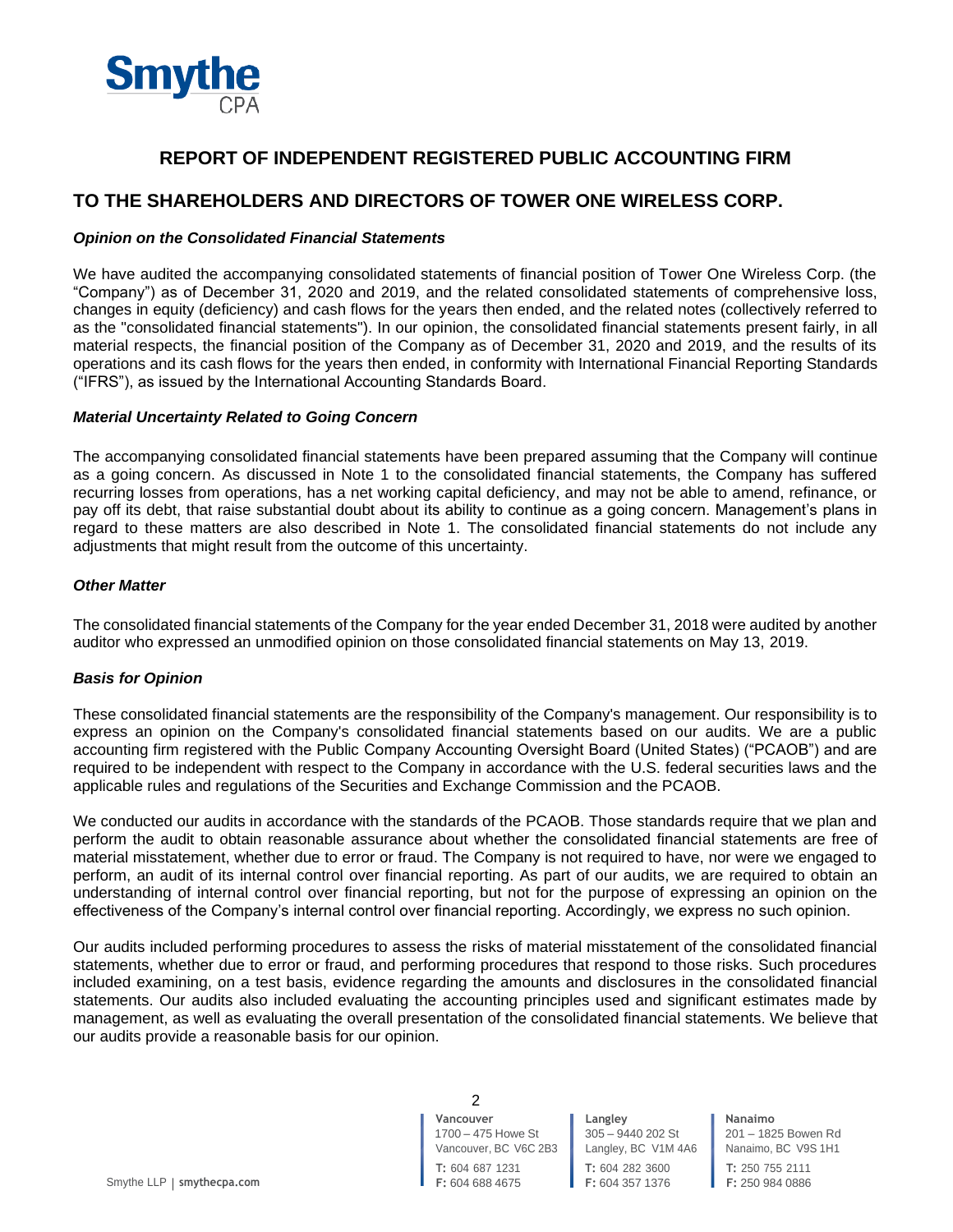# REPORT OF INDEPENDENT REGISTERED PUBLIC ACCOUNTING FIRM

## TO THE SHAREHOLDERS AND DIRECTORS OF TOWER ONE WIRELESS CORP.

### *Opinion on the Consolidated Financial Statements*

We have audited the accompanying consolidated statements of financial position of Tower One Wireless Corp. (the "Company") as of December 31, 2020 and 2019, and the related consolidated statements of comprehensive loss, changes in equity (deficiency) and cash flows for the years then ended, and the related notes (collectively referred to as the "consolidated financial statements"). In our opinion, the consolidated financial statements present fairly, in all material respects, the financial position of the Company as of December 31, 2020 and 2019, and the results of its operations and its cash flows for the years then ended, in conformity with International Financial Reporting Standards ("IFRS"), as issued by the International Accounting Standards Board.

### *Material Uncertainty Related to Going Concern*

The accompanying consolidated financial statements have been prepared assuming that the Company will continue as a going concern. As discussed in Note 1 to the consolidated financial statements, the Company has suffered recurring losses from operations, has a net working capital deficiency, and may not be able to amend, refinance, or pay off its debt, that raise substantial doubt about its ability to continue as a going concern. Management's plans in regard to these matters are also described in Note 1. The consolidated financial statements do not include any adjustments that might result from the outcome of this uncertainty.

### *Other Matter*

The consolidated financial statements of the Company for the year ended December 31, 2018 were audited by another auditor who expressed an unmodified opinion on those consolidated financial statements on May 13, 2019.

### *Basis for Opinion*

These consolidated financial statements are the responsibility of the Company's management. Our responsibility is to express an opinion on the Company's consolidated financial statements based on our audits. We are a public accounting firm registered with the Public Company Accounting Oversight Board (United States) ("PCAOB") and are required to be independent with respect to the Company in accordance with the U.S. federal securities laws and the applicable rules and regulations of the Securities and Exchange Commission and the PCAOB.

We conducted our audits in accordance with the standards of the PCAOB. Those standards require that we plan and perform the audit to obtain reasonable assurance about whether the consolidated financial statements are free of material misstatement, whether due to error or fraud. The Company is not required to have, nor were we engaged to perform, an audit of its internal control over financial reporting. As part of our audits, we are required to obtain an understanding of internal control over financial reporting, but not for the purpose of expressing an opinion on the effectiveness of the Company's internal control over financial reporting. Accordingly, we express no such opinion.

Our audits included performing procedures to assess the risks of material misstatement of the consolidated financial statements, whether due to error or fraud, and performing procedures that respond to those risks. Such procedures included examining, on a test basis, evidence regarding the amounts and disclosures in the consolidated financial statements. Our audits also included evaluating the accounting principles used and significant estimates made by management, as well as evaluating the overall presentation of the consolidated financial statements. We believe that our audits provide a reasonable basis for our opinion.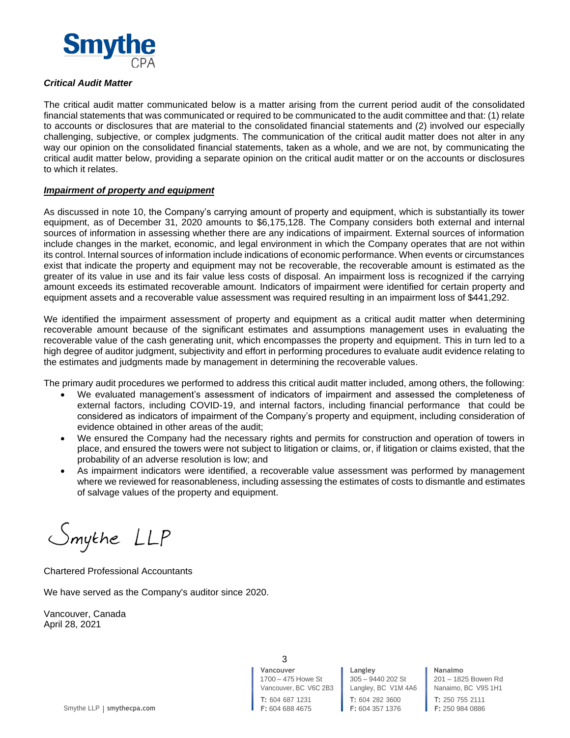*Critical Audit Matter*

The critical audit matter communicated below is a matter arising from the current period audit of the consolidated financial statements that was communicated or required to be communicated to the audit committee and that: (1) relate to accounts or disclosures that are material to the consolidated financial statements and (2) involved our especially challenging, subjective, or complex judgments. The communication of the critical audit matter does not alter in any way our opinion on the consolidated financial statements, taken as a whole, and we are not, by communicating the critical audit matter below, providing a separate opinion on the critical audit matter or on the accounts or disclosures to which it relates.

***Impairment of property and equipment***

As discussed in note 10, the Company's carrying amount of property and equipment, which is substantially its tower equipment, as of December 31, 2020 amounts to $6,175,128. The Company considers both external and internal sources of information in assessing whether there are any indications of impairment. External sources of information include changes in the market, economic, and legal environment in which the Company operates that are not within its control. Internal sources of information include indications of economic performance. When events or circumstances exist that indicate the property and equipment may not be recoverable, the recoverable amount is estimated as the greater of its value in use and its fair value less costs of disposal. An impairment loss is recognized if the carrying amount exceeds its estimated recoverable amount. Indicators of impairment were identified for certain property and equipment assets and a recoverable value assessment was required resulting in an impairment loss of $441,292.

We identified the impairment assessment of property and equipment as a critical audit matter when determining recoverable amount because of the significant estimates and assumptions management uses in evaluating the recoverable value of the cash generating unit, which encompasses the property and equipment. This in turn led to a high degree of auditor judgment, subjectivity and effort in performing procedures to evaluate audit evidence relating to the estimates and judgments made by management in determining the recoverable values.

The primary audit procedures we performed to address this critical audit matter included, among others, the following:

- We evaluated management's assessment of indicators of impairment and assessed the completeness of external factors, including COVID-19, and internal factors, including financial performance that could be considered as indicators of impairment of the Company's property and equipment, including consideration of evidence obtained in other areas of the audit;
- We ensured the Company had the necessary rights and permits for construction and operation of towers in place, and ensured the towers were not subject to litigation or claims, or, if litigation or claims existed, that the probability of an adverse resolution is low; and
- As impairment indicators were identified, a recoverable value assessment was performed by management where we reviewed for reasonableness, including assessing the estimates of costs to dismantle and estimates of salvage values of the property and equipment.

Smythe LLP

Chartered Professional Accountants

We have served as the Company's auditor since 2020.

Vancouver, Canada
April 28, 2021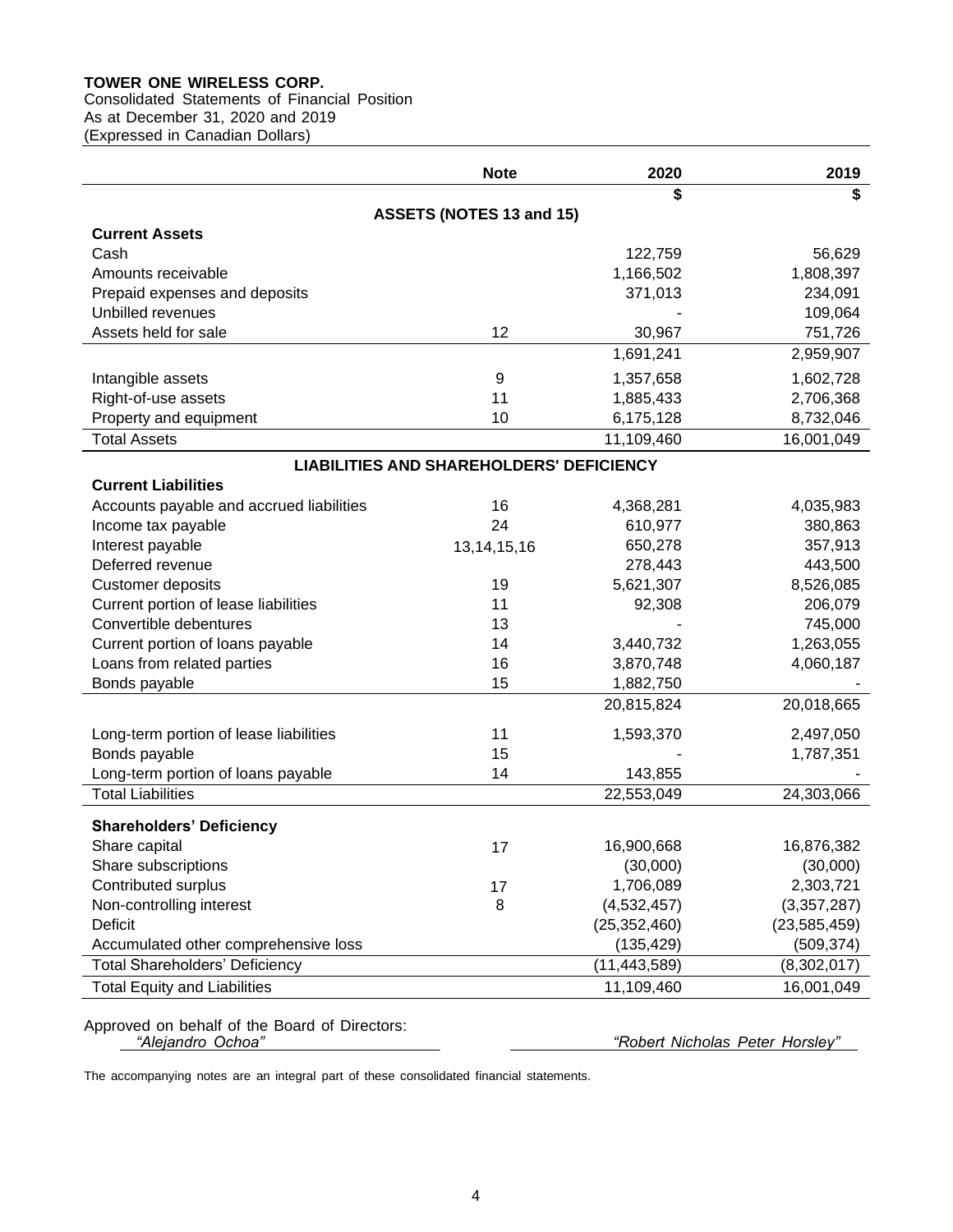**TOWER ONE WIRELESS CORP.**
Consolidated Statements of Financial Position
As at December 31, 2020 and 2019
(Expressed in Canadian Dollars)

| | Note | 2020 | 2019 |
|---|---|---|---|
| | | **$** | **$** |
| **ASSETS (NOTES 13 and 15)** | | | |
| **Current Assets** | | | |
| Cash | | 122,759 | 56,629 |
| Amounts receivable | | 1,166,502 | 1,808,397 |
| Prepaid expenses and deposits | | 371,013 | 234,091 |
| Unbilled revenues | | - | 109,064 |
| Assets held for sale | 12 | 30,967 | 751,726 |
| | | 1,691,241 | 2,959,907 |
| Intangible assets | 9 | 1,357,658 | 1,602,728 |
| Right-of-use assets | 11 | 1,885,433 | 2,706,368 |
| Property and equipment | 10 | 6,175,128 | 8,732,046 |
| Total Assets | | 11,109,460 | 16,001,049 |
| **LIABILITIES AND SHAREHOLDERS' DEFICIENCY** | | | |
| **Current Liabilities** | | | |
| Accounts payable and accrued liabilities | 16 | 4,368,281 | 4,035,983 |
| Income tax payable | 24 | 610,977 | 380,863 |
| Interest payable | 13,14,15,16 | 650,278 | 357,913 |
| Deferred revenue | | 278,443 | 443,500 |
| Customer deposits | 19 | 5,621,307 | 8,526,085 |
| Current portion of lease liabilities | 11 | 92,308 | 206,079 |
| Convertible debentures | 13 | - | 745,000 |
| Current portion of loans payable | 14 | 3,440,732 | 1,263,055 |
| Loans from related parties | 16 | 3,870,748 | 4,060,187 |
| Bonds payable | 15 | 1,882,750 | - |
| | | 20,815,824 | 20,018,665 |
| Long-term portion of lease liabilities | 11 | 1,593,370 | 2,497,050 |
| Bonds payable | 15 | - | 1,787,351 |
| Long-term portion of loans payable | 14 | 143,855 | - |
| Total Liabilities | | 22,553,049 | 24,303,066 |
| **Shareholders' Deficiency** | | | |
| Share capital | 17 | 16,900,668 | 16,876,382 |
| Share subscriptions | | (30,000) | (30,000) |
| Contributed surplus | 17 | 1,706,089 | 2,303,721 |
| Non-controlling interest | 8 | (4,532,457) | (3,357,287) |
| Deficit | | (25,352,460) | (23,585,459) |
| Accumulated other comprehensive loss | | (135,429) | (509,374) |
| Total Shareholders' Deficiency | | (11,443,589) | (8,302,017) |
| Total Equity and Liabilities | | 11,109,460 | 16,001,049 |

Approved on behalf of the Board of Directors:

*"Alejandro Ochoa"* *"Robert Nicholas Peter Horsley"*

The accompanying notes are an integral part of these consolidated financial statements.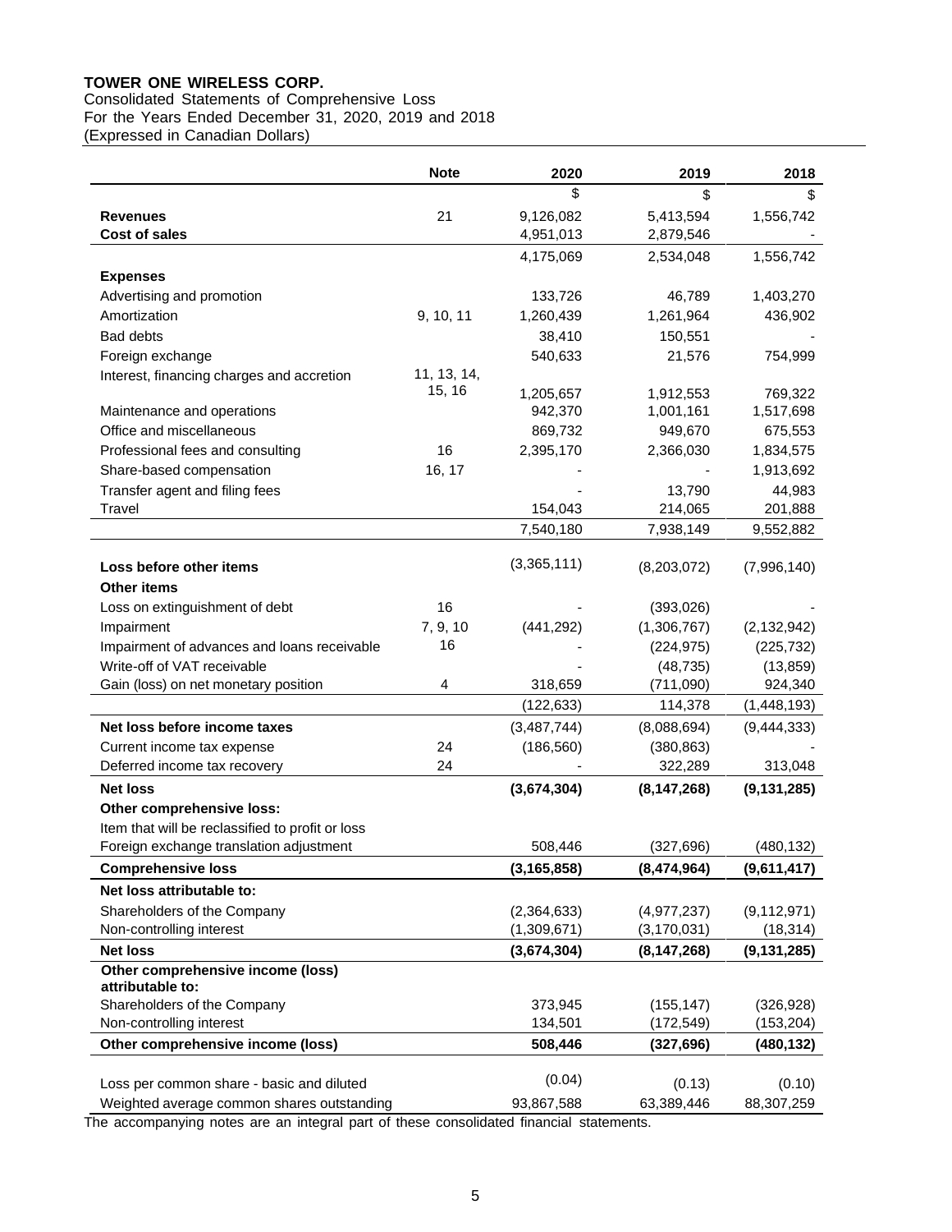**TOWER ONE WIRELESS CORP.**
Consolidated Statements of Comprehensive Loss
For the Years Ended December 31, 2020, 2019 and 2018
(Expressed in Canadian Dollars)

| | Note | 2020 | 2019 | 2018 |
|---|---|---|---|---|
| | | $ | $ | $ |
| **Revenues** | 21 | 9,126,082 | 5,413,594 | 1,556,742 |
| **Cost of sales** | | 4,951,013 | 2,879,546 | - |
| | | 4,175,069 | 2,534,048 | 1,556,742 |
| **Expenses** | | | | |
| Advertising and promotion | | 133,726 | 46,789 | 1,403,270 |
| Amortization | 9, 10, 11 | 1,260,439 | 1,261,964 | 436,902 |
| Bad debts | | 38,410 | 150,551 | - |
| Foreign exchange | | 540,633 | 21,576 | 754,999 |
| Interest, financing charges and accretion | 11, 13, 14, 15, 16 | 1,205,657 | 1,912,553 | 769,322 |
| Maintenance and operations | | 942,370 | 1,001,161 | 1,517,698 |
| Office and miscellaneous | | 869,732 | 949,670 | 675,553 |
| Professional fees and consulting | 16 | 2,395,170 | 2,366,030 | 1,834,575 |
| Share-based compensation | 16, 17 | - | - | 1,913,692 |
| Transfer agent and filing fees | | - | 13,790 | 44,983 |
| Travel | | 154,043 | 214,065 | 201,888 |
| | | 7,540,180 | 7,938,149 | 9,552,882 |
| **Loss before other items** | | (3,365,111) | (8,203,072) | (7,996,140) |
| **Other items** | | | | |
| Loss on extinguishment of debt | 16 | - | (393,026) | - |
| Impairment | 7, 9, 10 | (441,292) | (1,306,767) | (2,132,942) |
| Impairment of advances and loans receivable | 16 | - | (224,975) | (225,732) |
| Write-off of VAT receivable | | - | (48,735) | (13,859) |
| Gain (loss) on net monetary position | 4 | 318,659 | (711,090) | 924,340 |
| | | (122,633) | 114,378 | (1,448,193) |
| **Net loss before income taxes** | | (3,487,744) | (8,088,694) | (9,444,333) |
| Current income tax expense | 24 | (186,560) | (380,863) | - |
| Deferred income tax recovery | 24 | - | 322,289 | 313,048 |
| **Net loss** | | **(3,674,304)** | **(8,147,268)** | **(9,131,285)** |
| **Other comprehensive loss:** | | | | |
| Item that will be reclassified to profit or loss | | | | |
| Foreign exchange translation adjustment | | 508,446 | (327,696) | (480,132) |
| **Comprehensive loss** | | **(3,165,858)** | **(8,474,964)** | **(9,611,417)** |
| **Net loss attributable to:** | | | | |
| Shareholders of the Company | | (2,364,633) | (4,977,237) | (9,112,971) |
| Non-controlling interest | | (1,309,671) | (3,170,031) | (18,314) |
| **Net loss** | | **(3,674,304)** | **(8,147,268)** | **(9,131,285)** |
| **Other comprehensive income (loss) attributable to:** | | | | |
| Shareholders of the Company | | 373,945 | (155,147) | (326,928) |
| Non-controlling interest | | 134,501 | (172,549) | (153,204) |
| **Other comprehensive income (loss)** | | **508,446** | **(327,696)** | **(480,132)** |
| Loss per common share - basic and diluted | | (0.04) | (0.13) | (0.10) |
| Weighted average common shares outstanding | | 93,867,588 | 63,389,446 | 88,307,259 |

The accompanying notes are an integral part of these consolidated financial statements.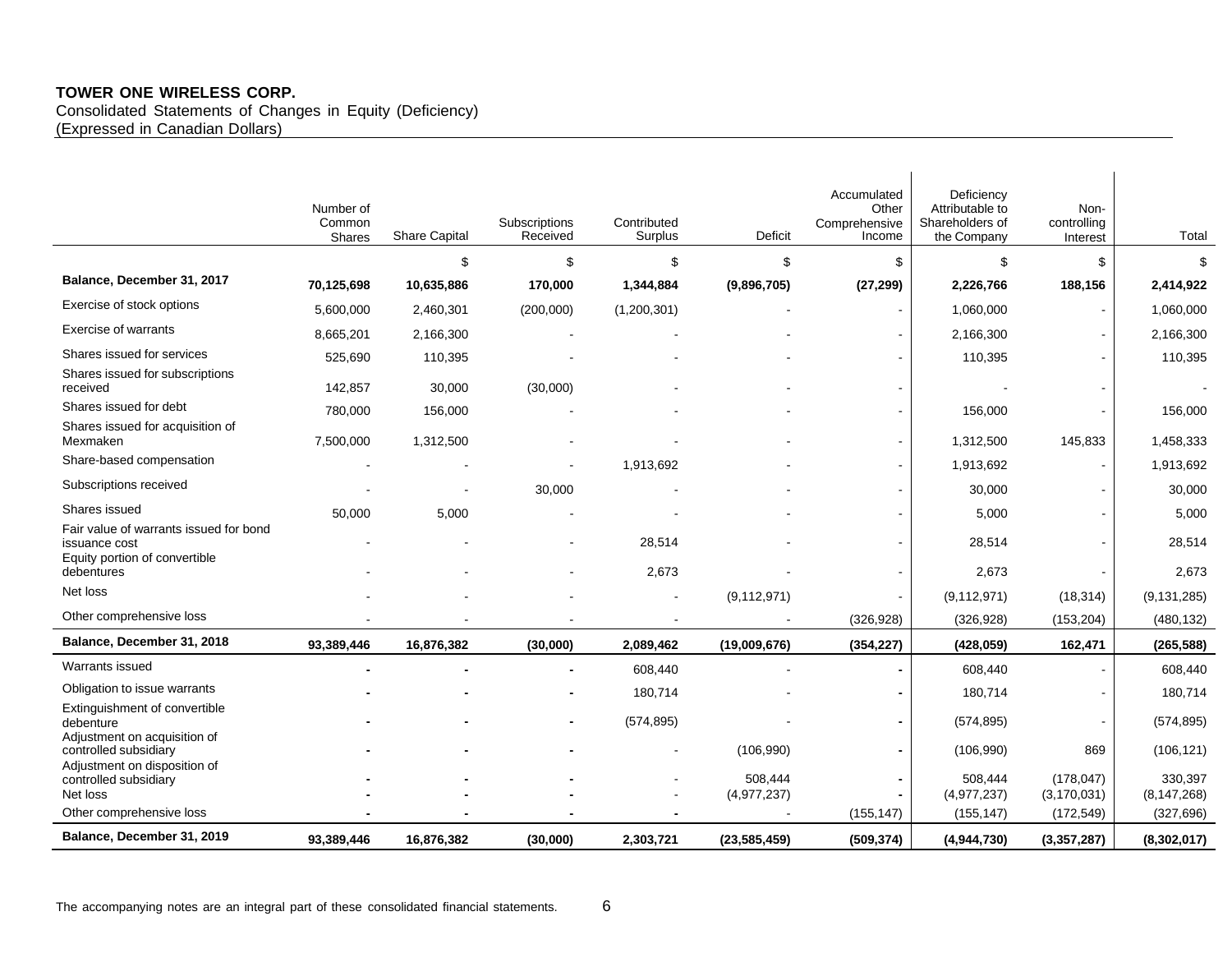**TOWER ONE WIRELESS CORP.**
Consolidated Statements of Changes in Equity (Deficiency)
(Expressed in Canadian Dollars)

| | Number of Common Shares | Share Capital | Subscriptions Received | Contributed Surplus | Deficit | Accumulated Other Comprehensive Income | Deficiency Attributable to Shareholders of the Company | Non-controlling Interest | Total |
|---|---|---|---|---|---|---|---|---|---|
| | | $ | $ | $ | $ | $ | $ | $ | $ |
| **Balance, December 31, 2017** | **70,125,698** | **10,635,886** | **170,000** | **1,344,884** | **(9,896,705)** | **(27,299)** | **2,226,766** | **188,156** | **2,414,922** |
| Exercise of stock options | 5,600,000 | 2,460,301 | (200,000) | (1,200,301) | - | - | 1,060,000 | - | 1,060,000 |
| Exercise of warrants | 8,665,201 | 2,166,300 | - | - | - | - | 2,166,300 | - | 2,166,300 |
| Shares issued for services | 525,690 | 110,395 | - | - | - | - | 110,395 | - | 110,395 |
| Shares issued for subscriptions received | 142,857 | 30,000 | (30,000) | - | - | - | - | - | - |
| Shares issued for debt | 780,000 | 156,000 | - | - | - | - | 156,000 | - | 156,000 |
| Shares issued for acquisition of Mexmaken | 7,500,000 | 1,312,500 | - | - | - | - | 1,312,500 | 145,833 | 1,458,333 |
| Share-based compensation | - | - | - | 1,913,692 | - | - | 1,913,692 | - | 1,913,692 |
| Subscriptions received | - | - | 30,000 | - | - | - | 30,000 | - | 30,000 |
| Shares issued | 50,000 | 5,000 | - | - | - | - | 5,000 | - | 5,000 |
| Fair value of warrants issued for bond issuance cost | - | - | - | 28,514 | - | - | 28,514 | - | 28,514 |
| Equity portion of convertible debentures | - | - | - | 2,673 | - | - | 2,673 | - | 2,673 |
| Net loss | - | - | - | - | (9,112,971) | - | (9,112,971) | (18,314) | (9,131,285) |
| Other comprehensive loss | - | - | - | - | - | (326,928) | (326,928) | (153,204) | (480,132) |
| **Balance, December 31, 2018** | **93,389,446** | **16,876,382** | **(30,000)** | **2,089,462** | **(19,009,676)** | **(354,227)** | **(428,059)** | **162,471** | **(265,588)** |
| Warrants issued | - | - | - | 608,440 | - | - | 608,440 | - | 608,440 |
| Obligation to issue warrants | - | - | - | 180,714 | - | - | 180,714 | - | 180,714 |
| Extinguishment of convertible debenture | - | - | - | (574,895) | - | - | (574,895) | - | (574,895) |
| Adjustment on acquisition of controlled subsidiary | - | - | - | - | (106,990) | - | (106,990) | 869 | (106,121) |
| Adjustment on disposition of controlled subsidiary | - | - | - | - | 508,444 | - | 508,444 | (178,047) | 330,397 |
| Net loss | - | - | - | - | (4,977,237) | - | (4,977,237) | (3,170,031) | (8,147,268) |
| Other comprehensive loss | - | - | - | - | - | (155,147) | (155,147) | (172,549) | (327,696) |
| **Balance, December 31, 2019** | **93,389,446** | **16,876,382** | **(30,000)** | **2,303,721** | **(23,585,459)** | **(509,374)** | **(4,944,730)** | **(3,357,287)** | **(8,302,017)** |

The accompanying notes are an integral part of these consolidated financial statements.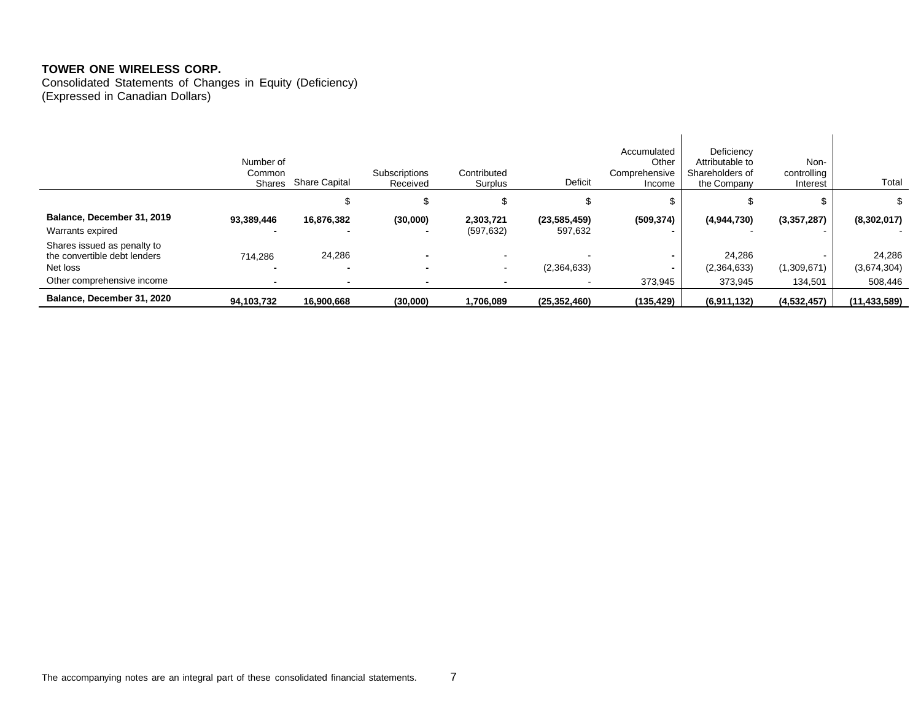**TOWER ONE WIRELESS CORP.**
Consolidated Statements of Changes in Equity (Deficiency)
(Expressed in Canadian Dollars)

| | Number of Common Shares | Share Capital | Subscriptions Received | Contributed Surplus | Deficit | Accumulated Other Comprehensive Income | Deficiency Attributable to Shareholders of the Company | Non-controlling Interest | Total |
|---|---|---|---|---|---|---|---|---|---|
| | | $ | $ | $ | $ | $ | $ | $ | $ |
| **Balance, December 31, 2019** | **93,389,446** | **16,876,382** | **(30,000)** | **2,303,721** | **(23,585,459)** | **(509,374)** | **(4,944,730)** | **(3,357,287)** | **(8,302,017)** |
| Warrants expired | - | - | - | (597,632) | 597,632 | - | - | - | - |
| Shares issued as penalty to the convertible debt lenders | 714,286 | 24,286 | - | - | - | - | 24,286 | - | 24,286 |
| Net loss | - | - | - | - | (2,364,633) | - | (2,364,633) | (1,309,671) | (3,674,304) |
| Other comprehensive income | - | - | - | - | - | 373,945 | 373,945 | 134,501 | 508,446 |
| **Balance, December 31, 2020** | **94,103,732** | **16,900,668** | **(30,000)** | **1,706,089** | **(25,352,460)** | **(135,429)** | **(6,911,132)** | **(4,532,457)** | **(11,433,589)** |

The accompanying notes are an integral part of these consolidated financial statements.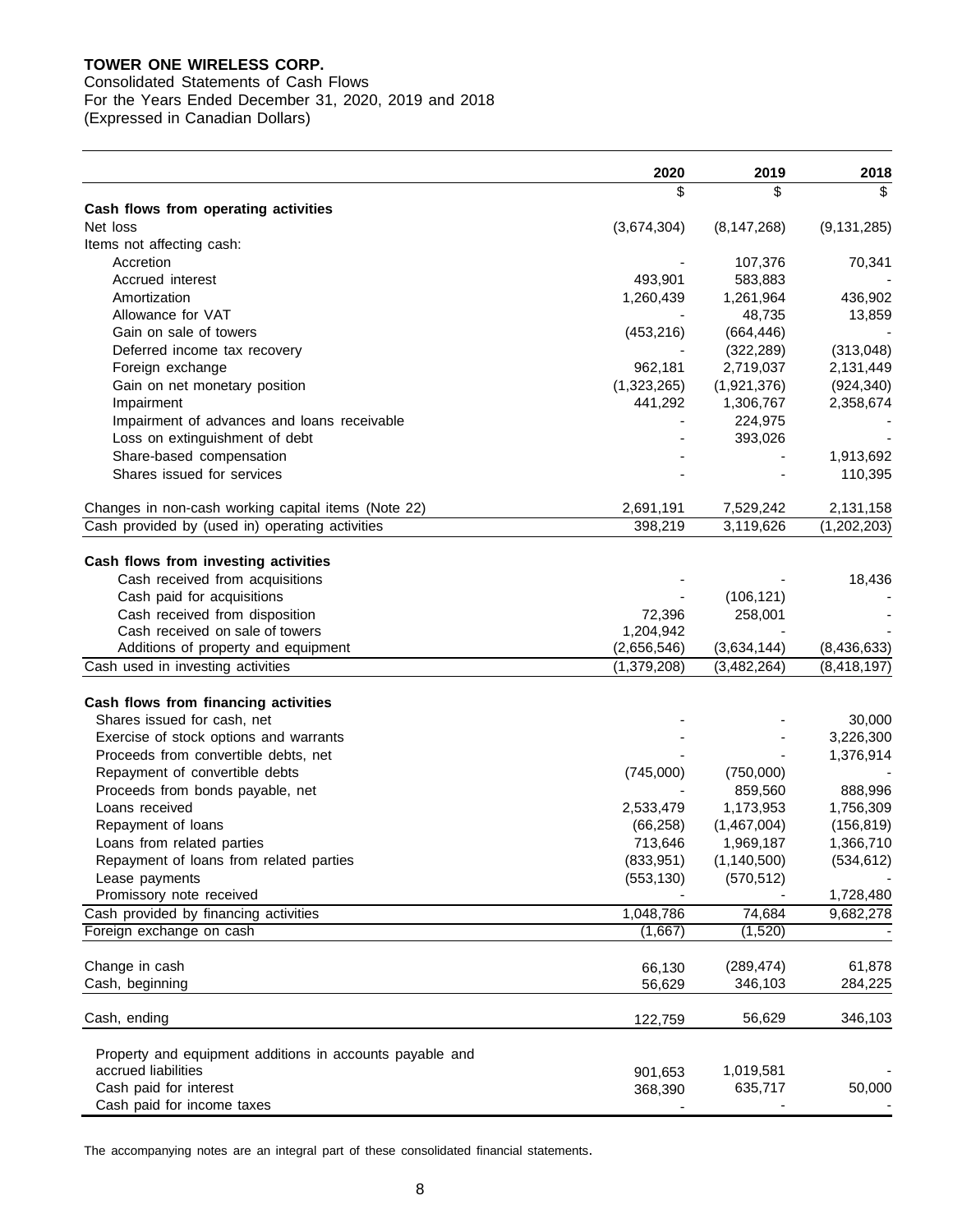**TOWER ONE WIRELESS CORP.**
Consolidated Statements of Cash Flows
For the Years Ended December 31, 2020, 2019 and 2018
(Expressed in Canadian Dollars)

| | 2020 | 2019 | 2018 |
|---|---|---|---|
| | $ | $ | $ |
| **Cash flows from operating activities** | | | |
| Net loss | (3,674,304) | (8,147,268) | (9,131,285) |
| Items not affecting cash: | | | |
| Accretion | - | 107,376 | 70,341 |
| Accrued interest | 493,901 | 583,883 | - |
| Amortization | 1,260,439 | 1,261,964 | 436,902 |
| Allowance for VAT | - | 48,735 | 13,859 |
| Gain on sale of towers | (453,216) | (664,446) | - |
| Deferred income tax recovery | - | (322,289) | (313,048) |
| Foreign exchange | 962,181 | 2,719,037 | 2,131,449 |
| Gain on net monetary position | (1,323,265) | (1,921,376) | (924,340) |
| Impairment | 441,292 | 1,306,767 | 2,358,674 |
| Impairment of advances and loans receivable | - | 224,975 | - |
| Loss on extinguishment of debt | - | 393,026 | - |
| Share-based compensation | - | - | 1,913,692 |
| Shares issued for services | - | - | 110,395 |
| Changes in non-cash working capital items (Note 22) | 2,691,191 | 7,529,242 | 2,131,158 |
| Cash provided by (used in) operating activities | 398,219 | 3,119,626 | (1,202,203) |
| **Cash flows from investing activities** | | | |
| Cash received from acquisitions | - | - | 18,436 |
| Cash paid for acquisitions | - | (106,121) | - |
| Cash received from disposition | 72,396 | 258,001 | - |
| Cash received on sale of towers | 1,204,942 | - | - |
| Additions of property and equipment | (2,656,546) | (3,634,144) | (8,436,633) |
| Cash used in investing activities | (1,379,208) | (3,482,264) | (8,418,197) |
| **Cash flows from financing activities** | | | |
| Shares issued for cash, net | - | - | 30,000 |
| Exercise of stock options and warrants | - | - | 3,226,300 |
| Proceeds from convertible debts, net | - | - | 1,376,914 |
| Repayment of convertible debts | (745,000) | (750,000) | - |
| Proceeds from bonds payable, net | - | 859,560 | 888,996 |
| Loans received | 2,533,479 | 1,173,953 | 1,756,309 |
| Repayment of loans | (66,258) | (1,467,004) | (156,819) |
| Loans from related parties | 713,646 | 1,969,187 | 1,366,710 |
| Repayment of loans from related parties | (833,951) | (1,140,500) | (534,612) |
| Lease payments | (553,130) | (570,512) | - |
| Promissory note received | - | - | 1,728,480 |
| Cash provided by financing activities | 1,048,786 | 74,684 | 9,682,278 |
| Foreign exchange on cash | (1,667) | (1,520) | - |
| Change in cash | 66,130 | (289,474) | 61,878 |
| Cash, beginning | 56,629 | 346,103 | 284,225 |
| Cash, ending | 122,759 | 56,629 | 346,103 |
| Property and equipment additions in accounts payable and accrued liabilities | 901,653 | 1,019,581 | - |
| Cash paid for interest | 368,390 | 635,717 | 50,000 |
| Cash paid for income taxes | - | - | - |

The accompanying notes are an integral part of these consolidated financial statements.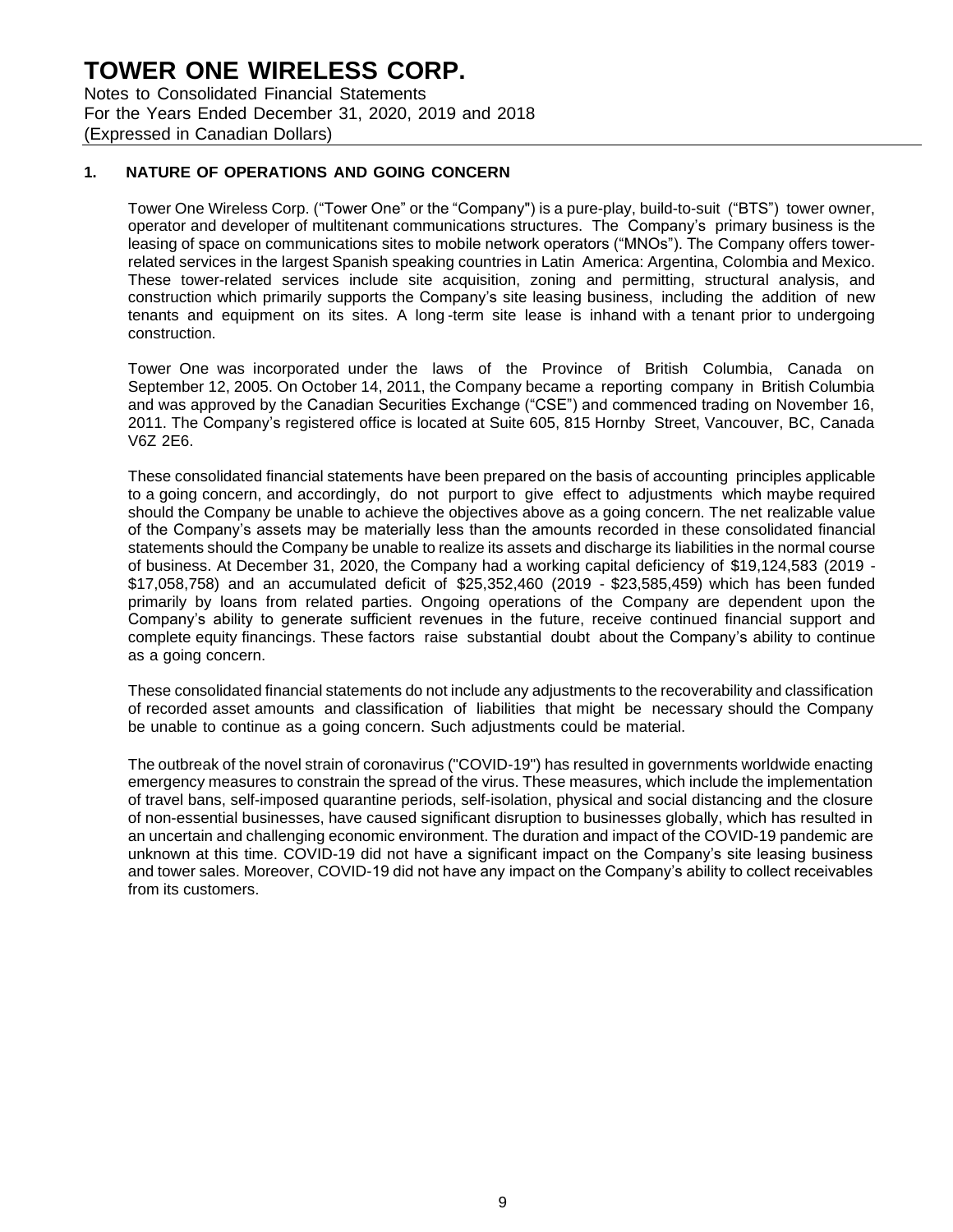# TOWER ONE WIRELESS CORP.

Notes to Consolidated Financial Statements
For the Years Ended December 31, 2020, 2019 and 2018
(Expressed in Canadian Dollars)

## 1. NATURE OF OPERATIONS AND GOING CONCERN

Tower One Wireless Corp. ("Tower One" or the "Company") is a pure-play, build-to-suit ("BTS") tower owner, operator and developer of multitenant communications structures. The Company's primary business is the leasing of space on communications sites to mobile network operators ("MNOs"). The Company offers tower-related services in the largest Spanish speaking countries in Latin America: Argentina, Colombia and Mexico. These tower-related services include site acquisition, zoning and permitting, structural analysis, and construction which primarily supports the Company's site leasing business, including the addition of new tenants and equipment on its sites. A long-term site lease is inhand with a tenant prior to undergoing construction.

Tower One was incorporated under the laws of the Province of British Columbia, Canada on September 12, 2005. On October 14, 2011, the Company became a reporting company in British Columbia and was approved by the Canadian Securities Exchange ("CSE") and commenced trading on November 16, 2011. The Company's registered office is located at Suite 605, 815 Hornby Street, Vancouver, BC, Canada V6Z 2E6.

These consolidated financial statements have been prepared on the basis of accounting principles applicable to a going concern, and accordingly, do not purport to give effect to adjustments which maybe required should the Company be unable to achieve the objectives above as a going concern. The net realizable value of the Company's assets may be materially less than the amounts recorded in these consolidated financial statements should the Company be unable to realize its assets and discharge its liabilities in the normal course of business. At December 31, 2020, the Company had a working capital deficiency of $19,124,583 (2019 - $17,058,758) and an accumulated deficit of $25,352,460 (2019 - $23,585,459) which has been funded primarily by loans from related parties. Ongoing operations of the Company are dependent upon the Company's ability to generate sufficient revenues in the future, receive continued financial support and complete equity financings. These factors raise substantial doubt about the Company's ability to continue as a going concern.

These consolidated financial statements do not include any adjustments to the recoverability and classification of recorded asset amounts and classification of liabilities that might be necessary should the Company be unable to continue as a going concern. Such adjustments could be material.

The outbreak of the novel strain of coronavirus ("COVID-19") has resulted in governments worldwide enacting emergency measures to constrain the spread of the virus. These measures, which include the implementation of travel bans, self-imposed quarantine periods, self-isolation, physical and social distancing and the closure of non-essential businesses, have caused significant disruption to businesses globally, which has resulted in an uncertain and challenging economic environment. The duration and impact of the COVID-19 pandemic are unknown at this time. COVID-19 did not have a significant impact on the Company's site leasing business and tower sales. Moreover, COVID-19 did not have any impact on the Company's ability to collect receivables from its customers.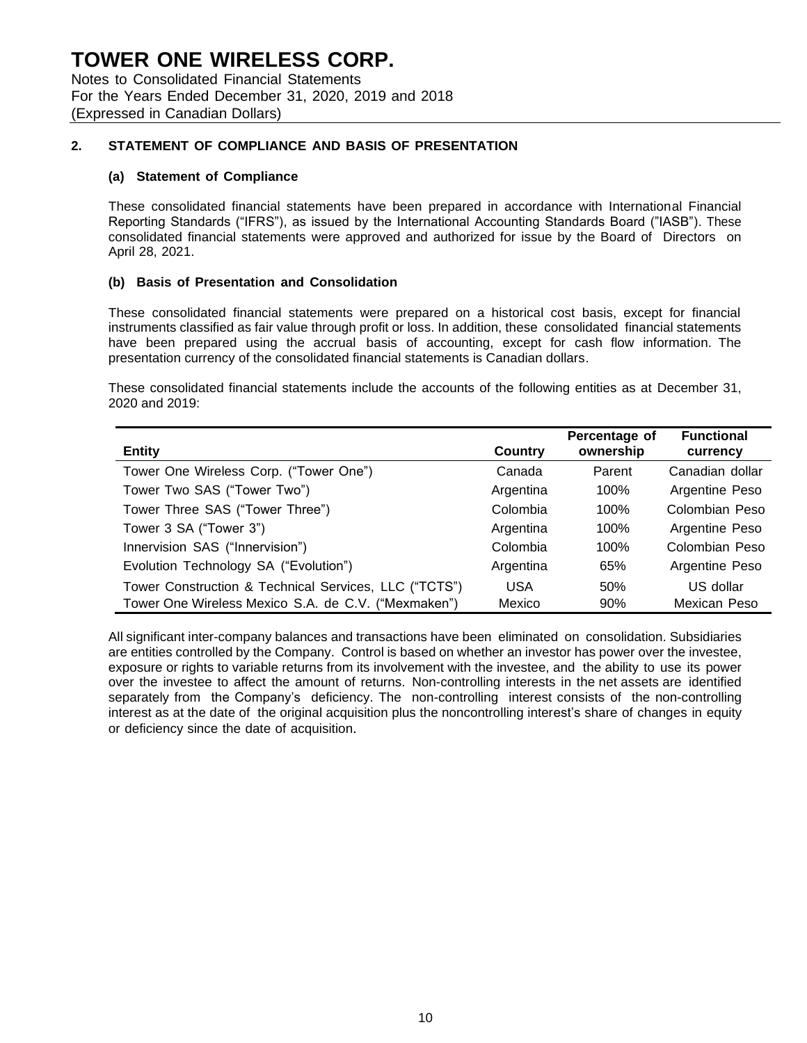## 2. STATEMENT OF COMPLIANCE AND BASIS OF PRESENTATION

### (a) Statement of Compliance

These consolidated financial statements have been prepared in accordance with International Financial Reporting Standards ("IFRS"), as issued by the International Accounting Standards Board ("IASB"). These consolidated financial statements were approved and authorized for issue by the Board of Directors on April 28, 2021.

### (b) Basis of Presentation and Consolidation

These consolidated financial statements were prepared on a historical cost basis, except for financial instruments classified as fair value through profit or loss. In addition, these consolidated financial statements have been prepared using the accrual basis of accounting, except for cash flow information. The presentation currency of the consolidated financial statements is Canadian dollars.

These consolidated financial statements include the accounts of the following entities as at December 31, 2020 and 2019:

| Entity | Country | Percentage of ownership | Functional currency |
|---|---|---|---|
| Tower One Wireless Corp. ("Tower One") | Canada | Parent | Canadian dollar |
| Tower Two SAS ("Tower Two") | Argentina | 100% | Argentine Peso |
| Tower Three SAS ("Tower Three") | Colombia | 100% | Colombian Peso |
| Tower 3 SA ("Tower 3") | Argentina | 100% | Argentine Peso |
| Innervision SAS ("Innervision") | Colombia | 100% | Colombian Peso |
| Evolution Technology SA ("Evolution") | Argentina | 65% | Argentine Peso |
| Tower Construction & Technical Services, LLC ("TCTS") | USA | 50% | US dollar |
| Tower One Wireless Mexico S.A. de C.V. ("Mexmaken") | Mexico | 90% | Mexican Peso |

All significant inter-company balances and transactions have been eliminated on consolidation. Subsidiaries are entities controlled by the Company. Control is based on whether an investor has power over the investee, exposure or rights to variable returns from its involvement with the investee, and the ability to use its power over the investee to affect the amount of returns. Non-controlling interests in the net assets are identified separately from the Company's deficiency. The non-controlling interest consists of the non-controlling interest as at the date of the original acquisition plus the noncontrolling interest's share of changes in equity or deficiency since the date of acquisition.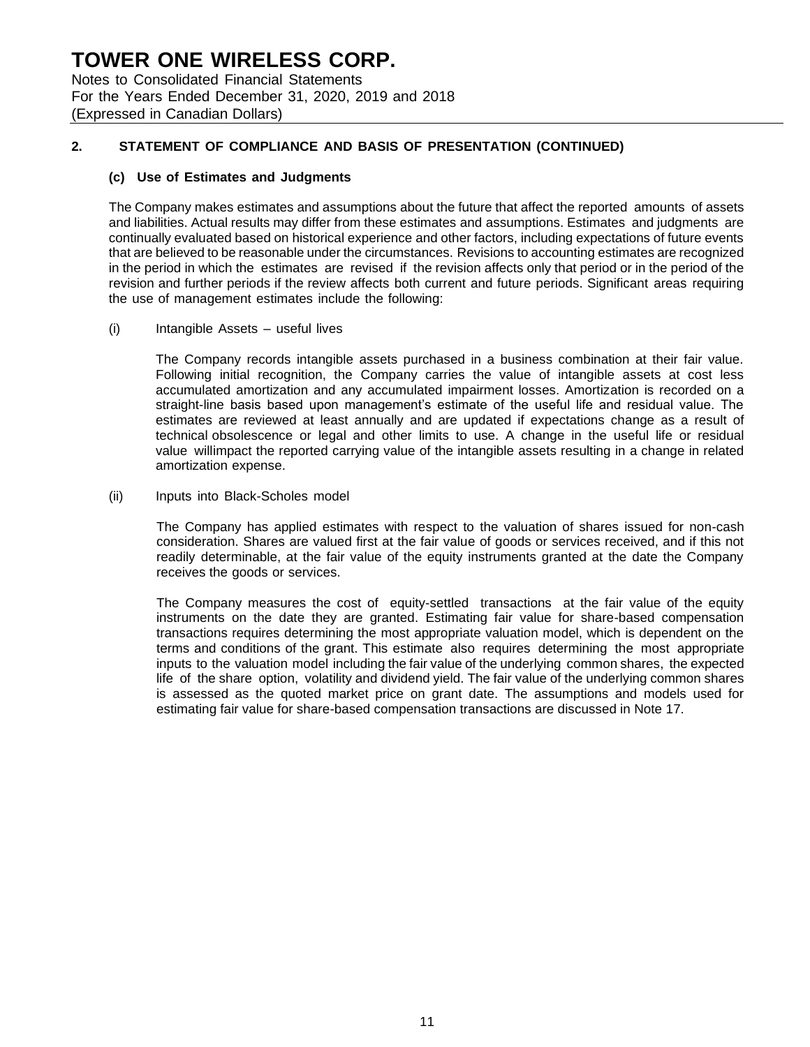## 2. STATEMENT OF COMPLIANCE AND BASIS OF PRESENTATION (CONTINUED)

### (c) Use of Estimates and Judgments

The Company makes estimates and assumptions about the future that affect the reported amounts of assets and liabilities. Actual results may differ from these estimates and assumptions. Estimates and judgments are continually evaluated based on historical experience and other factors, including expectations of future events that are believed to be reasonable under the circumstances. Revisions to accounting estimates are recognized in the period in which the estimates are revised if the revision affects only that period or in the period of the revision and further periods if the review affects both current and future periods. Significant areas requiring the use of management estimates include the following:

(i) Intangible Assets – useful lives

The Company records intangible assets purchased in a business combination at their fair value. Following initial recognition, the Company carries the value of intangible assets at cost less accumulated amortization and any accumulated impairment losses. Amortization is recorded on a straight-line basis based upon management's estimate of the useful life and residual value. The estimates are reviewed at least annually and are updated if expectations change as a result of technical obsolescence or legal and other limits to use. A change in the useful life or residual value willimpact the reported carrying value of the intangible assets resulting in a change in related amortization expense.

(ii) Inputs into Black-Scholes model

The Company has applied estimates with respect to the valuation of shares issued for non-cash consideration. Shares are valued first at the fair value of goods or services received, and if this not readily determinable, at the fair value of the equity instruments granted at the date the Company receives the goods or services.

The Company measures the cost of equity-settled transactions at the fair value of the equity instruments on the date they are granted. Estimating fair value for share-based compensation transactions requires determining the most appropriate valuation model, which is dependent on the terms and conditions of the grant. This estimate also requires determining the most appropriate inputs to the valuation model including the fair value of the underlying common shares, the expected life of the share option, volatility and dividend yield. The fair value of the underlying common shares is assessed as the quoted market price on grant date. The assumptions and models used for estimating fair value for share-based compensation transactions are discussed in Note 17.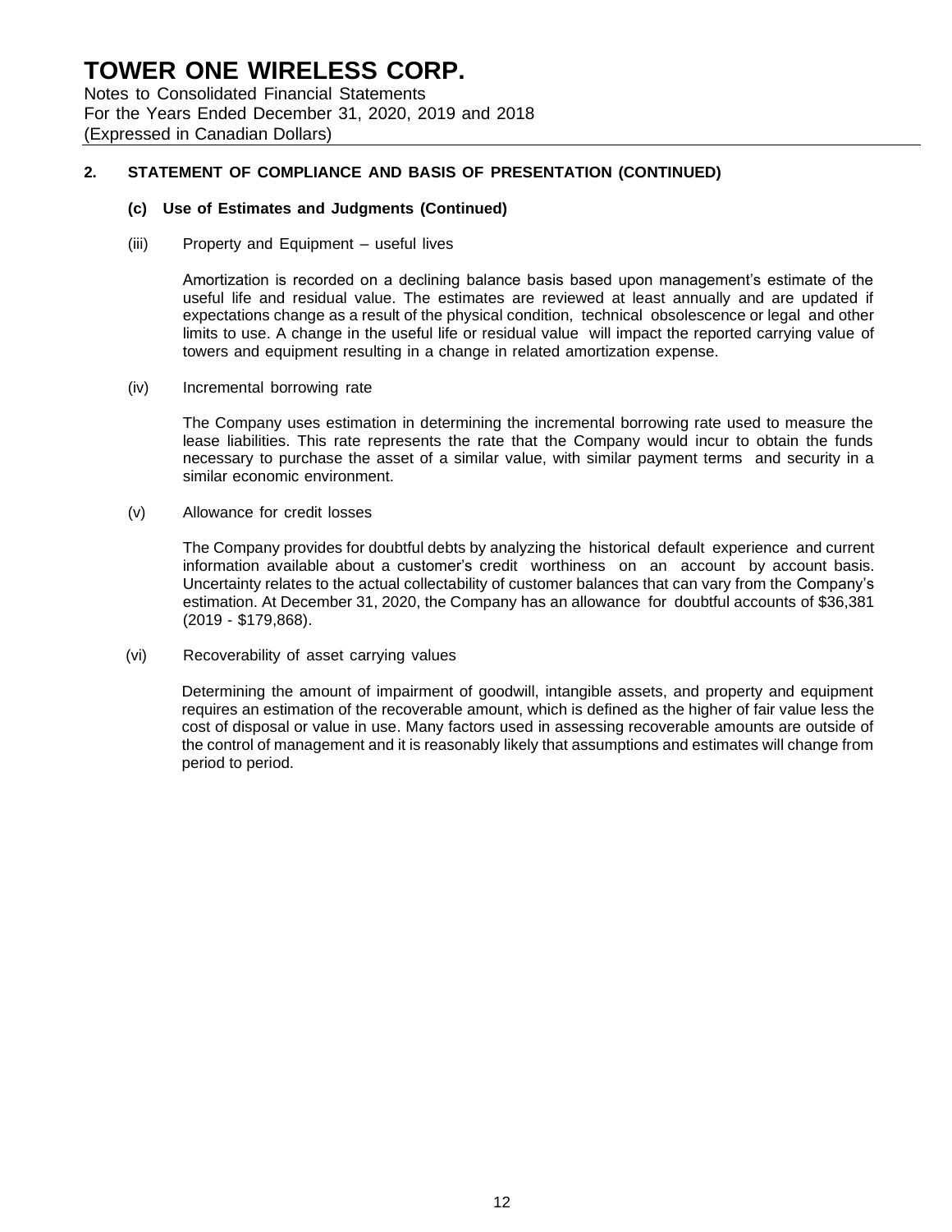## 2. STATEMENT OF COMPLIANCE AND BASIS OF PRESENTATION (CONTINUED)

### (c) Use of Estimates and Judgments (Continued)

(iii) Property and Equipment – useful lives

Amortization is recorded on a declining balance basis based upon management's estimate of the useful life and residual value. The estimates are reviewed at least annually and are updated if expectations change as a result of the physical condition, technical obsolescence or legal and other limits to use. A change in the useful life or residual value will impact the reported carrying value of towers and equipment resulting in a change in related amortization expense.

(iv) Incremental borrowing rate

The Company uses estimation in determining the incremental borrowing rate used to measure the lease liabilities. This rate represents the rate that the Company would incur to obtain the funds necessary to purchase the asset of a similar value, with similar payment terms and security in a similar economic environment.

(v) Allowance for credit losses

The Company provides for doubtful debts by analyzing the historical default experience and current information available about a customer's credit worthiness on an account by account basis. Uncertainty relates to the actual collectability of customer balances that can vary from the Company's estimation. At December 31, 2020, the Company has an allowance for doubtful accounts of $36,381 (2019 - $179,868).

(vi) Recoverability of asset carrying values

Determining the amount of impairment of goodwill, intangible assets, and property and equipment requires an estimation of the recoverable amount, which is defined as the higher of fair value less the cost of disposal or value in use. Many factors used in assessing recoverable amounts are outside of the control of management and it is reasonably likely that assumptions and estimates will change from period to period.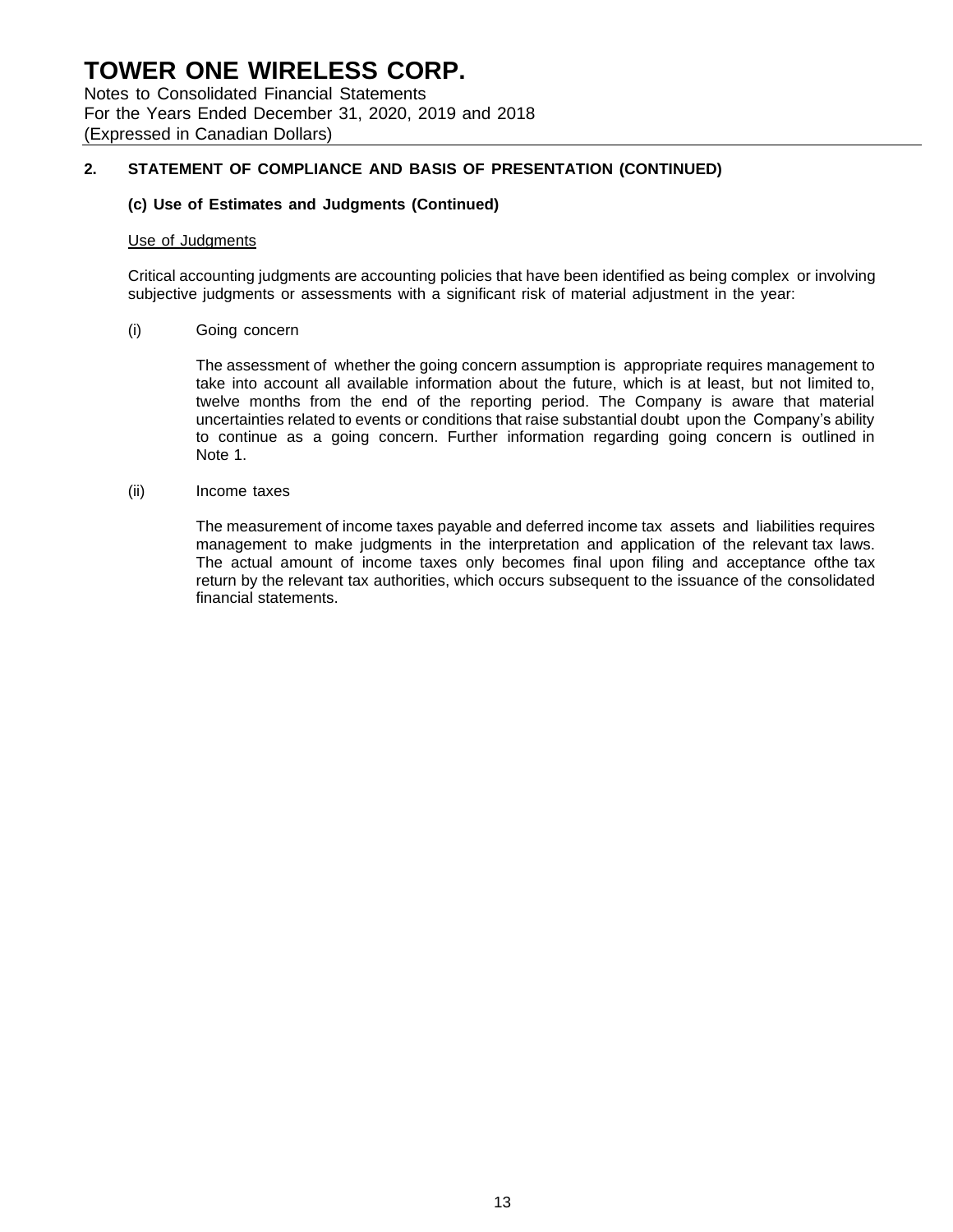## 2. STATEMENT OF COMPLIANCE AND BASIS OF PRESENTATION (CONTINUED)

### (c) Use of Estimates and Judgments (Continued)

Use of Judgments

Critical accounting judgments are accounting policies that have been identified as being complex or involving subjective judgments or assessments with a significant risk of material adjustment in the year:

(i) Going concern

The assessment of whether the going concern assumption is appropriate requires management to take into account all available information about the future, which is at least, but not limited to, twelve months from the end of the reporting period. The Company is aware that material uncertainties related to events or conditions that raise substantial doubt upon the Company's ability to continue as a going concern. Further information regarding going concern is outlined in Note 1.

(ii) Income taxes

The measurement of income taxes payable and deferred income tax assets and liabilities requires management to make judgments in the interpretation and application of the relevant tax laws. The actual amount of income taxes only becomes final upon filing and acceptance ofthe tax return by the relevant tax authorities, which occurs subsequent to the issuance of the consolidated financial statements.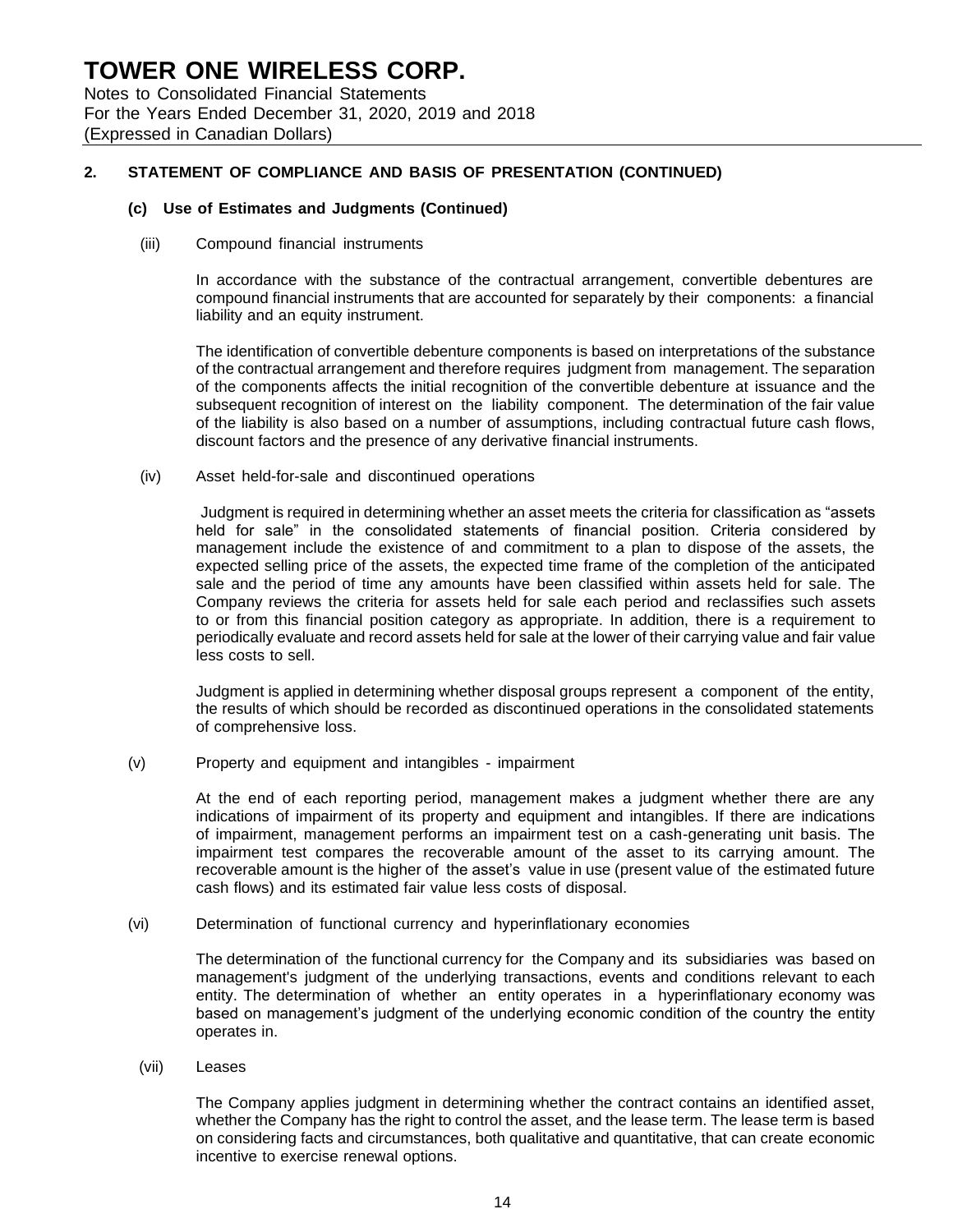## 2. STATEMENT OF COMPLIANCE AND BASIS OF PRESENTATION (CONTINUED)

### (c) Use of Estimates and Judgments (Continued)

(iii) Compound financial instruments

In accordance with the substance of the contractual arrangement, convertible debentures are compound financial instruments that are accounted for separately by their components: a financial liability and an equity instrument.

The identification of convertible debenture components is based on interpretations of the substance of the contractual arrangement and therefore requires judgment from management. The separation of the components affects the initial recognition of the convertible debenture at issuance and the subsequent recognition of interest on the liability component. The determination of the fair value of the liability is also based on a number of assumptions, including contractual future cash flows, discount factors and the presence of any derivative financial instruments.

(iv) Asset held-for-sale and discontinued operations

Judgment is required in determining whether an asset meets the criteria for classification as "assets held for sale" in the consolidated statements of financial position. Criteria considered by management include the existence of and commitment to a plan to dispose of the assets, the expected selling price of the assets, the expected time frame of the completion of the anticipated sale and the period of time any amounts have been classified within assets held for sale. The Company reviews the criteria for assets held for sale each period and reclassifies such assets to or from this financial position category as appropriate. In addition, there is a requirement to periodically evaluate and record assets held for sale at the lower of their carrying value and fair value less costs to sell.

Judgment is applied in determining whether disposal groups represent a component of the entity, the results of which should be recorded as discontinued operations in the consolidated statements of comprehensive loss.

(v) Property and equipment and intangibles - impairment

At the end of each reporting period, management makes a judgment whether there are any indications of impairment of its property and equipment and intangibles. If there are indications of impairment, management performs an impairment test on a cash-generating unit basis. The impairment test compares the recoverable amount of the asset to its carrying amount. The recoverable amount is the higher of the asset's value in use (present value of the estimated future cash flows) and its estimated fair value less costs of disposal.

(vi) Determination of functional currency and hyperinflationary economies

The determination of the functional currency for the Company and its subsidiaries was based on management's judgment of the underlying transactions, events and conditions relevant to each entity. The determination of whether an entity operates in a hyperinflationary economy was based on management's judgment of the underlying economic condition of the country the entity operates in.

(vii) Leases

The Company applies judgment in determining whether the contract contains an identified asset, whether the Company has the right to control the asset, and the lease term. The lease term is based on considering facts and circumstances, both qualitative and quantitative, that can create economic incentive to exercise renewal options.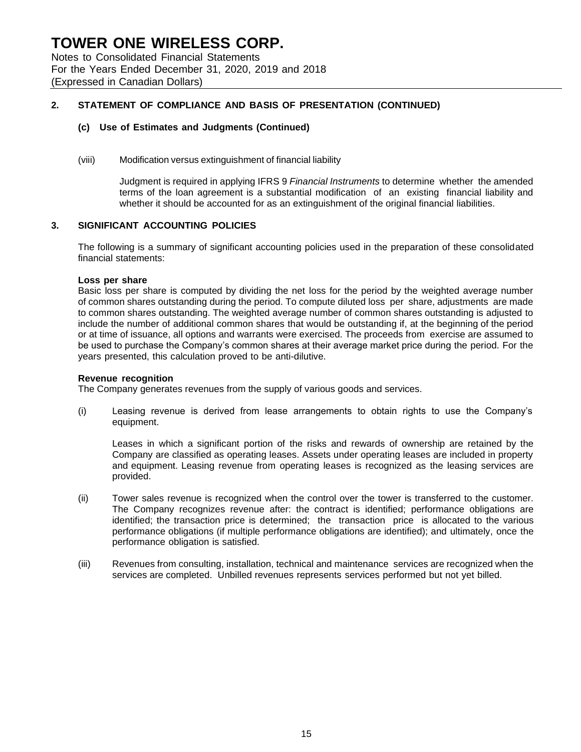## 2. STATEMENT OF COMPLIANCE AND BASIS OF PRESENTATION (CONTINUED)

### (c) Use of Estimates and Judgments (Continued)

(viii) Modification versus extinguishment of financial liability

Judgment is required in applying IFRS 9 *Financial Instruments* to determine whether the amended terms of the loan agreement is a substantial modification of an existing financial liability and whether it should be accounted for as an extinguishment of the original financial liabilities.

## 3. SIGNIFICANT ACCOUNTING POLICIES

The following is a summary of significant accounting policies used in the preparation of these consolidated financial statements:

**Loss per share**

Basic loss per share is computed by dividing the net loss for the period by the weighted average number of common shares outstanding during the period. To compute diluted loss per share, adjustments are made to common shares outstanding. The weighted average number of common shares outstanding is adjusted to include the number of additional common shares that would be outstanding if, at the beginning of the period or at time of issuance, all options and warrants were exercised. The proceeds from exercise are assumed to be used to purchase the Company's common shares at their average market price during the period. For the years presented, this calculation proved to be anti-dilutive.

**Revenue recognition**

The Company generates revenues from the supply of various goods and services.

(i) Leasing revenue is derived from lease arrangements to obtain rights to use the Company's equipment.

Leases in which a significant portion of the risks and rewards of ownership are retained by the Company are classified as operating leases. Assets under operating leases are included in property and equipment. Leasing revenue from operating leases is recognized as the leasing services are provided.

(ii) Tower sales revenue is recognized when the control over the tower is transferred to the customer. The Company recognizes revenue after: the contract is identified; performance obligations are identified; the transaction price is determined; the transaction price is allocated to the various performance obligations (if multiple performance obligations are identified); and ultimately, once the performance obligation is satisfied.

(iii) Revenues from consulting, installation, technical and maintenance services are recognized when the services are completed. Unbilled revenues represents services performed but not yet billed.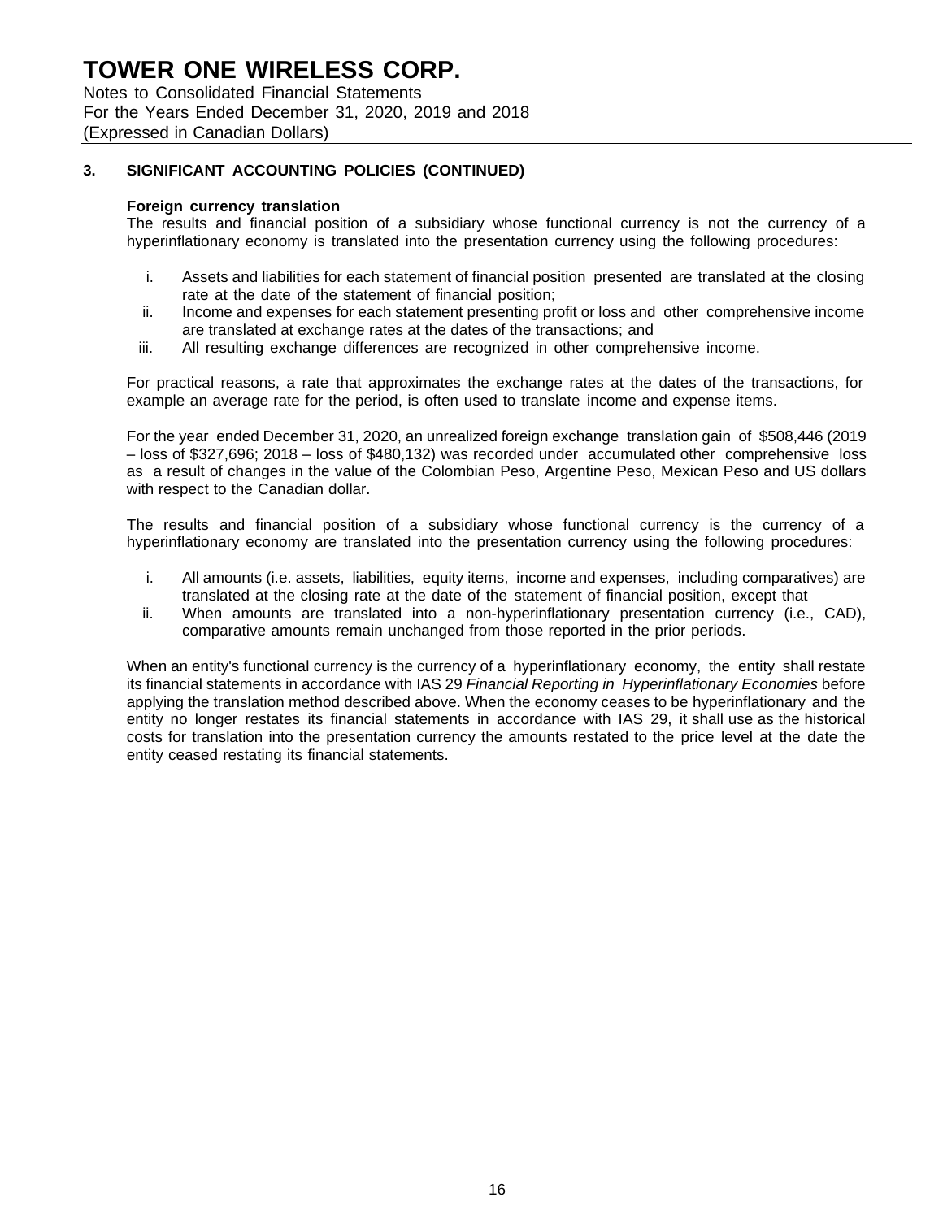## 3. SIGNIFICANT ACCOUNTING POLICIES (CONTINUED)

**Foreign currency translation**

The results and financial position of a subsidiary whose functional currency is not the currency of a hyperinflationary economy is translated into the presentation currency using the following procedures:

i. Assets and liabilities for each statement of financial position presented are translated at the closing rate at the date of the statement of financial position;
ii. Income and expenses for each statement presenting profit or loss and other comprehensive income are translated at exchange rates at the dates of the transactions; and
iii. All resulting exchange differences are recognized in other comprehensive income.

For practical reasons, a rate that approximates the exchange rates at the dates of the transactions, for example an average rate for the period, is often used to translate income and expense items.

For the year ended December 31, 2020, an unrealized foreign exchange translation gain of $508,446 (2019 – loss of $327,696; 2018 – loss of $480,132) was recorded under accumulated other comprehensive loss as a result of changes in the value of the Colombian Peso, Argentine Peso, Mexican Peso and US dollars with respect to the Canadian dollar.

The results and financial position of a subsidiary whose functional currency is the currency of a hyperinflationary economy are translated into the presentation currency using the following procedures:

i. All amounts (i.e. assets, liabilities, equity items, income and expenses, including comparatives) are translated at the closing rate at the date of the statement of financial position, except that
ii. When amounts are translated into a non-hyperinflationary presentation currency (i.e., CAD), comparative amounts remain unchanged from those reported in the prior periods.

When an entity's functional currency is the currency of a hyperinflationary economy, the entity shall restate its financial statements in accordance with IAS 29 *Financial Reporting in Hyperinflationary Economies* before applying the translation method described above. When the economy ceases to be hyperinflationary and the entity no longer restates its financial statements in accordance with IAS 29, it shall use as the historical costs for translation into the presentation currency the amounts restated to the price level at the date the entity ceased restating its financial statements.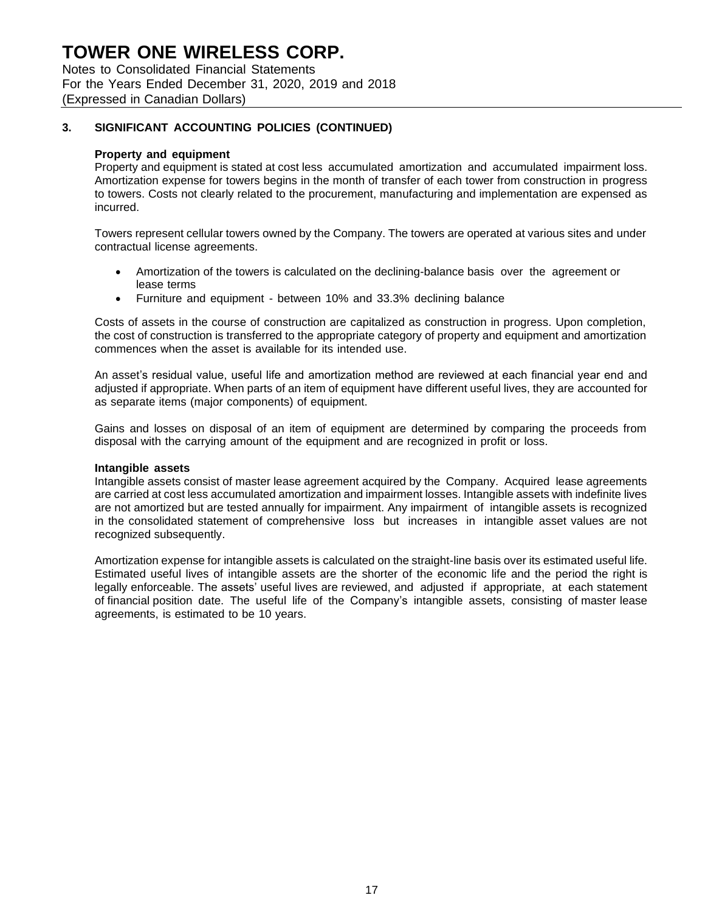## 3. SIGNIFICANT ACCOUNTING POLICIES (CONTINUED)

**Property and equipment**

Property and equipment is stated at cost less accumulated amortization and accumulated impairment loss. Amortization expense for towers begins in the month of transfer of each tower from construction in progress to towers. Costs not clearly related to the procurement, manufacturing and implementation are expensed as incurred.

Towers represent cellular towers owned by the Company. The towers are operated at various sites and under contractual license agreements.

- Amortization of the towers is calculated on the declining-balance basis over the agreement or lease terms
- Furniture and equipment - between 10% and 33.3% declining balance

Costs of assets in the course of construction are capitalized as construction in progress. Upon completion, the cost of construction is transferred to the appropriate category of property and equipment and amortization commences when the asset is available for its intended use.

An asset's residual value, useful life and amortization method are reviewed at each financial year end and adjusted if appropriate. When parts of an item of equipment have different useful lives, they are accounted for as separate items (major components) of equipment.

Gains and losses on disposal of an item of equipment are determined by comparing the proceeds from disposal with the carrying amount of the equipment and are recognized in profit or loss.

**Intangible assets**

Intangible assets consist of master lease agreement acquired by the Company. Acquired lease agreements are carried at cost less accumulated amortization and impairment losses. Intangible assets with indefinite lives are not amortized but are tested annually for impairment. Any impairment of intangible assets is recognized in the consolidated statement of comprehensive loss but increases in intangible asset values are not recognized subsequently.

Amortization expense for intangible assets is calculated on the straight-line basis over its estimated useful life. Estimated useful lives of intangible assets are the shorter of the economic life and the period the right is legally enforceable. The assets' useful lives are reviewed, and adjusted if appropriate, at each statement of financial position date. The useful life of the Company's intangible assets, consisting of master lease agreements, is estimated to be 10 years.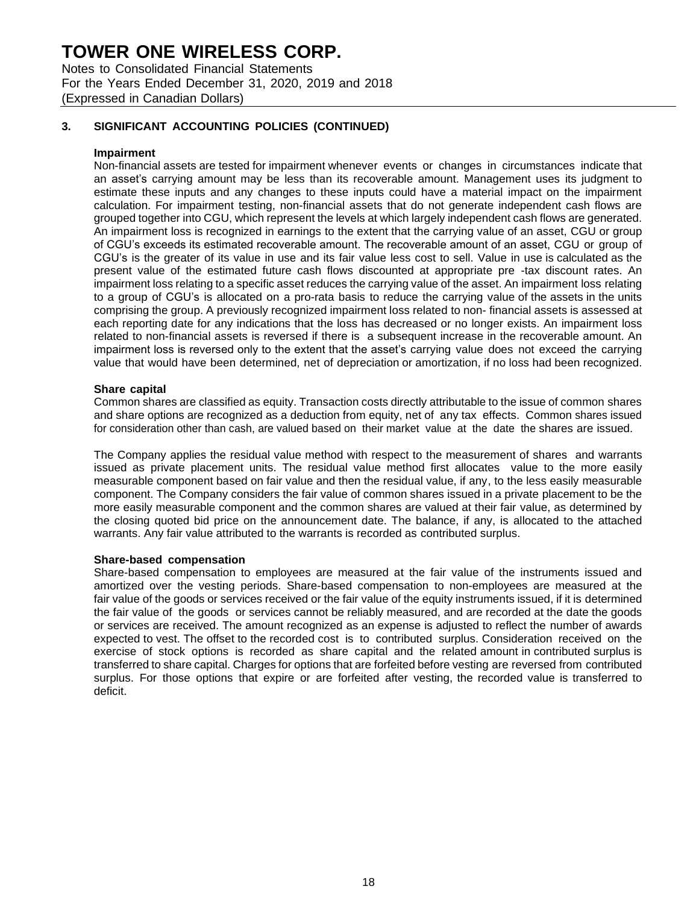## 3. SIGNIFICANT ACCOUNTING POLICIES (CONTINUED)

**Impairment**

Non-financial assets are tested for impairment whenever events or changes in circumstances indicate that an asset's carrying amount may be less than its recoverable amount. Management uses its judgment to estimate these inputs and any changes to these inputs could have a material impact on the impairment calculation. For impairment testing, non-financial assets that do not generate independent cash flows are grouped together into CGU, which represent the levels at which largely independent cash flows are generated. An impairment loss is recognized in earnings to the extent that the carrying value of an asset, CGU or group of CGU's exceeds its estimated recoverable amount. The recoverable amount of an asset, CGU or group of CGU's is the greater of its value in use and its fair value less cost to sell. Value in use is calculated as the present value of the estimated future cash flows discounted at appropriate pre -tax discount rates. An impairment loss relating to a specific asset reduces the carrying value of the asset. An impairment loss relating to a group of CGU's is allocated on a pro-rata basis to reduce the carrying value of the assets in the units comprising the group. A previously recognized impairment loss related to non- financial assets is assessed at each reporting date for any indications that the loss has decreased or no longer exists. An impairment loss related to non-financial assets is reversed if there is a subsequent increase in the recoverable amount. An impairment loss is reversed only to the extent that the asset's carrying value does not exceed the carrying value that would have been determined, net of depreciation or amortization, if no loss had been recognized.

**Share capital**

Common shares are classified as equity. Transaction costs directly attributable to the issue of common shares and share options are recognized as a deduction from equity, net of any tax effects. Common shares issued for consideration other than cash, are valued based on their market value at the date the shares are issued.

The Company applies the residual value method with respect to the measurement of shares and warrants issued as private placement units. The residual value method first allocates value to the more easily measurable component based on fair value and then the residual value, if any, to the less easily measurable component. The Company considers the fair value of common shares issued in a private placement to be the more easily measurable component and the common shares are valued at their fair value, as determined by the closing quoted bid price on the announcement date. The balance, if any, is allocated to the attached warrants. Any fair value attributed to the warrants is recorded as contributed surplus.

**Share-based compensation**

Share-based compensation to employees are measured at the fair value of the instruments issued and amortized over the vesting periods. Share-based compensation to non-employees are measured at the fair value of the goods or services received or the fair value of the equity instruments issued, if it is determined the fair value of the goods or services cannot be reliably measured, and are recorded at the date the goods or services are received. The amount recognized as an expense is adjusted to reflect the number of awards expected to vest. The offset to the recorded cost is to contributed surplus. Consideration received on the exercise of stock options is recorded as share capital and the related amount in contributed surplus is transferred to share capital. Charges for options that are forfeited before vesting are reversed from contributed surplus. For those options that expire or are forfeited after vesting, the recorded value is transferred to deficit.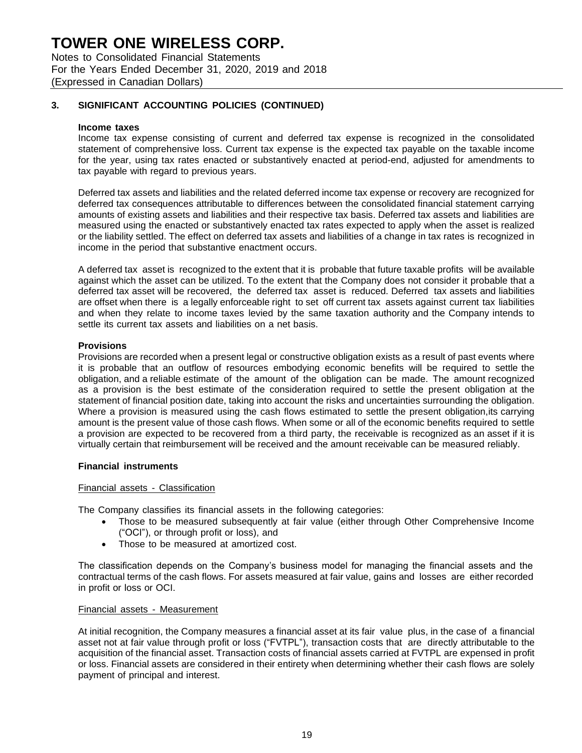# TOWER ONE WIRELESS CORP.

Notes to Consolidated Financial Statements
For the Years Ended December 31, 2020, 2019 and 2018
(Expressed in Canadian Dollars)

## 3. SIGNIFICANT ACCOUNTING POLICIES (CONTINUED)

**Income taxes**

Income tax expense consisting of current and deferred tax expense is recognized in the consolidated statement of comprehensive loss. Current tax expense is the expected tax payable on the taxable income for the year, using tax rates enacted or substantively enacted at period-end, adjusted for amendments to tax payable with regard to previous years.

Deferred tax assets and liabilities and the related deferred income tax expense or recovery are recognized for deferred tax consequences attributable to differences between the consolidated financial statement carrying amounts of existing assets and liabilities and their respective tax basis. Deferred tax assets and liabilities are measured using the enacted or substantively enacted tax rates expected to apply when the asset is realized or the liability settled. The effect on deferred tax assets and liabilities of a change in tax rates is recognized in income in the period that substantive enactment occurs.

A deferred tax asset is recognized to the extent that it is probable that future taxable profits will be available against which the asset can be utilized. To the extent that the Company does not consider it probable that a deferred tax asset will be recovered, the deferred tax asset is reduced. Deferred tax assets and liabilities are offset when there is a legally enforceable right to set off current tax assets against current tax liabilities and when they relate to income taxes levied by the same taxation authority and the Company intends to settle its current tax assets and liabilities on a net basis.

**Provisions**

Provisions are recorded when a present legal or constructive obligation exists as a result of past events where it is probable that an outflow of resources embodying economic benefits will be required to settle the obligation, and a reliable estimate of the amount of the obligation can be made. The amount recognized as a provision is the best estimate of the consideration required to settle the present obligation at the statement of financial position date, taking into account the risks and uncertainties surrounding the obligation. Where a provision is measured using the cash flows estimated to settle the present obligation,its carrying amount is the present value of those cash flows. When some or all of the economic benefits required to settle a provision are expected to be recovered from a third party, the receivable is recognized as an asset if it is virtually certain that reimbursement will be received and the amount receivable can be measured reliably.

**Financial instruments**

Financial assets - Classification

The Company classifies its financial assets in the following categories:

- Those to be measured subsequently at fair value (either through Other Comprehensive Income ("OCI"), or through profit or loss), and
- Those to be measured at amortized cost.

The classification depends on the Company's business model for managing the financial assets and the contractual terms of the cash flows. For assets measured at fair value, gains and losses are either recorded in profit or loss or OCI.

Financial assets - Measurement

At initial recognition, the Company measures a financial asset at its fair value plus, in the case of a financial asset not at fair value through profit or loss ("FVTPL"), transaction costs that are directly attributable to the acquisition of the financial asset. Transaction costs of financial assets carried at FVTPL are expensed in profit or loss. Financial assets are considered in their entirety when determining whether their cash flows are solely payment of principal and interest.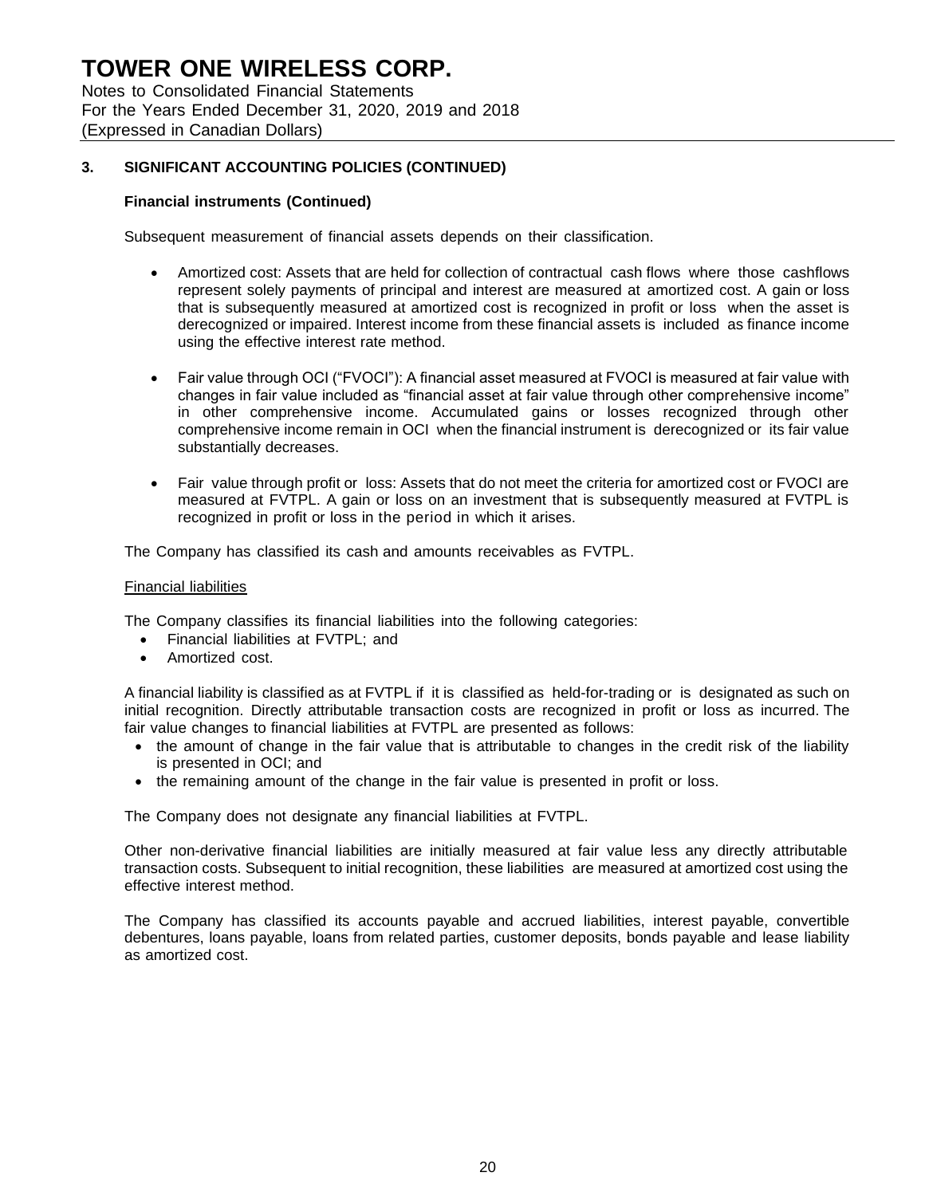# TOWER ONE WIRELESS CORP.

Notes to Consolidated Financial Statements
For the Years Ended December 31, 2020, 2019 and 2018
(Expressed in Canadian Dollars)

## 3. SIGNIFICANT ACCOUNTING POLICIES (CONTINUED)

### Financial instruments (Continued)

Subsequent measurement of financial assets depends on their classification.

- Amortized cost: Assets that are held for collection of contractual cash flows where those cashflows represent solely payments of principal and interest are measured at amortized cost. A gain or loss that is subsequently measured at amortized cost is recognized in profit or loss when the asset is derecognized or impaired. Interest income from these financial assets is included as finance income using the effective interest rate method.

- Fair value through OCI ("FVOCI"): A financial asset measured at FVOCI is measured at fair value with changes in fair value included as "financial asset at fair value through other comprehensive income" in other comprehensive income. Accumulated gains or losses recognized through other comprehensive income remain in OCI when the financial instrument is derecognized or its fair value substantially decreases.

- Fair value through profit or loss: Assets that do not meet the criteria for amortized cost or FVOCI are measured at FVTPL. A gain or loss on an investment that is subsequently measured at FVTPL is recognized in profit or loss in the period in which it arises.

The Company has classified its cash and amounts receivables as FVTPL.

Financial liabilities

The Company classifies its financial liabilities into the following categories:

- Financial liabilities at FVTPL; and
- Amortized cost.

A financial liability is classified as at FVTPL if it is classified as held-for-trading or is designated as such on initial recognition. Directly attributable transaction costs are recognized in profit or loss as incurred. The fair value changes to financial liabilities at FVTPL are presented as follows:

- the amount of change in the fair value that is attributable to changes in the credit risk of the liability is presented in OCI; and
- the remaining amount of the change in the fair value is presented in profit or loss.

The Company does not designate any financial liabilities at FVTPL.

Other non-derivative financial liabilities are initially measured at fair value less any directly attributable transaction costs. Subsequent to initial recognition, these liabilities are measured at amortized cost using the effective interest method.

The Company has classified its accounts payable and accrued liabilities, interest payable, convertible debentures, loans payable, loans from related parties, customer deposits, bonds payable and lease liability as amortized cost.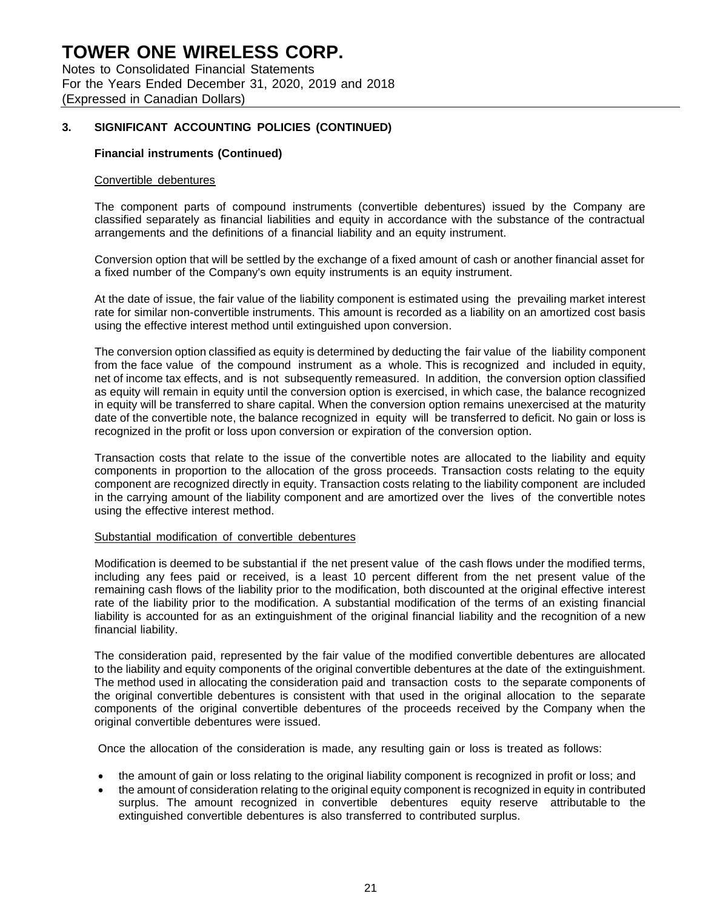## 3. SIGNIFICANT ACCOUNTING POLICIES (CONTINUED)

### Financial instruments (Continued)

Convertible debentures

The component parts of compound instruments (convertible debentures) issued by the Company are classified separately as financial liabilities and equity in accordance with the substance of the contractual arrangements and the definitions of a financial liability and an equity instrument.

Conversion option that will be settled by the exchange of a fixed amount of cash or another financial asset for a fixed number of the Company's own equity instruments is an equity instrument.

At the date of issue, the fair value of the liability component is estimated using the prevailing market interest rate for similar non-convertible instruments. This amount is recorded as a liability on an amortized cost basis using the effective interest method until extinguished upon conversion.

The conversion option classified as equity is determined by deducting the fair value of the liability component from the face value of the compound instrument as a whole. This is recognized and included in equity, net of income tax effects, and is not subsequently remeasured. In addition, the conversion option classified as equity will remain in equity until the conversion option is exercised, in which case, the balance recognized in equity will be transferred to share capital. When the conversion option remains unexercised at the maturity date of the convertible note, the balance recognized in equity will be transferred to deficit. No gain or loss is recognized in the profit or loss upon conversion or expiration of the conversion option.

Transaction costs that relate to the issue of the convertible notes are allocated to the liability and equity components in proportion to the allocation of the gross proceeds. Transaction costs relating to the equity component are recognized directly in equity. Transaction costs relating to the liability component are included in the carrying amount of the liability component and are amortized over the lives of the convertible notes using the effective interest method.

Substantial modification of convertible debentures

Modification is deemed to be substantial if the net present value of the cash flows under the modified terms, including any fees paid or received, is a least 10 percent different from the net present value of the remaining cash flows of the liability prior to the modification, both discounted at the original effective interest rate of the liability prior to the modification. A substantial modification of the terms of an existing financial liability is accounted for as an extinguishment of the original financial liability and the recognition of a new financial liability.

The consideration paid, represented by the fair value of the modified convertible debentures are allocated to the liability and equity components of the original convertible debentures at the date of the extinguishment. The method used in allocating the consideration paid and transaction costs to the separate components of the original convertible debentures is consistent with that used in the original allocation to the separate components of the original convertible debentures of the proceeds received by the Company when the original convertible debentures were issued.

Once the allocation of the consideration is made, any resulting gain or loss is treated as follows:

- the amount of gain or loss relating to the original liability component is recognized in profit or loss; and
- the amount of consideration relating to the original equity component is recognized in equity in contributed surplus. The amount recognized in convertible debentures equity reserve attributable to the extinguished convertible debentures is also transferred to contributed surplus.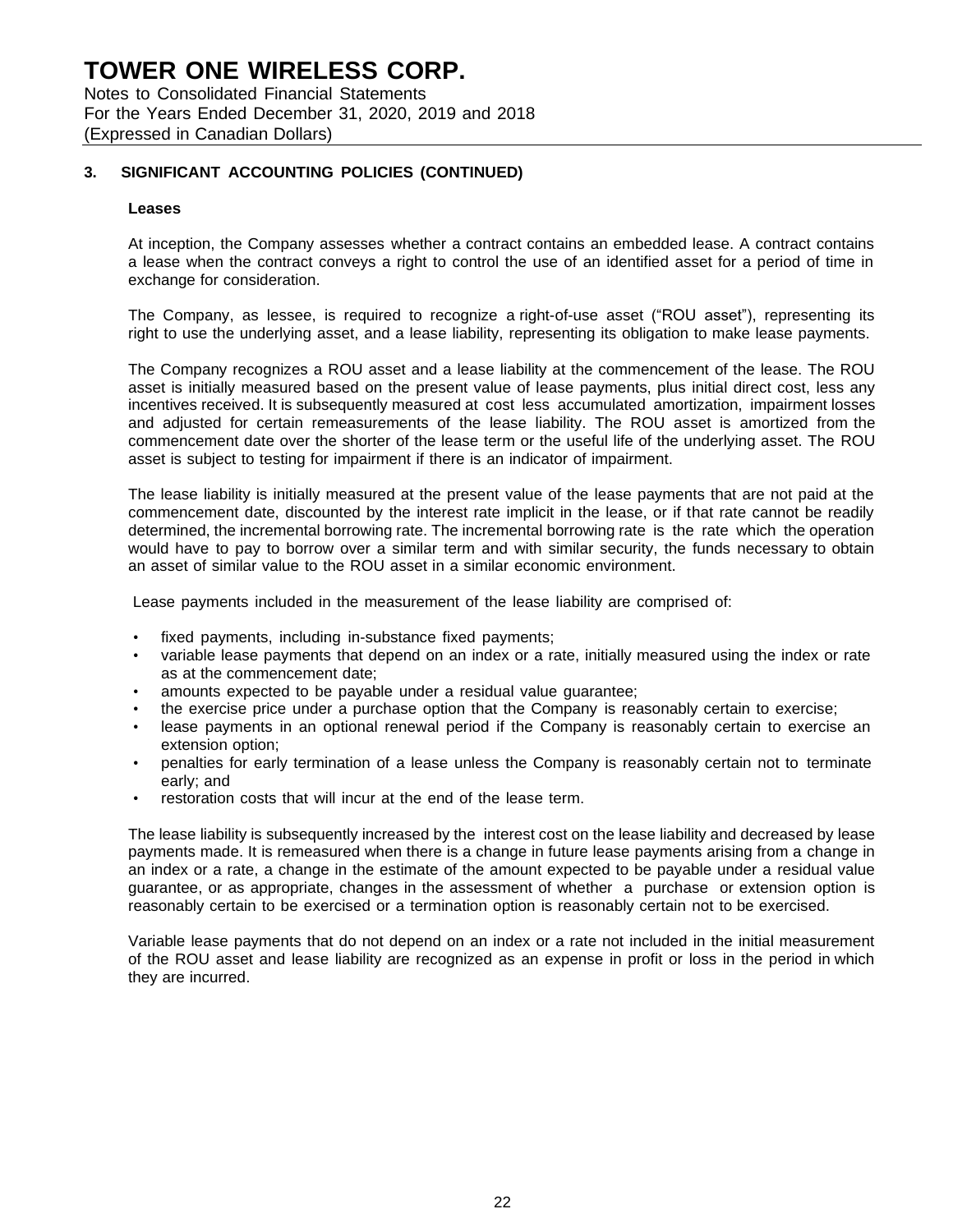## 3. SIGNIFICANT ACCOUNTING POLICIES (CONTINUED)

### Leases

At inception, the Company assesses whether a contract contains an embedded lease. A contract contains a lease when the contract conveys a right to control the use of an identified asset for a period of time in exchange for consideration.

The Company, as lessee, is required to recognize a right-of-use asset ("ROU asset"), representing its right to use the underlying asset, and a lease liability, representing its obligation to make lease payments.

The Company recognizes a ROU asset and a lease liability at the commencement of the lease. The ROU asset is initially measured based on the present value of lease payments, plus initial direct cost, less any incentives received. It is subsequently measured at cost less accumulated amortization, impairment losses and adjusted for certain remeasurements of the lease liability. The ROU asset is amortized from the commencement date over the shorter of the lease term or the useful life of the underlying asset. The ROU asset is subject to testing for impairment if there is an indicator of impairment.

The lease liability is initially measured at the present value of the lease payments that are not paid at the commencement date, discounted by the interest rate implicit in the lease, or if that rate cannot be readily determined, the incremental borrowing rate. The incremental borrowing rate is the rate which the operation would have to pay to borrow over a similar term and with similar security, the funds necessary to obtain an asset of similar value to the ROU asset in a similar economic environment.

Lease payments included in the measurement of the lease liability are comprised of:

- fixed payments, including in-substance fixed payments;
- variable lease payments that depend on an index or a rate, initially measured using the index or rate as at the commencement date;
- amounts expected to be payable under a residual value guarantee;
- the exercise price under a purchase option that the Company is reasonably certain to exercise;
- lease payments in an optional renewal period if the Company is reasonably certain to exercise an extension option;
- penalties for early termination of a lease unless the Company is reasonably certain not to terminate early; and
- restoration costs that will incur at the end of the lease term.

The lease liability is subsequently increased by the interest cost on the lease liability and decreased by lease payments made. It is remeasured when there is a change in future lease payments arising from a change in an index or a rate, a change in the estimate of the amount expected to be payable under a residual value guarantee, or as appropriate, changes in the assessment of whether a purchase or extension option is reasonably certain to be exercised or a termination option is reasonably certain not to be exercised.

Variable lease payments that do not depend on an index or a rate not included in the initial measurement of the ROU asset and lease liability are recognized as an expense in profit or loss in the period in which they are incurred.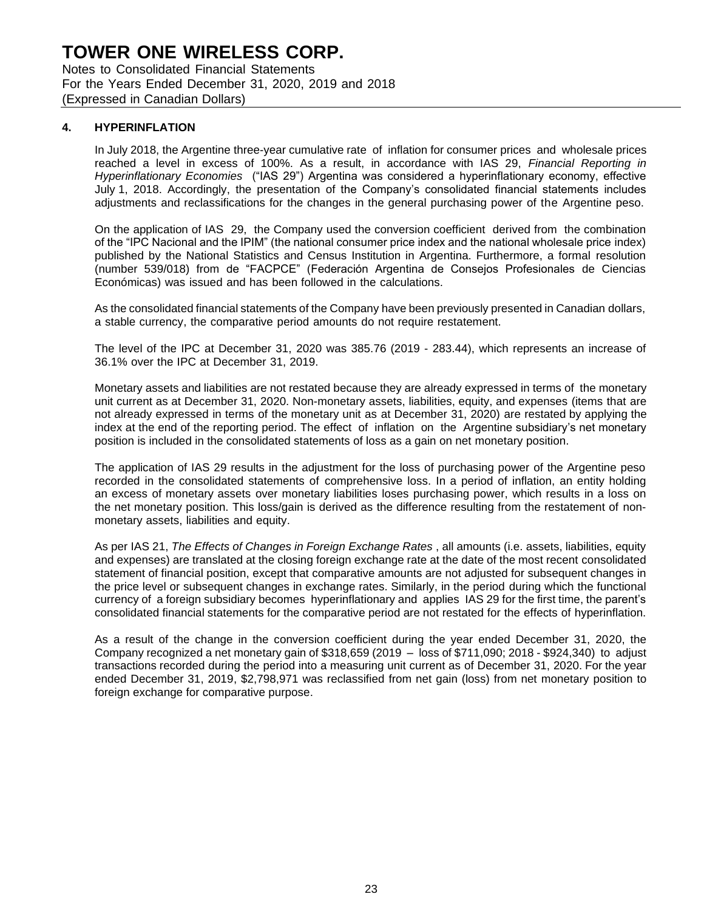## 4. HYPERINFLATION

In July 2018, the Argentine three-year cumulative rate of inflation for consumer prices and wholesale prices reached a level in excess of 100%. As a result, in accordance with IAS 29, *Financial Reporting in Hyperinflationary Economies* ("IAS 29") Argentina was considered a hyperinflationary economy, effective July 1, 2018. Accordingly, the presentation of the Company's consolidated financial statements includes adjustments and reclassifications for the changes in the general purchasing power of the Argentine peso.

On the application of IAS 29, the Company used the conversion coefficient derived from the combination of the "IPC Nacional and the IPIM" (the national consumer price index and the national wholesale price index) published by the National Statistics and Census Institution in Argentina. Furthermore, a formal resolution (number 539/018) from de "FACPCE" (Federación Argentina de Consejos Profesionales de Ciencias Económicas) was issued and has been followed in the calculations.

As the consolidated financial statements of the Company have been previously presented in Canadian dollars, a stable currency, the comparative period amounts do not require restatement.

The level of the IPC at December 31, 2020 was 385.76 (2019 - 283.44), which represents an increase of 36.1% over the IPC at December 31, 2019.

Monetary assets and liabilities are not restated because they are already expressed in terms of the monetary unit current as at December 31, 2020. Non-monetary assets, liabilities, equity, and expenses (items that are not already expressed in terms of the monetary unit as at December 31, 2020) are restated by applying the index at the end of the reporting period. The effect of inflation on the Argentine subsidiary's net monetary position is included in the consolidated statements of loss as a gain on net monetary position.

The application of IAS 29 results in the adjustment for the loss of purchasing power of the Argentine peso recorded in the consolidated statements of comprehensive loss. In a period of inflation, an entity holding an excess of monetary assets over monetary liabilities loses purchasing power, which results in a loss on the net monetary position. This loss/gain is derived as the difference resulting from the restatement of non-monetary assets, liabilities and equity.

As per IAS 21, *The Effects of Changes in Foreign Exchange Rates* , all amounts (i.e. assets, liabilities, equity and expenses) are translated at the closing foreign exchange rate at the date of the most recent consolidated statement of financial position, except that comparative amounts are not adjusted for subsequent changes in the price level or subsequent changes in exchange rates. Similarly, in the period during which the functional currency of a foreign subsidiary becomes hyperinflationary and applies IAS 29 for the first time, the parent's consolidated financial statements for the comparative period are not restated for the effects of hyperinflation.

As a result of the change in the conversion coefficient during the year ended December 31, 2020, the Company recognized a net monetary gain of $318,659 (2019 – loss of $711,090; 2018 - $924,340) to adjust transactions recorded during the period into a measuring unit current as of December 31, 2020. For the year ended December 31, 2019, $2,798,971 was reclassified from net gain (loss) from net monetary position to foreign exchange for comparative purpose.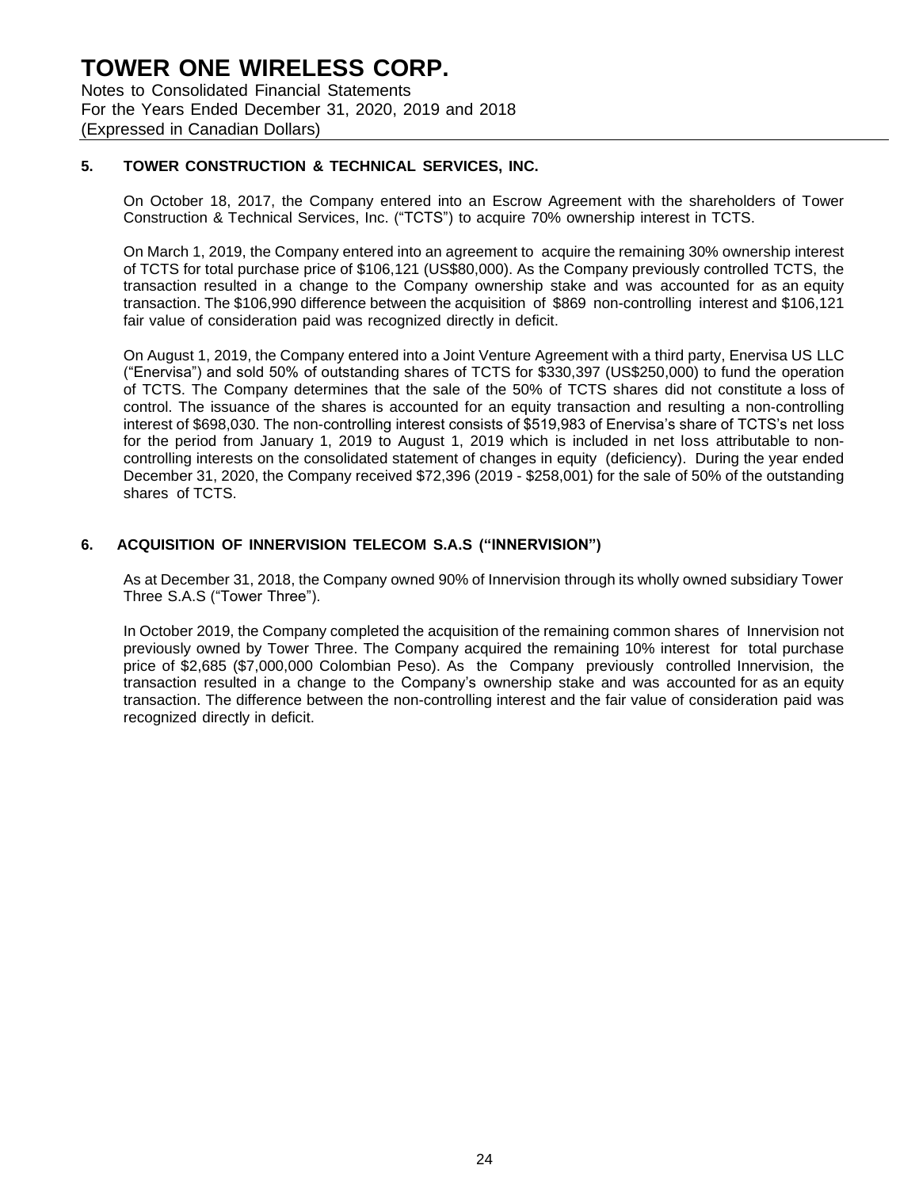## 5. TOWER CONSTRUCTION & TECHNICAL SERVICES, INC.

On October 18, 2017, the Company entered into an Escrow Agreement with the shareholders of Tower Construction & Technical Services, Inc. ("TCTS") to acquire 70% ownership interest in TCTS.

On March 1, 2019, the Company entered into an agreement to acquire the remaining 30% ownership interest of TCTS for total purchase price of $106,121 (US$80,000). As the Company previously controlled TCTS, the transaction resulted in a change to the Company ownership stake and was accounted for as an equity transaction. The $106,990 difference between the acquisition of $869 non-controlling interest and $106,121 fair value of consideration paid was recognized directly in deficit.

On August 1, 2019, the Company entered into a Joint Venture Agreement with a third party, Enervisa US LLC ("Enervisa") and sold 50% of outstanding shares of TCTS for $330,397 (US$250,000) to fund the operation of TCTS. The Company determines that the sale of the 50% of TCTS shares did not constitute a loss of control. The issuance of the shares is accounted for an equity transaction and resulting a non-controlling interest of $698,030. The non-controlling interest consists of $519,983 of Enervisa's share of TCTS's net loss for the period from January 1, 2019 to August 1, 2019 which is included in net loss attributable to non-controlling interests on the consolidated statement of changes in equity (deficiency). During the year ended December 31, 2020, the Company received $72,396 (2019 - $258,001) for the sale of 50% of the outstanding shares of TCTS.

## 6. ACQUISITION OF INNERVISION TELECOM S.A.S ("INNERVISION")

As at December 31, 2018, the Company owned 90% of Innervision through its wholly owned subsidiary Tower Three S.A.S ("Tower Three").

In October 2019, the Company completed the acquisition of the remaining common shares of Innervision not previously owned by Tower Three. The Company acquired the remaining 10% interest for total purchase price of $2,685 ($7,000,000 Colombian Peso). As the Company previously controlled Innervision, the transaction resulted in a change to the Company's ownership stake and was accounted for as an equity transaction. The difference between the non-controlling interest and the fair value of consideration paid was recognized directly in deficit.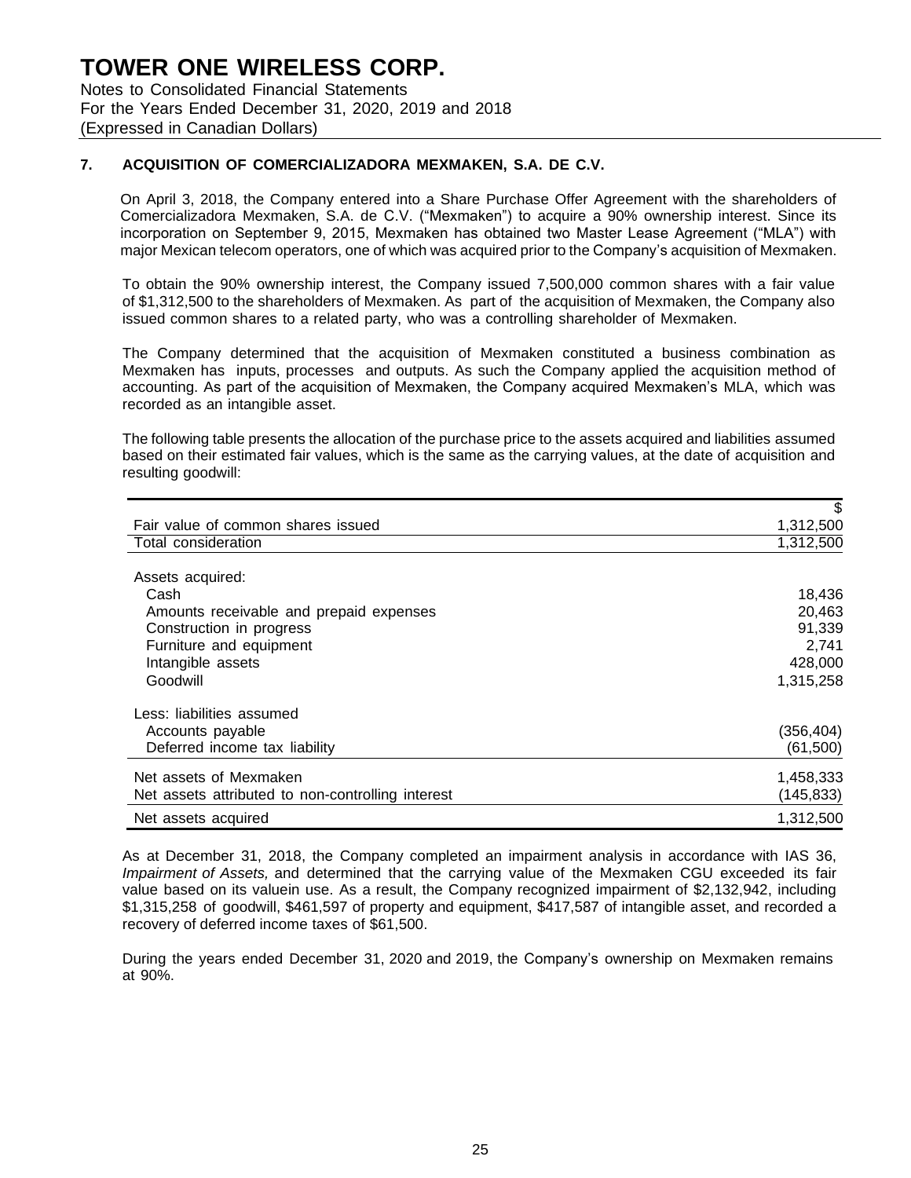# TOWER ONE WIRELESS CORP.

Notes to Consolidated Financial Statements
For the Years Ended December 31, 2020, 2019 and 2018
(Expressed in Canadian Dollars)

## 7. ACQUISITION OF COMERCIALIZADORA MEXMAKEN, S.A. DE C.V.

On April 3, 2018, the Company entered into a Share Purchase Offer Agreement with the shareholders of Comercializadora Mexmaken, S.A. de C.V. ("Mexmaken") to acquire a 90% ownership interest. Since its incorporation on September 9, 2015, Mexmaken has obtained two Master Lease Agreement ("MLA") with major Mexican telecom operators, one of which was acquired prior to the Company's acquisition of Mexmaken.

To obtain the 90% ownership interest, the Company issued 7,500,000 common shares with a fair value of $1,312,500 to the shareholders of Mexmaken. As part of the acquisition of Mexmaken, the Company also issued common shares to a related party, who was a controlling shareholder of Mexmaken.

The Company determined that the acquisition of Mexmaken constituted a business combination as Mexmaken has inputs, processes and outputs. As such the Company applied the acquisition method of accounting. As part of the acquisition of Mexmaken, the Company acquired Mexmaken's MLA, which was recorded as an intangible asset.

The following table presents the allocation of the purchase price to the assets acquired and liabilities assumed based on their estimated fair values, which is the same as the carrying values, at the date of acquisition and resulting goodwill:

| | $ |
|---|---|
| Fair value of common shares issued | 1,312,500 |
| Total consideration | 1,312,500 |
| | |
| Assets acquired: | |
| Cash | 18,436 |
| Amounts receivable and prepaid expenses | 20,463 |
| Construction in progress | 91,339 |
| Furniture and equipment | 2,741 |
| Intangible assets | 428,000 |
| Goodwill | 1,315,258 |
| | |
| Less: liabilities assumed | |
| Accounts payable | (356,404) |
| Deferred income tax liability | (61,500) |
| Net assets of Mexmaken | 1,458,333 |
| Net assets attributed to non-controlling interest | (145,833) |
| Net assets acquired | 1,312,500 |

As at December 31, 2018, the Company completed an impairment analysis in accordance with IAS 36, *Impairment of Assets,* and determined that the carrying value of the Mexmaken CGU exceeded its fair value based on its valuein use. As a result, the Company recognized impairment of $2,132,942, including $1,315,258 of goodwill, $461,597 of property and equipment, $417,587 of intangible asset, and recorded a recovery of deferred income taxes of $61,500.

During the years ended December 31, 2020 and 2019, the Company's ownership on Mexmaken remains at 90%.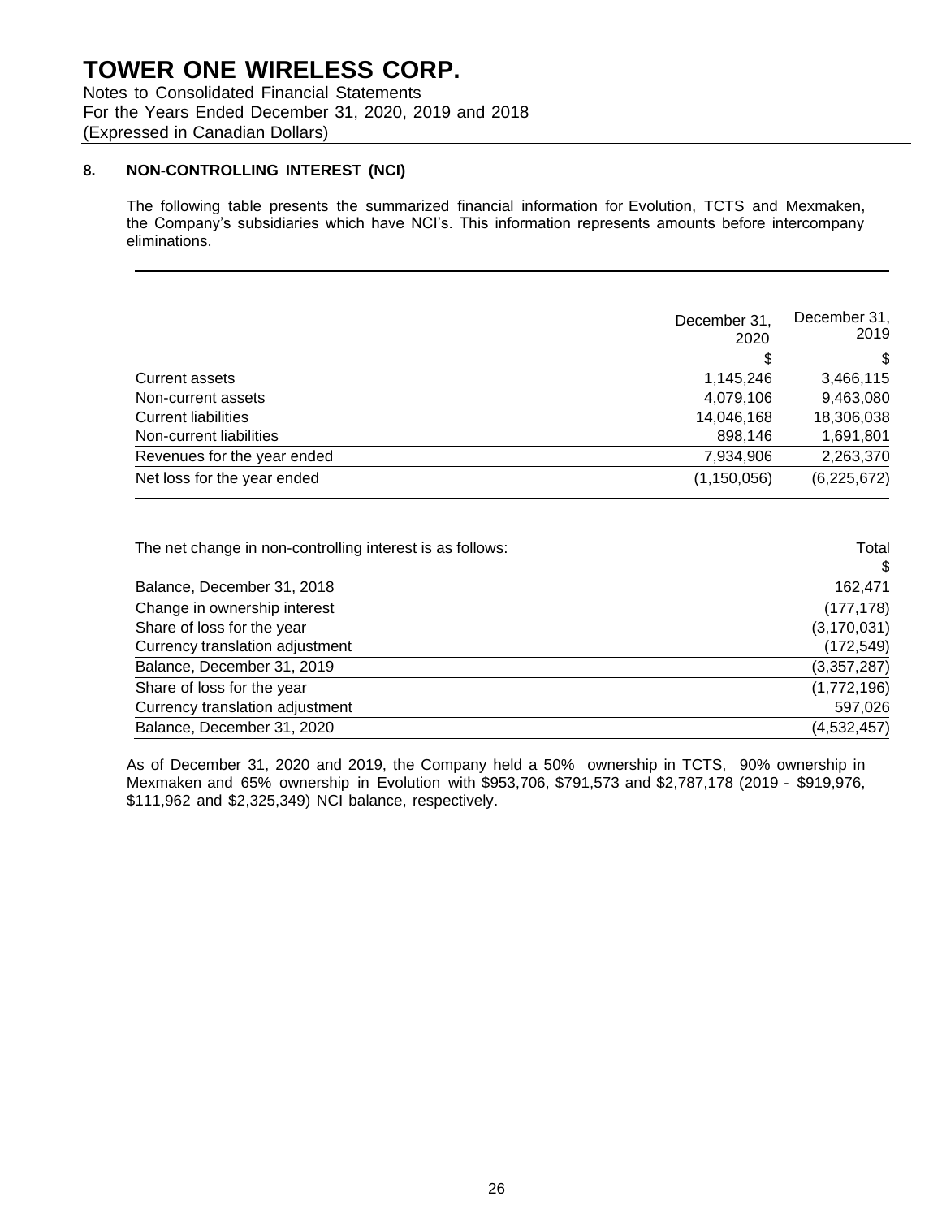## 8. NON-CONTROLLING INTEREST (NCI)

The following table presents the summarized financial information for Evolution, TCTS and Mexmaken, the Company's subsidiaries which have NCI's. This information represents amounts before intercompany eliminations.

| | December 31, 2020 | December 31, 2019 |
|---|---|---|
| | $ | $ |
| Current assets | 1,145,246 | 3,466,115 |
| Non-current assets | 4,079,106 | 9,463,080 |
| Current liabilities | 14,046,168 | 18,306,038 |
| Non-current liabilities | 898,146 | 1,691,801 |
| Revenues for the year ended | 7,934,906 | 2,263,370 |
| Net loss for the year ended | (1,150,056) | (6,225,672) |

| The net change in non-controlling interest is as follows: | Total |
|---|---|
| | $ |
| Balance, December 31, 2018 | 162,471 |
| Change in ownership interest | (177,178) |
| Share of loss for the year | (3,170,031) |
| Currency translation adjustment | (172,549) |
| Balance, December 31, 2019 | (3,357,287) |
| Share of loss for the year | (1,772,196) |
| Currency translation adjustment | 597,026 |
| Balance, December 31, 2020 | (4,532,457) |

As of December 31, 2020 and 2019, the Company held a 50% ownership in TCTS, 90% ownership in Mexmaken and 65% ownership in Evolution with $953,706, $791,573 and $2,787,178 (2019 - $919,976, $111,962 and $2,325,349) NCI balance, respectively.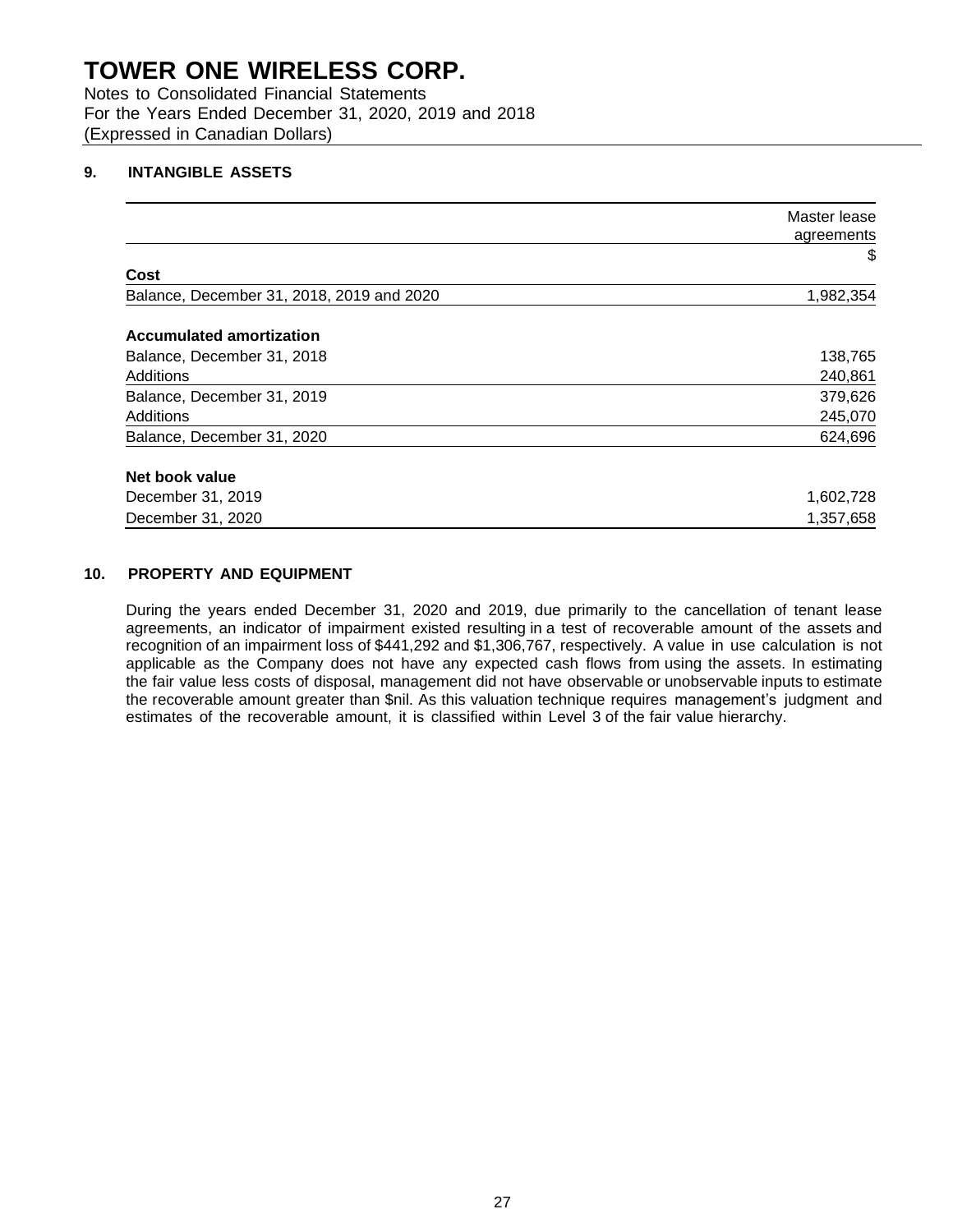# TOWER ONE WIRELESS CORP.

Notes to Consolidated Financial Statements
For the Years Ended December 31, 2020, 2019 and 2018
(Expressed in Canadian Dollars)

## 9. INTANGIBLE ASSETS

| | Master lease agreements |
|---|---|
| | $ |
| **Cost** | |
| Balance, December 31, 2018, 2019 and 2020 | 1,982,354 |
| | |
| **Accumulated amortization** | |
| Balance, December 31, 2018 | 138,765 |
| Additions | 240,861 |
| Balance, December 31, 2019 | 379,626 |
| Additions | 245,070 |
| Balance, December 31, 2020 | 624,696 |
| | |
| **Net book value** | |
| December 31, 2019 | 1,602,728 |
| December 31, 2020 | 1,357,658 |

## 10. PROPERTY AND EQUIPMENT

During the years ended December 31, 2020 and 2019, due primarily to the cancellation of tenant lease agreements, an indicator of impairment existed resulting in a test of recoverable amount of the assets and recognition of an impairment loss of $441,292 and $1,306,767, respectively. A value in use calculation is not applicable as the Company does not have any expected cash flows from using the assets. In estimating the fair value less costs of disposal, management did not have observable or unobservable inputs to estimate the recoverable amount greater than $nil. As this valuation technique requires management's judgment and estimates of the recoverable amount, it is classified within Level 3 of the fair value hierarchy.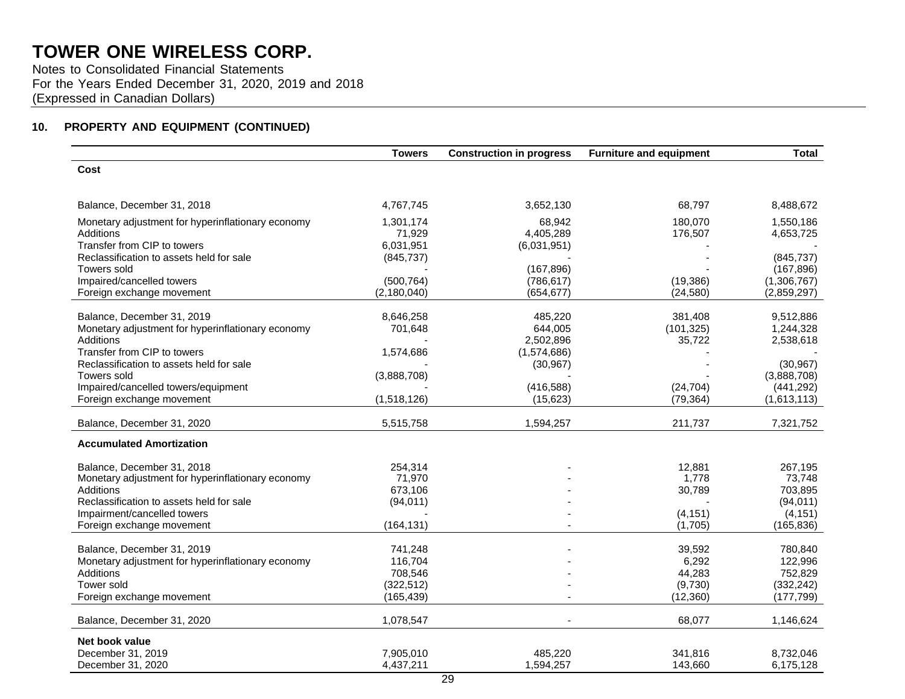# TOWER ONE WIRELESS CORP.

Notes to Consolidated Financial Statements
For the Years Ended December 31, 2020, 2019 and 2018
(Expressed in Canadian Dollars)

## 10. PROPERTY AND EQUIPMENT (CONTINUED)

| | Towers | Construction in progress | Furniture and equipment | Total |
|---|---|---|---|---|
| **Cost** | | | | |
| Balance, December 31, 2018 | 4,767,745 | 3,652,130 | 68,797 | 8,488,672 |
| Monetary adjustment for hyperinflationary economy | 1,301,174 | 68,942 | 180,070 | 1,550,186 |
| Additions | 71,929 | 4,405,289 | 176,507 | 4,653,725 |
| Transfer from CIP to towers | 6,031,951 | (6,031,951) | - | - |
| Reclassification to assets held for sale | (845,737) | - | - | (845,737) |
| Towers sold | - | (167,896) | - | (167,896) |
| Impaired/cancelled towers | (500,764) | (786,617) | (19,386) | (1,306,767) |
| Foreign exchange movement | (2,180,040) | (654,677) | (24,580) | (2,859,297) |
| Balance, December 31, 2019 | 8,646,258 | 485,220 | 381,408 | 9,512,886 |
| Monetary adjustment for hyperinflationary economy | 701,648 | 644,005 | (101,325) | 1,244,328 |
| Additions | - | 2,502,896 | 35,722 | 2,538,618 |
| Transfer from CIP to towers | 1,574,686 | (1,574,686) | - | - |
| Reclassification to assets held for sale | - | (30,967) | - | (30,967) |
| Towers sold | (3,888,708) | - | - | (3,888,708) |
| Impaired/cancelled towers/equipment | - | (416,588) | (24,704) | (441,292) |
| Foreign exchange movement | (1,518,126) | (15,623) | (79,364) | (1,613,113) |
| Balance, December 31, 2020 | 5,515,758 | 1,594,257 | 211,737 | 7,321,752 |
| **Accumulated Amortization** | | | | |
| Balance, December 31, 2018 | 254,314 | - | 12,881 | 267,195 |
| Monetary adjustment for hyperinflationary economy | 71,970 | - | 1,778 | 73,748 |
| Additions | 673,106 | - | 30,789 | 703,895 |
| Reclassification to assets held for sale | (94,011) | - | - | (94,011) |
| Impairment/cancelled towers | - | - | (4,151) | (4,151) |
| Foreign exchange movement | (164,131) | - | (1,705) | (165,836) |
| Balance, December 31, 2019 | 741,248 | - | 39,592 | 780,840 |
| Monetary adjustment for hyperinflationary economy | 116,704 | - | 6,292 | 122,996 |
| Additions | 708,546 | - | 44,283 | 752,829 |
| Tower sold | (322,512) | - | (9,730) | (332,242) |
| Foreign exchange movement | (165,439) | - | (12,360) | (177,799) |
| Balance, December 31, 2020 | 1,078,547 | - | 68,077 | 1,146,624 |
| **Net book value** | | | | |
| December 31, 2019 | 7,905,010 | 485,220 | 341,816 | 8,732,046 |
| December 31, 2020 | 4,437,211 | 1,594,257 | 143,660 | 6,175,128 |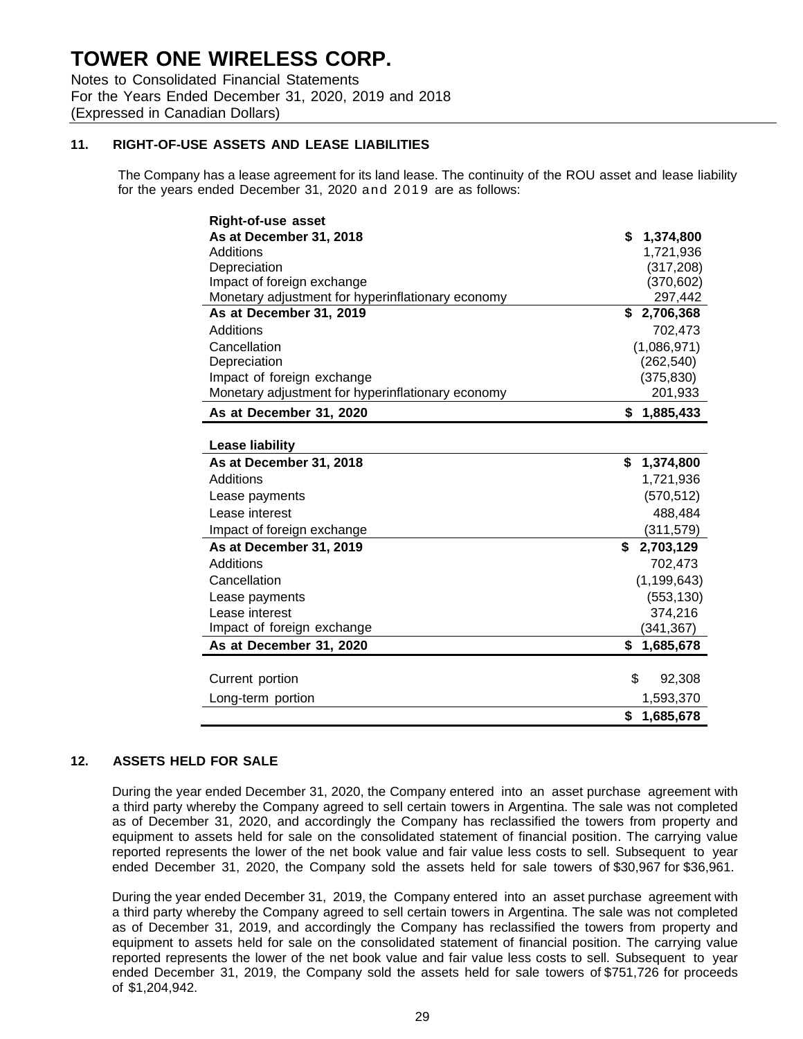# TOWER ONE WIRELESS CORP.

Notes to Consolidated Financial Statements
For the Years Ended December 31, 2020, 2019 and 2018
(Expressed in Canadian Dollars)

## 11. RIGHT-OF-USE ASSETS AND LEASE LIABILITIES

The Company has a lease agreement for its land lease. The continuity of the ROU asset and lease liability for the years ended December 31, 2020 and 2019 are as follows:

| **Right-of-use asset** | |
|---|---|
| **As at December 31, 2018** | **$ 1,374,800** |
| Additions | 1,721,936 |
| Depreciation | (317,208) |
| Impact of foreign exchange | (370,602) |
| Monetary adjustment for hyperinflationary economy | 297,442 |
| **As at December 31, 2019** | **$ 2,706,368** |
| Additions | 702,473 |
| Cancellation | (1,086,971) |
| Depreciation | (262,540) |
| Impact of foreign exchange | (375,830) |
| Monetary adjustment for hyperinflationary economy | 201,933 |
| **As at December 31, 2020** | **$ 1,885,433** |

| **Lease liability** | |
|---|---|
| **As at December 31, 2018** | **$ 1,374,800** |
| Additions | 1,721,936 |
| Lease payments | (570,512) |
| Lease interest | 488,484 |
| Impact of foreign exchange | (311,579) |
| **As at December 31, 2019** | **$ 2,703,129** |
| Additions | 702,473 |
| Cancellation | (1,199,643) |
| Lease payments | (553,130) |
| Lease interest | 374,216 |
| Impact of foreign exchange | (341,367) |
| **As at December 31, 2020** | **$ 1,685,678** |
| | |
| Current portion | $ 92,308 |
| Long-term portion | 1,593,370 |
| | **$ 1,685,678** |

## 12. ASSETS HELD FOR SALE

During the year ended December 31, 2020, the Company entered into an asset purchase agreement with a third party whereby the Company agreed to sell certain towers in Argentina. The sale was not completed as of December 31, 2020, and accordingly the Company has reclassified the towers from property and equipment to assets held for sale on the consolidated statement of financial position. The carrying value reported represents the lower of the net book value and fair value less costs to sell. Subsequent to year ended December 31, 2020, the Company sold the assets held for sale towers of $30,967 for $36,961.

During the year ended December 31, 2019, the Company entered into an asset purchase agreement with a third party whereby the Company agreed to sell certain towers in Argentina. The sale was not completed as of December 31, 2019, and accordingly the Company has reclassified the towers from property and equipment to assets held for sale on the consolidated statement of financial position. The carrying value reported represents the lower of the net book value and fair value less costs to sell. Subsequent to year ended December 31, 2019, the Company sold the assets held for sale towers of $751,726 for proceeds of $1,204,942.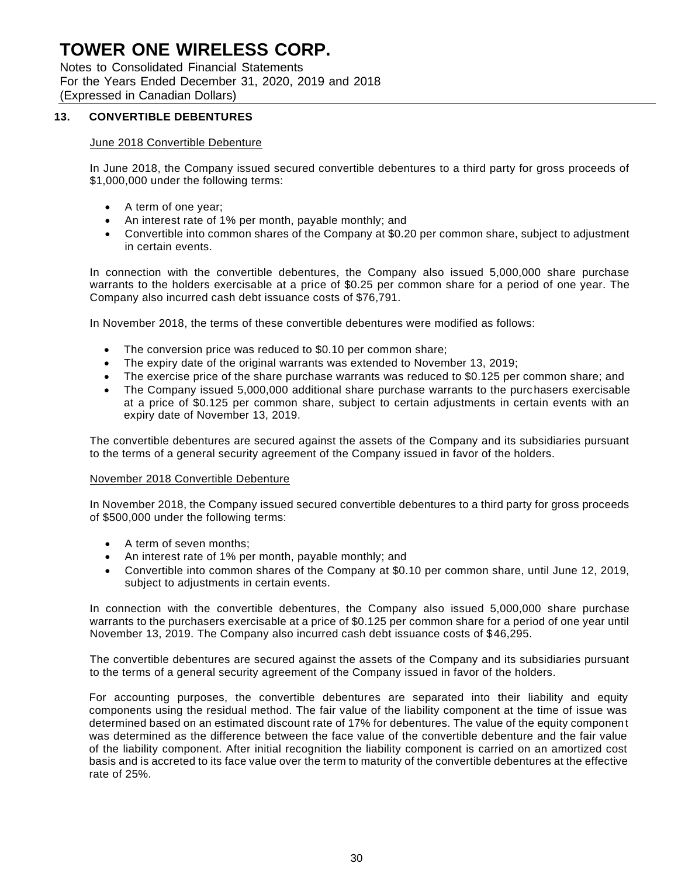# TOWER ONE WIRELESS CORP.

Notes to Consolidated Financial Statements
For the Years Ended December 31, 2020, 2019 and 2018
(Expressed in Canadian Dollars)

## 13. CONVERTIBLE DEBENTURES

June 2018 Convertible Debenture

In June 2018, the Company issued secured convertible debentures to a third party for gross proceeds of $1,000,000 under the following terms:

- A term of one year;
- An interest rate of 1% per month, payable monthly; and
- Convertible into common shares of the Company at $0.20 per common share, subject to adjustment in certain events.

In connection with the convertible debentures, the Company also issued 5,000,000 share purchase warrants to the holders exercisable at a price of $0.25 per common share for a period of one year. The Company also incurred cash debt issuance costs of $76,791.

In November 2018, the terms of these convertible debentures were modified as follows:

- The conversion price was reduced to $0.10 per common share;
- The expiry date of the original warrants was extended to November 13, 2019;
- The exercise price of the share purchase warrants was reduced to $0.125 per common share; and
- The Company issued 5,000,000 additional share purchase warrants to the purchasers exercisable at a price of $0.125 per common share, subject to certain adjustments in certain events with an expiry date of November 13, 2019.

The convertible debentures are secured against the assets of the Company and its subsidiaries pursuant to the terms of a general security agreement of the Company issued in favor of the holders.

November 2018 Convertible Debenture

In November 2018, the Company issued secured convertible debentures to a third party for gross proceeds of $500,000 under the following terms:

- A term of seven months;
- An interest rate of 1% per month, payable monthly; and
- Convertible into common shares of the Company at $0.10 per common share, until June 12, 2019, subject to adjustments in certain events.

In connection with the convertible debentures, the Company also issued 5,000,000 share purchase warrants to the purchasers exercisable at a price of $0.125 per common share for a period of one year until November 13, 2019. The Company also incurred cash debt issuance costs of $46,295.

The convertible debentures are secured against the assets of the Company and its subsidiaries pursuant to the terms of a general security agreement of the Company issued in favor of the holders.

For accounting purposes, the convertible debentures are separated into their liability and equity components using the residual method. The fair value of the liability component at the time of issue was determined based on an estimated discount rate of 17% for debentures. The value of the equity component was determined as the difference between the face value of the convertible debenture and the fair value of the liability component. After initial recognition the liability component is carried on an amortized cost basis and is accreted to its face value over the term to maturity of the convertible debentures at the effective rate of 25%.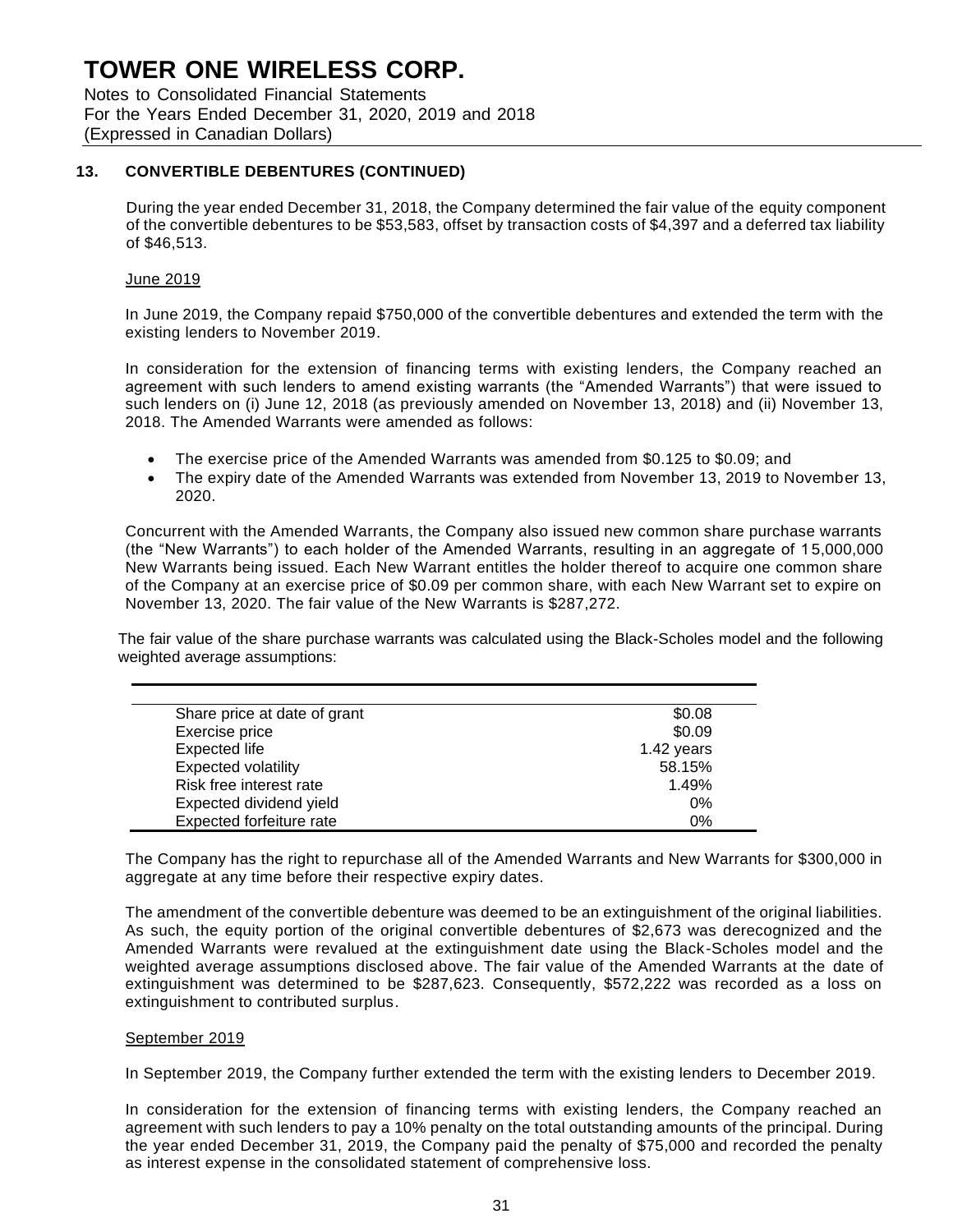# TOWER ONE WIRELESS CORP.

Notes to Consolidated Financial Statements
For the Years Ended December 31, 2020, 2019 and 2018
(Expressed in Canadian Dollars)

## 13. CONVERTIBLE DEBENTURES (CONTINUED)

During the year ended December 31, 2018, the Company determined the fair value of the equity component of the convertible debentures to be $53,583, offset by transaction costs of $4,397 and a deferred tax liability of $46,513.

### June 2019

In June 2019, the Company repaid $750,000 of the convertible debentures and extended the term with the existing lenders to November 2019.

In consideration for the extension of financing terms with existing lenders, the Company reached an agreement with such lenders to amend existing warrants (the "Amended Warrants") that were issued to such lenders on (i) June 12, 2018 (as previously amended on November 13, 2018) and (ii) November 13, 2018. The Amended Warrants were amended as follows:

- The exercise price of the Amended Warrants was amended from $0.125 to $0.09; and
- The expiry date of the Amended Warrants was extended from November 13, 2019 to November 13, 2020.

Concurrent with the Amended Warrants, the Company also issued new common share purchase warrants (the "New Warrants") to each holder of the Amended Warrants, resulting in an aggregate of 15,000,000 New Warrants being issued. Each New Warrant entitles the holder thereof to acquire one common share of the Company at an exercise price of $0.09 per common share, with each New Warrant set to expire on November 13, 2020. The fair value of the New Warrants is $287,272.

The fair value of the share purchase warrants was calculated using the Black-Scholes model and the following weighted average assumptions:

| | |
|---|---|
| Share price at date of grant | $0.08 |
| Exercise price | $0.09 |
| Expected life | 1.42 years |
| Expected volatility | 58.15% |
| Risk free interest rate | 1.49% |
| Expected dividend yield | 0% |
| Expected forfeiture rate | 0% |

The Company has the right to repurchase all of the Amended Warrants and New Warrants for $300,000 in aggregate at any time before their respective expiry dates.

The amendment of the convertible debenture was deemed to be an extinguishment of the original liabilities. As such, the equity portion of the original convertible debentures of $2,673 was derecognized and the Amended Warrants were revalued at the extinguishment date using the Black-Scholes model and the weighted average assumptions disclosed above. The fair value of the Amended Warrants at the date of extinguishment was determined to be $287,623. Consequently, $572,222 was recorded as a loss on extinguishment to contributed surplus.

### September 2019

In September 2019, the Company further extended the term with the existing lenders to December 2019.

In consideration for the extension of financing terms with existing lenders, the Company reached an agreement with such lenders to pay a 10% penalty on the total outstanding amounts of the principal. During the year ended December 31, 2019, the Company paid the penalty of $75,000 and recorded the penalty as interest expense in the consolidated statement of comprehensive loss.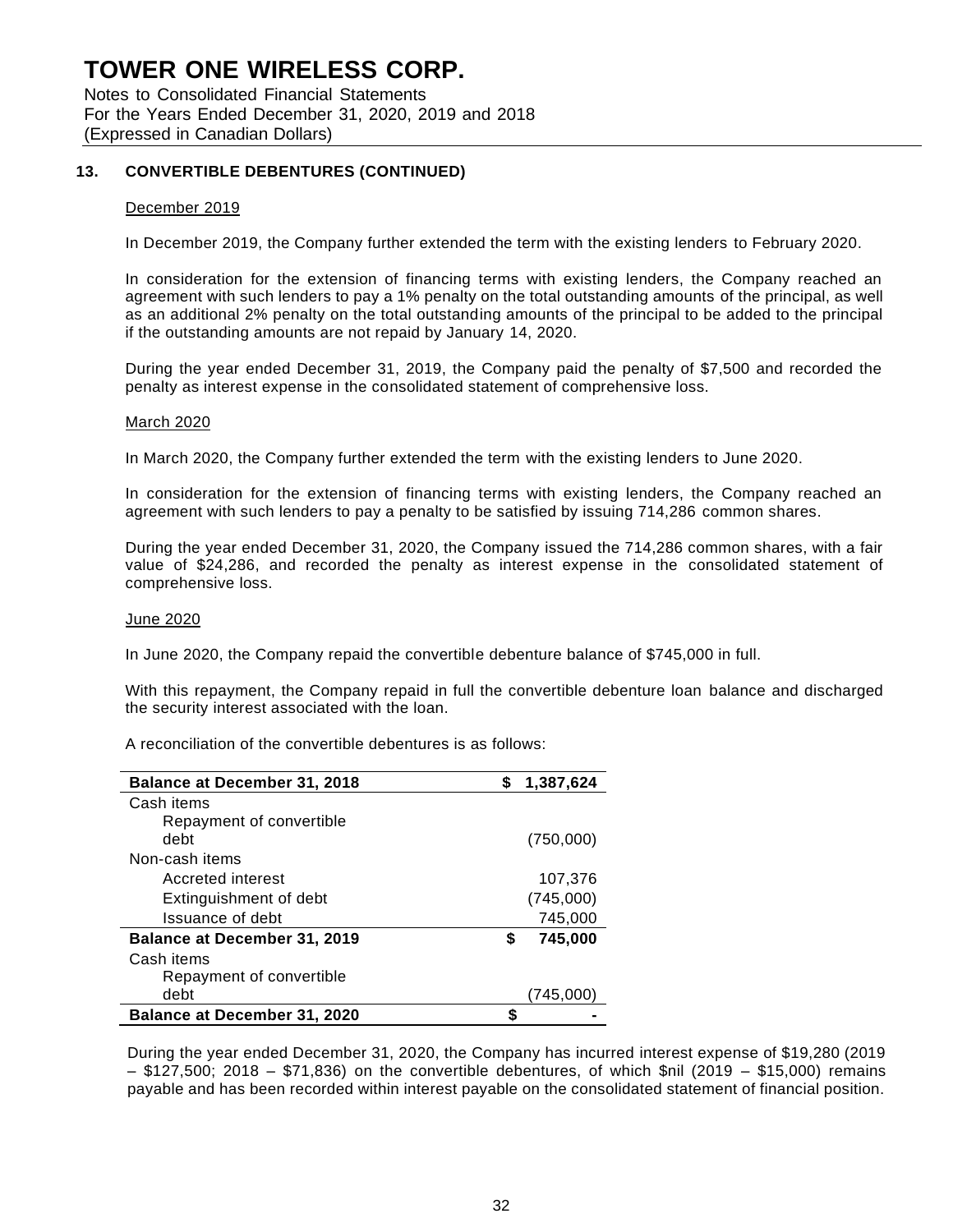## 13. CONVERTIBLE DEBENTURES (CONTINUED)

December 2019

In December 2019, the Company further extended the term with the existing lenders to February 2020.

In consideration for the extension of financing terms with existing lenders, the Company reached an agreement with such lenders to pay a 1% penalty on the total outstanding amounts of the principal, as well as an additional 2% penalty on the total outstanding amounts of the principal to be added to the principal if the outstanding amounts are not repaid by January 14, 2020.

During the year ended December 31, 2019, the Company paid the penalty of $7,500 and recorded the penalty as interest expense in the consolidated statement of comprehensive loss.

March 2020

In March 2020, the Company further extended the term with the existing lenders to June 2020.

In consideration for the extension of financing terms with existing lenders, the Company reached an agreement with such lenders to pay a penalty to be satisfied by issuing 714,286 common shares.

During the year ended December 31, 2020, the Company issued the 714,286 common shares, with a fair value of $24,286, and recorded the penalty as interest expense in the consolidated statement of comprehensive loss.

June 2020

In June 2020, the Company repaid the convertible debenture balance of $745,000 in full.

With this repayment, the Company repaid in full the convertible debenture loan balance and discharged the security interest associated with the loan.

A reconciliation of the convertible debentures is as follows:

| | |
|---|---|
| **Balance at December 31, 2018** | **$ 1,387,624** |
| Cash items | |
| Repayment of convertible debt | (750,000) |
| Non-cash items | |
| Accreted interest | 107,376 |
| Extinguishment of debt | (745,000) |
| Issuance of debt | 745,000 |
| **Balance at December 31, 2019** | **$ 745,000** |
| Cash items | |
| Repayment of convertible debt | (745,000) |
| **Balance at December 31, 2020** | **$ -** |

During the year ended December 31, 2020, the Company has incurred interest expense of $19,280 (2019 – $127,500; 2018 – $71,836) on the convertible debentures, of which $nil (2019 – $15,000) remains payable and has been recorded within interest payable on the consolidated statement of financial position.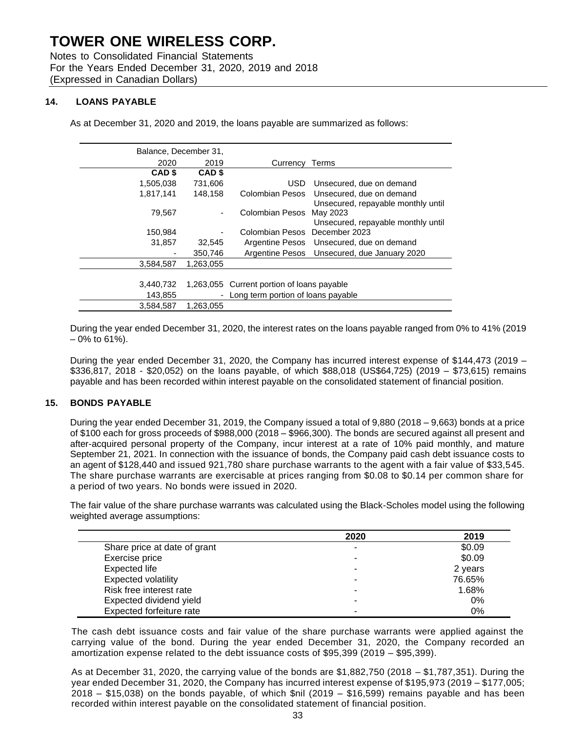# TOWER ONE WIRELESS CORP.

Notes to Consolidated Financial Statements
For the Years Ended December 31, 2020, 2019 and 2018
(Expressed in Canadian Dollars)

## 14. LOANS PAYABLE

As at December 31, 2020 and 2019, the loans payable are summarized as follows:

| Balance, December 31, 2020 | Balance, December 31, 2019 | Currency | Terms |
|---|---|---|---|
| **CAD $** | **CAD $** | | |
| 1,505,038 | 731,606 | USD | Unsecured, due on demand |
| 1,817,141 | 148,158 | Colombian Pesos | Unsecured, due on demand |
| 79,567 | - | Colombian Pesos | Unsecured, repayable monthly until May 2023 |
| 150,984 | - | Colombian Pesos | Unsecured, repayable monthly until December 2023 |
| 31,857 | 32,545 | Argentine Pesos | Unsecured, due on demand |
| - | 350,746 | Argentine Pesos | Unsecured, due January 2020 |
| 3,584,587 | 1,263,055 | | |
| | | | |
| 3,440,732 | 1,263,055 | Current portion of loans payable | |
| 143,855 | - | Long term portion of loans payable | |
| 3,584,587 | 1,263,055 | | |

During the year ended December 31, 2020, the interest rates on the loans payable ranged from 0% to 41% (2019 – 0% to 61%).

During the year ended December 31, 2020, the Company has incurred interest expense of $144,473 (2019 – $336,817, 2018 - $20,052) on the loans payable, of which $88,018 (US$64,725) (2019 – $73,615) remains payable and has been recorded within interest payable on the consolidated statement of financial position.

## 15. BONDS PAYABLE

During the year ended December 31, 2019, the Company issued a total of 9,880 (2018 – 9,663) bonds at a price of $100 each for gross proceeds of $988,000 (2018 – $966,300). The bonds are secured against all present and after-acquired personal property of the Company, incur interest at a rate of 10% paid monthly, and mature September 21, 2021. In connection with the issuance of bonds, the Company paid cash debt issuance costs to an agent of $128,440 and issued 921,780 share purchase warrants to the agent with a fair value of $33,545. The share purchase warrants are exercisable at prices ranging from $0.08 to $0.14 per common share for a period of two years. No bonds were issued in 2020.

The fair value of the share purchase warrants was calculated using the Black-Scholes model using the following weighted average assumptions:

| | 2020 | 2019 |
|---|---|---|
| Share price at date of grant | - | $0.09 |
| Exercise price | - | $0.09 |
| Expected life | - | 2 years |
| Expected volatility | - | 76.65% |
| Risk free interest rate | - | 1.68% |
| Expected dividend yield | - | 0% |
| Expected forfeiture rate | - | 0% |

The cash debt issuance costs and fair value of the share purchase warrants were applied against the carrying value of the bond. During the year ended December 31, 2020, the Company recorded an amortization expense related to the debt issuance costs of $95,399 (2019 – $95,399).

As at December 31, 2020, the carrying value of the bonds are $1,882,750 (2018 – $1,787,351). During the year ended December 31, 2020, the Company has incurred interest expense of $195,973 (2019 – $177,005; 2018 – $15,038) on the bonds payable, of which $nil (2019 – $16,599) remains payable and has been recorded within interest payable on the consolidated statement of financial position.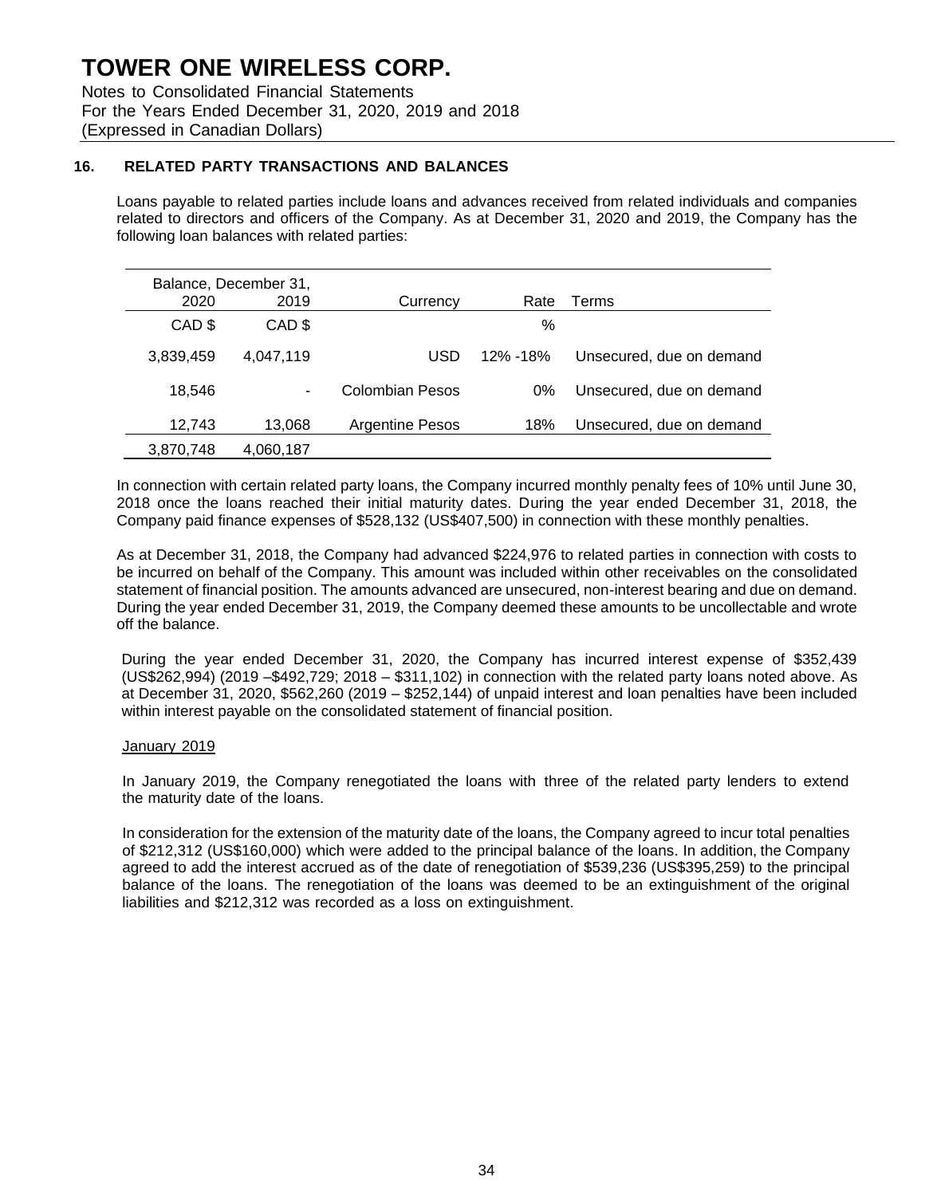# TOWER ONE WIRELESS CORP.

Notes to Consolidated Financial Statements
For the Years Ended December 31, 2020, 2019 and 2018
(Expressed in Canadian Dollars)

## 16. RELATED PARTY TRANSACTIONS AND BALANCES

Loans payable to related parties include loans and advances received from related individuals and companies related to directors and officers of the Company. As at December 31, 2020 and 2019, the Company has the following loan balances with related parties:

| Balance, December 31, 2020 | 2019 | Currency | Rate | Terms |
|---|---|---|---|---|
| CAD $ | CAD $ | | % | |
| 3,839,459 | 4,047,119 | USD | 12% -18% | Unsecured, due on demand |
| 18,546 | - | Colombian Pesos | 0% | Unsecured, due on demand |
| 12,743 | 13,068 | Argentine Pesos | 18% | Unsecured, due on demand |
| 3,870,748 | 4,060,187 | | | |

In connection with certain related party loans, the Company incurred monthly penalty fees of 10% until June 30, 2018 once the loans reached their initial maturity dates. During the year ended December 31, 2018, the Company paid finance expenses of $528,132 (US$407,500) in connection with these monthly penalties.

As at December 31, 2018, the Company had advanced $224,976 to related parties in connection with costs to be incurred on behalf of the Company. This amount was included within other receivables on the consolidated statement of financial position. The amounts advanced are unsecured, non-interest bearing and due on demand. During the year ended December 31, 2019, the Company deemed these amounts to be uncollectable and wrote off the balance.

During the year ended December 31, 2020, the Company has incurred interest expense of $352,439 (US$262,994) (2019 –$492,729; 2018 – $311,102) in connection with the related party loans noted above. As at December 31, 2020, $562,260 (2019 – $252,144) of unpaid interest and loan penalties have been included within interest payable on the consolidated statement of financial position.

<u>January 2019</u>

In January 2019, the Company renegotiated the loans with three of the related party lenders to extend the maturity date of the loans.

In consideration for the extension of the maturity date of the loans, the Company agreed to incur total penalties of $212,312 (US$160,000) which were added to the principal balance of the loans. In addition, the Company agreed to add the interest accrued as of the date of renegotiation of $539,236 (US$395,259) to the principal balance of the loans. The renegotiation of the loans was deemed to be an extinguishment of the original liabilities and $212,312 was recorded as a loss on extinguishment.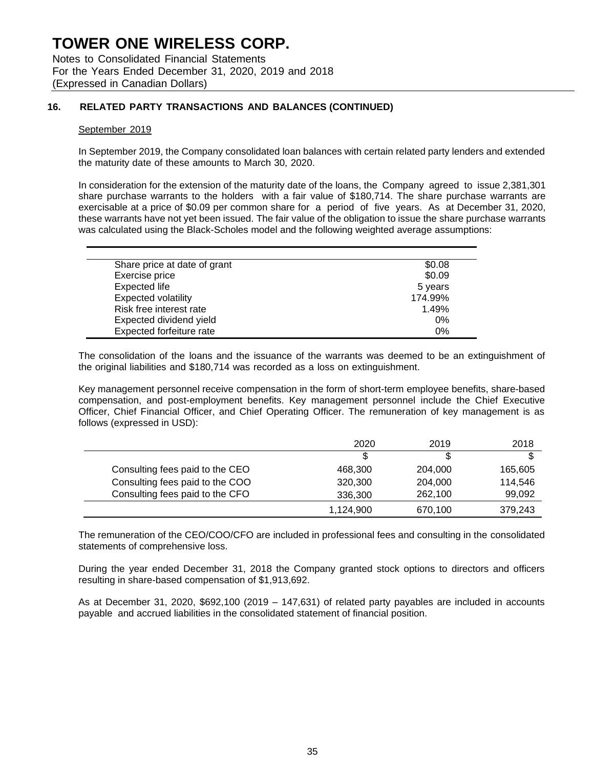## 16. RELATED PARTY TRANSACTIONS AND BALANCES (CONTINUED)

September 2019

In September 2019, the Company consolidated loan balances with certain related party lenders and extended the maturity date of these amounts to March 30, 2020.

In consideration for the extension of the maturity date of the loans, the Company agreed to issue 2,381,301 share purchase warrants to the holders with a fair value of $180,714. The share purchase warrants are exercisable at a price of $0.09 per common share for a period of five years. As at December 31, 2020, these warrants have not yet been issued. The fair value of the obligation to issue the share purchase warrants was calculated using the Black-Scholes model and the following weighted average assumptions:

| | |
|---|---|
| Share price at date of grant | $0.08 |
| Exercise price | $0.09 |
| Expected life | 5 years |
| Expected volatility | 174.99% |
| Risk free interest rate | 1.49% |
| Expected dividend yield | 0% |
| Expected forfeiture rate | 0% |

The consolidation of the loans and the issuance of the warrants was deemed to be an extinguishment of the original liabilities and $180,714 was recorded as a loss on extinguishment.

Key management personnel receive compensation in the form of short-term employee benefits, share-based compensation, and post-employment benefits. Key management personnel include the Chief Executive Officer, Chief Financial Officer, and Chief Operating Officer. The remuneration of key management is as follows (expressed in USD):

| | 2020 | 2019 | 2018 |
|---|---|---|---|
| | $ | $ | $ |
| Consulting fees paid to the CEO | 468,300 | 204,000 | 165,605 |
| Consulting fees paid to the COO | 320,300 | 204,000 | 114,546 |
| Consulting fees paid to the CFO | 336,300 | 262,100 | 99,092 |
| | 1,124,900 | 670,100 | 379,243 |

The remuneration of the CEO/COO/CFO are included in professional fees and consulting in the consolidated statements of comprehensive loss.

During the year ended December 31, 2018 the Company granted stock options to directors and officers resulting in share-based compensation of $1,913,692.

As at December 31, 2020, $692,100 (2019 – 147,631) of related party payables are included in accounts payable and accrued liabilities in the consolidated statement of financial position.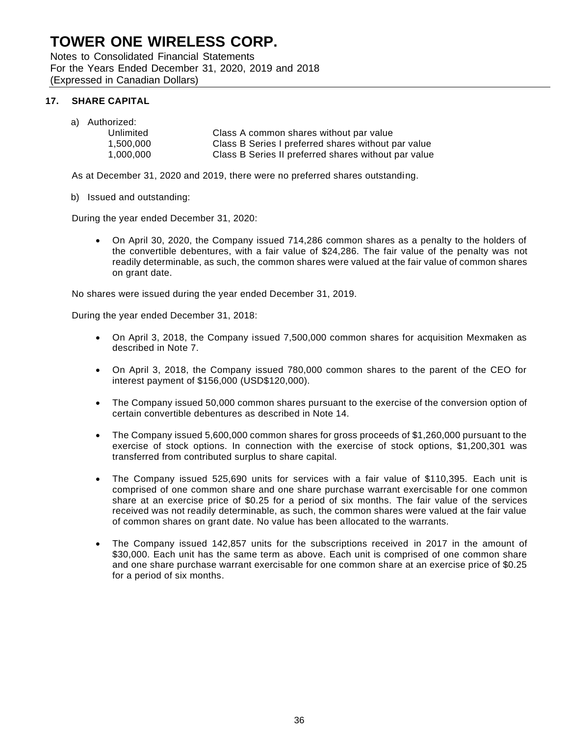# TOWER ONE WIRELESS CORP.

Notes to Consolidated Financial Statements
For the Years Ended December 31, 2020, 2019 and 2018
(Expressed in Canadian Dollars)

## 17. SHARE CAPITAL

a) Authorized:

| | |
|---|---|
| Unlimited | Class A common shares without par value |
| 1,500,000 | Class B Series I preferred shares without par value |
| 1,000,000 | Class B Series II preferred shares without par value |

As at December 31, 2020 and 2019, there were no preferred shares outstanding.

b) Issued and outstanding:

During the year ended December 31, 2020:

- On April 30, 2020, the Company issued 714,286 common shares as a penalty to the holders of the convertible debentures, with a fair value of $24,286. The fair value of the penalty was not readily determinable, as such, the common shares were valued at the fair value of common shares on grant date.

No shares were issued during the year ended December 31, 2019.

During the year ended December 31, 2018:

- On April 3, 2018, the Company issued 7,500,000 common shares for acquisition Mexmaken as described in Note 7.
- On April 3, 2018, the Company issued 780,000 common shares to the parent of the CEO for interest payment of $156,000 (USD$120,000).
- The Company issued 50,000 common shares pursuant to the exercise of the conversion option of certain convertible debentures as described in Note 14.
- The Company issued 5,600,000 common shares for gross proceeds of $1,260,000 pursuant to the exercise of stock options. In connection with the exercise of stock options, $1,200,301 was transferred from contributed surplus to share capital.
- The Company issued 525,690 units for services with a fair value of $110,395. Each unit is comprised of one common share and one share purchase warrant exercisable for one common share at an exercise price of $0.25 for a period of six months. The fair value of the services received was not readily determinable, as such, the common shares were valued at the fair value of common shares on grant date. No value has been allocated to the warrants.
- The Company issued 142,857 units for the subscriptions received in 2017 in the amount of $30,000. Each unit has the same term as above. Each unit is comprised of one common share and one share purchase warrant exercisable for one common share at an exercise price of $0.25 for a period of six months.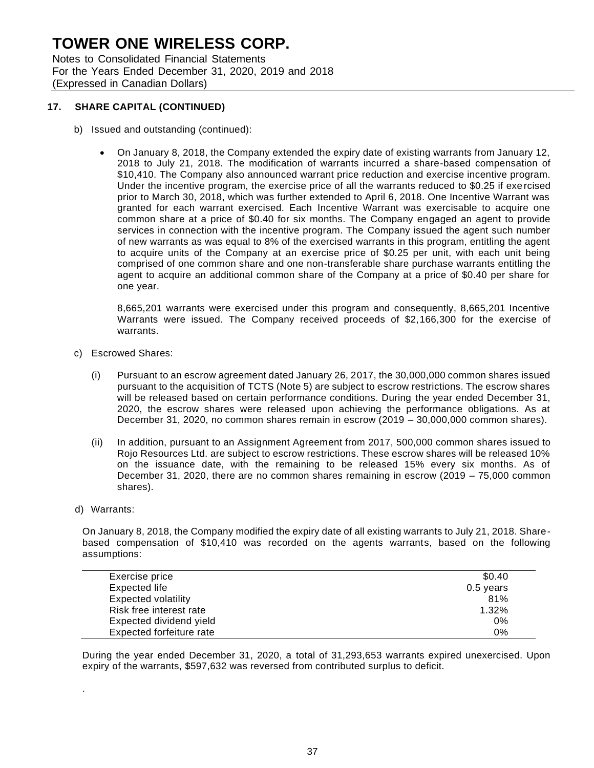# TOWER ONE WIRELESS CORP.

Notes to Consolidated Financial Statements
For the Years Ended December 31, 2020, 2019 and 2018
(Expressed in Canadian Dollars)

## 17. SHARE CAPITAL (CONTINUED)

b) Issued and outstanding (continued):

- On January 8, 2018, the Company extended the expiry date of existing warrants from January 12, 2018 to July 21, 2018. The modification of warrants incurred a share-based compensation of $10,410. The Company also announced warrant price reduction and exercise incentive program. Under the incentive program, the exercise price of all the warrants reduced to $0.25 if exercised prior to March 30, 2018, which was further extended to April 6, 2018. One Incentive Warrant was granted for each warrant exercised. Each Incentive Warrant was exercisable to acquire one common share at a price of $0.40 for six months. The Company engaged an agent to provide services in connection with the incentive program. The Company issued the agent such number of new warrants as was equal to 8% of the exercised warrants in this program, entitling the agent to acquire units of the Company at an exercise price of $0.25 per unit, with each unit being comprised of one common share and one non-transferable share purchase warrants entitling the agent to acquire an additional common share of the Company at a price of $0.40 per share for one year.

  8,665,201 warrants were exercised under this program and consequently, 8,665,201 Incentive Warrants were issued. The Company received proceeds of $2,166,300 for the exercise of warrants.

c) Escrowed Shares:

(i) Pursuant to an escrow agreement dated January 26, 2017, the 30,000,000 common shares issued pursuant to the acquisition of TCTS (Note 5) are subject to escrow restrictions. The escrow shares will be released based on certain performance conditions. During the year ended December 31, 2020, the escrow shares were released upon achieving the performance obligations. As at December 31, 2020, no common shares remain in escrow (2019 – 30,000,000 common shares).

(ii) In addition, pursuant to an Assignment Agreement from 2017, 500,000 common shares issued to Rojo Resources Ltd. are subject to escrow restrictions. These escrow shares will be released 10% on the issuance date, with the remaining to be released 15% every six months. As of December 31, 2020, there are no common shares remaining in escrow (2019 – 75,000 common shares).

d) Warrants:

On January 8, 2018, the Company modified the expiry date of all existing warrants to July 21, 2018. Share-based compensation of $10,410 was recorded on the agents warrants, based on the following assumptions:

| | |
|---|---|
| Exercise price | $0.40 |
| Expected life | 0.5 years |
| Expected volatility | 81% |
| Risk free interest rate | 1.32% |
| Expected dividend yield | 0% |
| Expected forfeiture rate | 0% |

During the year ended December 31, 2020, a total of 31,293,653 warrants expired unexercised. Upon expiry of the warrants, $597,632 was reversed from contributed surplus to deficit.

.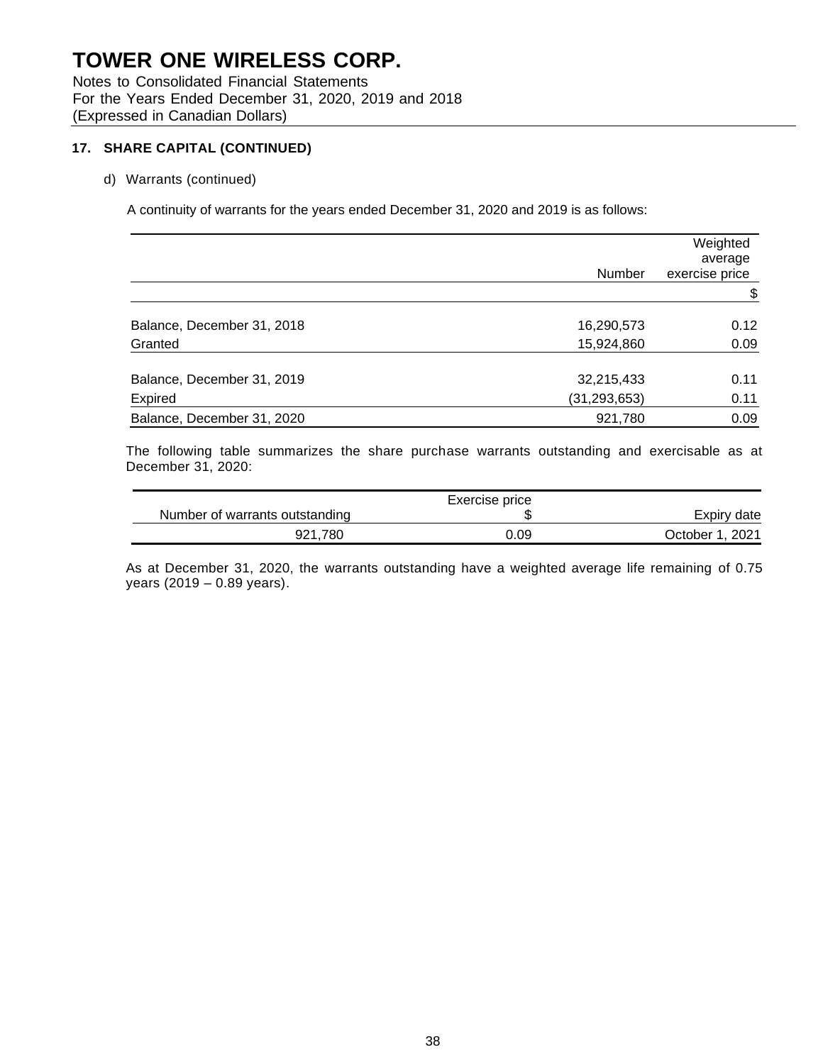# TOWER ONE WIRELESS CORP.

Notes to Consolidated Financial Statements
For the Years Ended December 31, 2020, 2019 and 2018
(Expressed in Canadian Dollars)

### 17. SHARE CAPITAL (CONTINUED)

d) Warrants (continued)

A continuity of warrants for the years ended December 31, 2020 and 2019 is as follows:

| | Number | Weighted average exercise price |
|---|---|---|
| | | $ |
| Balance, December 31, 2018 | 16,290,573 | 0.12 |
| Granted | 15,924,860 | 0.09 |
| Balance, December 31, 2019 | 32,215,433 | 0.11 |
| Expired | (31,293,653) | 0.11 |
| Balance, December 31, 2020 | 921,780 | 0.09 |

The following table summarizes the share purchase warrants outstanding and exercisable as at December 31, 2020:

| Number of warrants outstanding | Exercise price $ | Expiry date |
|---|---|---|
| 921,780 | 0.09 | October 1, 2021 |

As at December 31, 2020, the warrants outstanding have a weighted average life remaining of 0.75 years (2019 – 0.89 years).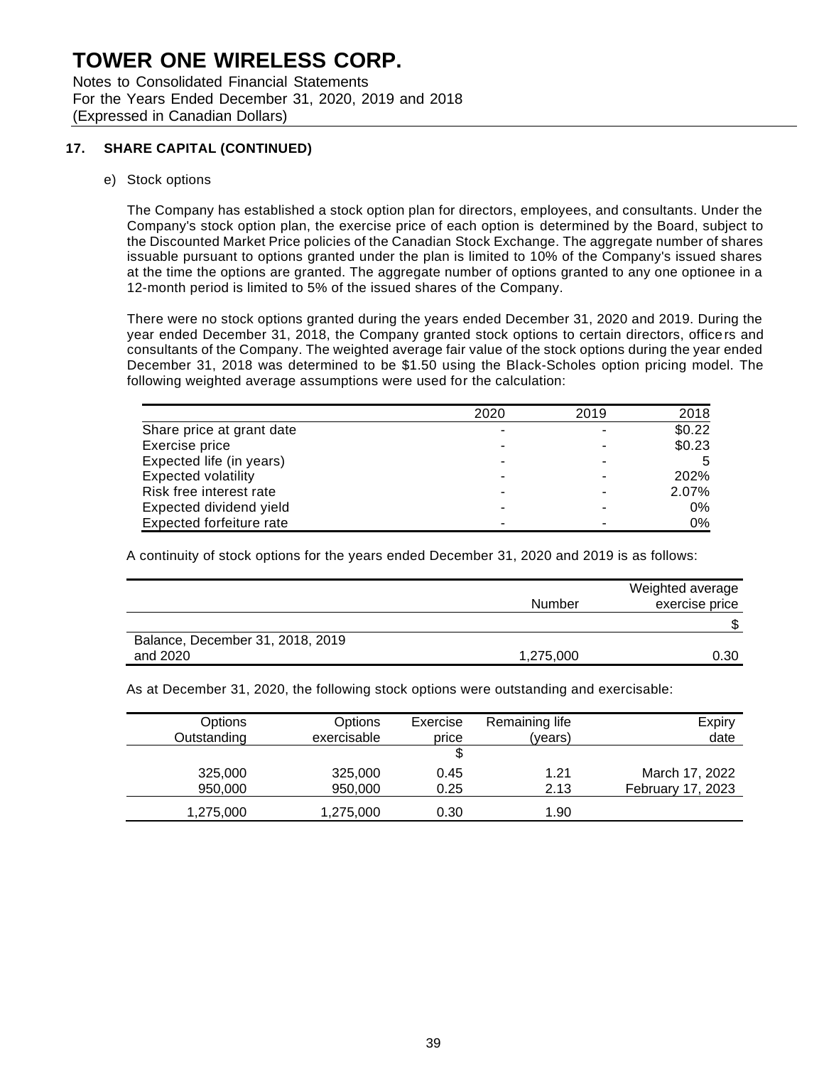# TOWER ONE WIRELESS CORP.

Notes to Consolidated Financial Statements
For the Years Ended December 31, 2020, 2019 and 2018
(Expressed in Canadian Dollars)

## 17. SHARE CAPITAL (CONTINUED)

e) Stock options

The Company has established a stock option plan for directors, employees, and consultants. Under the Company's stock option plan, the exercise price of each option is determined by the Board, subject to the Discounted Market Price policies of the Canadian Stock Exchange. The aggregate number of shares issuable pursuant to options granted under the plan is limited to 10% of the Company's issued shares at the time the options are granted. The aggregate number of options granted to any one optionee in a 12-month period is limited to 5% of the issued shares of the Company.

There were no stock options granted during the years ended December 31, 2020 and 2019. During the year ended December 31, 2018, the Company granted stock options to certain directors, officers and consultants of the Company. The weighted average fair value of the stock options during the year ended December 31, 2018 was determined to be $1.50 using the Black-Scholes option pricing model. The following weighted average assumptions were used for the calculation:

| | 2020 | 2019 | 2018 |
|---|---|---|---|
| Share price at grant date | - | - | $0.22 |
| Exercise price | - | - | $0.23 |
| Expected life (in years) | - | - | 5 |
| Expected volatility | - | - | 202% |
| Risk free interest rate | - | - | 2.07% |
| Expected dividend yield | - | - | 0% |
| Expected forfeiture rate | - | - | 0% |

A continuity of stock options for the years ended December 31, 2020 and 2019 is as follows:

| | Number | Weighted average exercise price |
|---|---|---|
| | | $ |
| Balance, December 31, 2018, 2019 and 2020 | 1,275,000 | 0.30 |

As at December 31, 2020, the following stock options were outstanding and exercisable:

| Options Outstanding | Options exercisable | Exercise price | Remaining life (years) | Expiry date |
|---|---|---|---|---|
| | | $ | | |
| 325,000 | 325,000 | 0.45 | 1.21 | March 17, 2022 |
| 950,000 | 950,000 | 0.25 | 2.13 | February 17, 2023 |
| 1,275,000 | 1,275,000 | 0.30 | 1.90 | |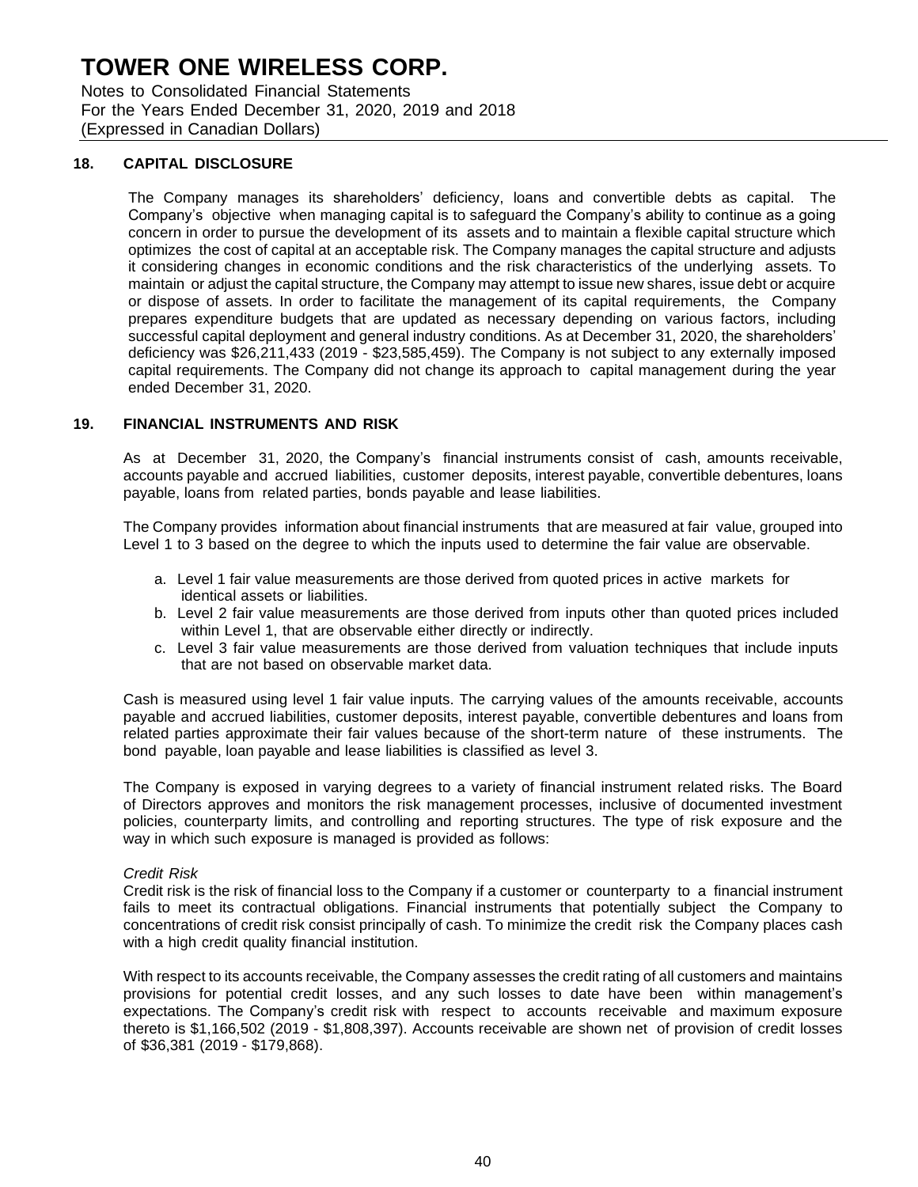# TOWER ONE WIRELESS CORP.

Notes to Consolidated Financial Statements
For the Years Ended December 31, 2020, 2019 and 2018
(Expressed in Canadian Dollars)

## 18. CAPITAL DISCLOSURE

The Company manages its shareholders' deficiency, loans and convertible debts as capital. The Company's objective when managing capital is to safeguard the Company's ability to continue as a going concern in order to pursue the development of its assets and to maintain a flexible capital structure which optimizes the cost of capital at an acceptable risk. The Company manages the capital structure and adjusts it considering changes in economic conditions and the risk characteristics of the underlying assets. To maintain or adjust the capital structure, the Company may attempt to issue new shares, issue debt or acquire or dispose of assets. In order to facilitate the management of its capital requirements, the Company prepares expenditure budgets that are updated as necessary depending on various factors, including successful capital deployment and general industry conditions. As at December 31, 2020, the shareholders' deficiency was $26,211,433 (2019 - $23,585,459). The Company is not subject to any externally imposed capital requirements. The Company did not change its approach to capital management during the year ended December 31, 2020.

## 19. FINANCIAL INSTRUMENTS AND RISK

As at December 31, 2020, the Company's financial instruments consist of cash, amounts receivable, accounts payable and accrued liabilities, customer deposits, interest payable, convertible debentures, loans payable, loans from related parties, bonds payable and lease liabilities.

The Company provides information about financial instruments that are measured at fair value, grouped into Level 1 to 3 based on the degree to which the inputs used to determine the fair value are observable.

a. Level 1 fair value measurements are those derived from quoted prices in active markets for identical assets or liabilities.
b. Level 2 fair value measurements are those derived from inputs other than quoted prices included within Level 1, that are observable either directly or indirectly.
c. Level 3 fair value measurements are those derived from valuation techniques that include inputs that are not based on observable market data.

Cash is measured using level 1 fair value inputs. The carrying values of the amounts receivable, accounts payable and accrued liabilities, customer deposits, interest payable, convertible debentures and loans from related parties approximate their fair values because of the short-term nature of these instruments. The bond payable, loan payable and lease liabilities is classified as level 3.

The Company is exposed in varying degrees to a variety of financial instrument related risks. The Board of Directors approves and monitors the risk management processes, inclusive of documented investment policies, counterparty limits, and controlling and reporting structures. The type of risk exposure and the way in which such exposure is managed is provided as follows:

*Credit Risk*

Credit risk is the risk of financial loss to the Company if a customer or counterparty to a financial instrument fails to meet its contractual obligations. Financial instruments that potentially subject the Company to concentrations of credit risk consist principally of cash. To minimize the credit risk the Company places cash with a high credit quality financial institution.

With respect to its accounts receivable, the Company assesses the credit rating of all customers and maintains provisions for potential credit losses, and any such losses to date have been within management's expectations. The Company's credit risk with respect to accounts receivable and maximum exposure thereto is $1,166,502 (2019 - $1,808,397). Accounts receivable are shown net of provision of credit losses of $36,381 (2019 - $179,868).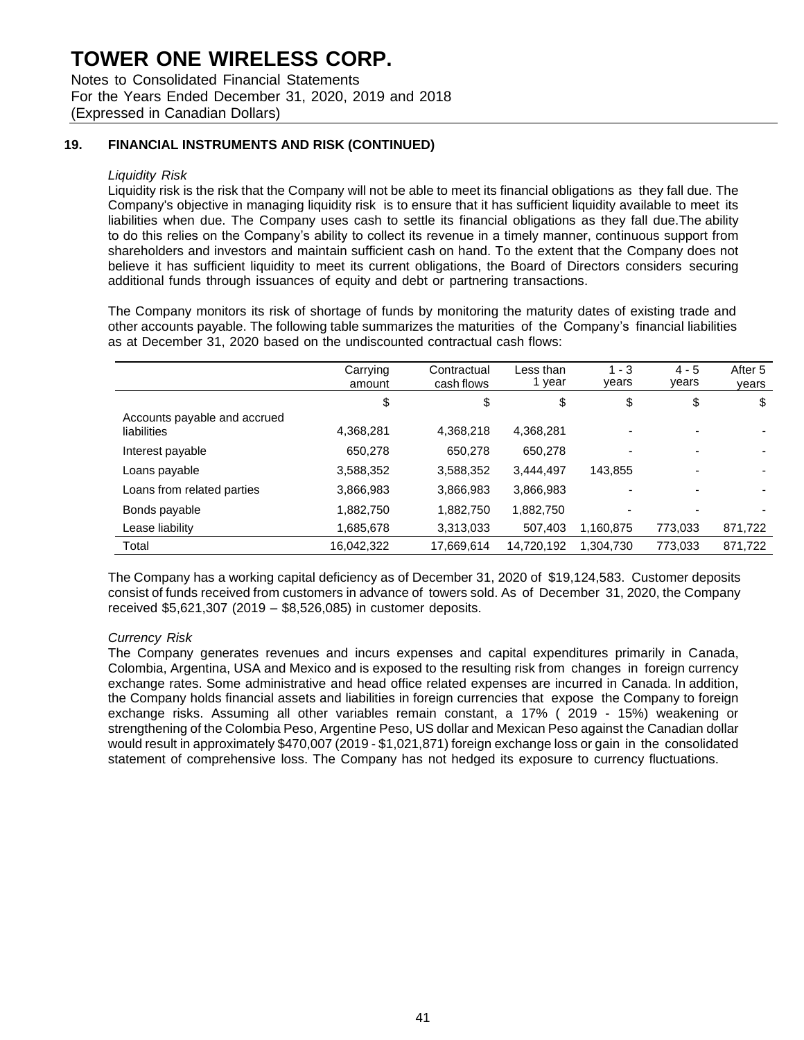# TOWER ONE WIRELESS CORP.

Notes to Consolidated Financial Statements
For the Years Ended December 31, 2020, 2019 and 2018
(Expressed in Canadian Dollars)

## 19. FINANCIAL INSTRUMENTS AND RISK (CONTINUED)

*Liquidity Risk*

Liquidity risk is the risk that the Company will not be able to meet its financial obligations as they fall due. The Company's objective in managing liquidity risk is to ensure that it has sufficient liquidity available to meet its liabilities when due. The Company uses cash to settle its financial obligations as they fall due.The ability to do this relies on the Company's ability to collect its revenue in a timely manner, continuous support from shareholders and investors and maintain sufficient cash on hand. To the extent that the Company does not believe it has sufficient liquidity to meet its current obligations, the Board of Directors considers securing additional funds through issuances of equity and debt or partnering transactions.

The Company monitors its risk of shortage of funds by monitoring the maturity dates of existing trade and other accounts payable. The following table summarizes the maturities of the Company's financial liabilities as at December 31, 2020 based on the undiscounted contractual cash flows:

| | Carrying amount | Contractual cash flows | Less than 1 year | 1 - 3 years | 4 - 5 years | After 5 years |
|---|---|---|---|---|---|---|
| | $ | $ | $ | $ | $ | $ |
| Accounts payable and accrued liabilities | 4,368,281 | 4,368,218 | 4,368,281 | - | - | - |
| Interest payable | 650,278 | 650,278 | 650,278 | - | - | - |
| Loans payable | 3,588,352 | 3,588,352 | 3,444,497 | 143,855 | - | - |
| Loans from related parties | 3,866,983 | 3,866,983 | 3,866,983 | - | - | - |
| Bonds payable | 1,882,750 | 1,882,750 | 1,882,750 | - | - | - |
| Lease liability | 1,685,678 | 3,313,033 | 507,403 | 1,160,875 | 773,033 | 871,722 |
| Total | 16,042,322 | 17,669,614 | 14,720,192 | 1,304,730 | 773,033 | 871,722 |

The Company has a working capital deficiency as of December 31, 2020 of $19,124,583. Customer deposits consist of funds received from customers in advance of towers sold. As of December 31, 2020, the Company received $5,621,307 (2019 – $8,526,085) in customer deposits.

*Currency Risk*

The Company generates revenues and incurs expenses and capital expenditures primarily in Canada, Colombia, Argentina, USA and Mexico and is exposed to the resulting risk from changes in foreign currency exchange rates. Some administrative and head office related expenses are incurred in Canada. In addition, the Company holds financial assets and liabilities in foreign currencies that expose the Company to foreign exchange risks. Assuming all other variables remain constant, a 17% ( 2019 - 15%) weakening or strengthening of the Colombia Peso, Argentine Peso, US dollar and Mexican Peso against the Canadian dollar would result in approximately $470,007 (2019 - $1,021,871) foreign exchange loss or gain in the consolidated statement of comprehensive loss. The Company has not hedged its exposure to currency fluctuations.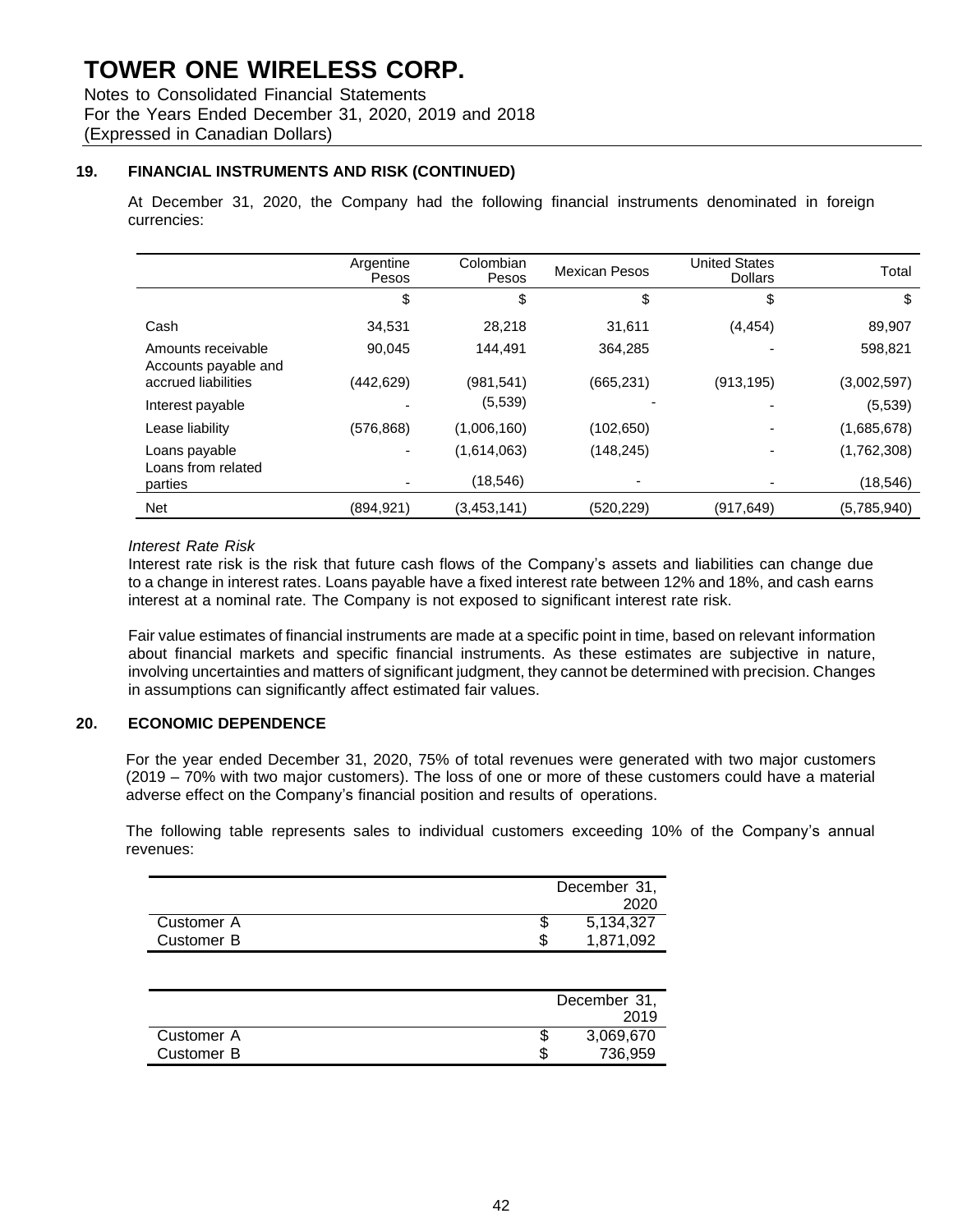# TOWER ONE WIRELESS CORP.

Notes to Consolidated Financial Statements
For the Years Ended December 31, 2020, 2019 and 2018
(Expressed in Canadian Dollars)

## 19. FINANCIAL INSTRUMENTS AND RISK (CONTINUED)

At December 31, 2020, the Company had the following financial instruments denominated in foreign currencies:

| | Argentine Pesos | Colombian Pesos | Mexican Pesos | United States Dollars | Total |
|---|---|---|---|---|---|
| | $ | $ | $ | $ | $ |
| Cash | 34,531 | 28,218 | 31,611 | (4,454) | 89,907 |
| Amounts receivable | 90,045 | 144,491 | 364,285 | - | 598,821 |
| Accounts payable and accrued liabilities | (442,629) | (981,541) | (665,231) | (913,195) | (3,002,597) |
| Interest payable | - | (5,539) | - | - | (5,539) |
| Lease liability | (576,868) | (1,006,160) | (102,650) | - | (1,685,678) |
| Loans payable | - | (1,614,063) | (148,245) | - | (1,762,308) |
| Loans from related parties | - | (18,546) | - | - | (18,546) |
| Net | (894,921) | (3,453,141) | (520,229) | (917,649) | (5,785,940) |

*Interest Rate Risk*

Interest rate risk is the risk that future cash flows of the Company's assets and liabilities can change due to a change in interest rates. Loans payable have a fixed interest rate between 12% and 18%, and cash earns interest at a nominal rate. The Company is not exposed to significant interest rate risk.

Fair value estimates of financial instruments are made at a specific point in time, based on relevant information about financial markets and specific financial instruments. As these estimates are subjective in nature, involving uncertainties and matters of significant judgment, they cannot be determined with precision. Changes in assumptions can significantly affect estimated fair values.

## 20. ECONOMIC DEPENDENCE

For the year ended December 31, 2020, 75% of total revenues were generated with two major customers (2019 – 70% with two major customers). The loss of one or more of these customers could have a material adverse effect on the Company's financial position and results of operations.

The following table represents sales to individual customers exceeding 10% of the Company's annual revenues:

| | December 31, 2020 |
|---|---|
| Customer A | $ 5,134,327 |
| Customer B | $ 1,871,092 |

| | December 31, 2019 |
|---|---|
| Customer A | $ 3,069,670 |
| Customer B | $ 736,959 |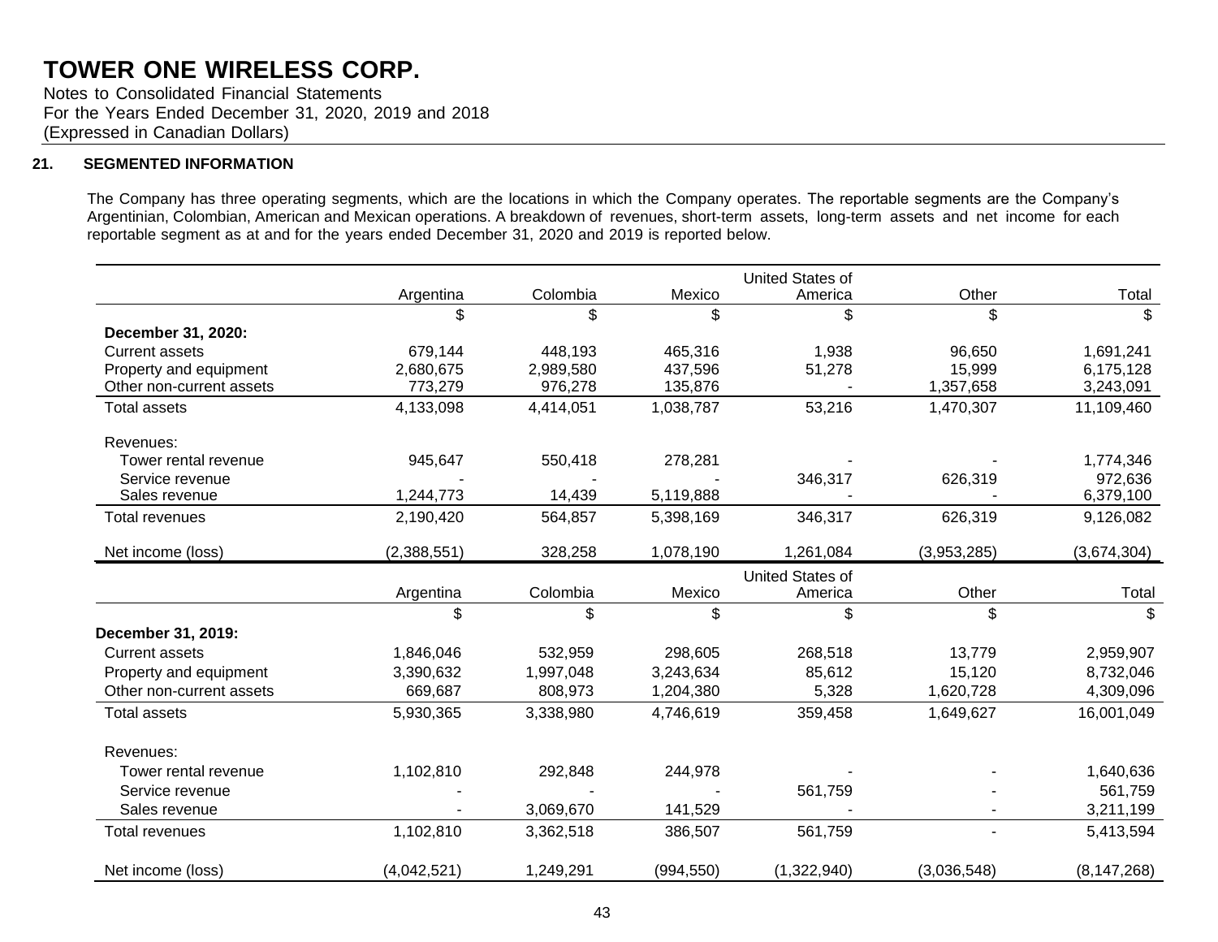# TOWER ONE WIRELESS CORP.

Notes to Consolidated Financial Statements
For the Years Ended December 31, 2020, 2019 and 2018
(Expressed in Canadian Dollars)

## 21. SEGMENTED INFORMATION

The Company has three operating segments, which are the locations in which the Company operates. The reportable segments are the Company's Argentinian, Colombian, American and Mexican operations. A breakdown of revenues, short-term assets, long-term assets and net income for each reportable segment as at and for the years ended December 31, 2020 and 2019 is reported below.

| | Argentina | Colombia | Mexico | United States of America | Other | Total |
|---|---|---|---|---|---|---|
| | $ | $ | $ | $ | $ | $ |
| **December 31, 2020:** | | | | | | |
| Current assets | 679,144 | 448,193 | 465,316 | 1,938 | 96,650 | 1,691,241 |
| Property and equipment | 2,680,675 | 2,989,580 | 437,596 | 51,278 | 15,999 | 6,175,128 |
| Other non-current assets | 773,279 | 976,278 | 135,876 | - | 1,357,658 | 3,243,091 |
| Total assets | 4,133,098 | 4,414,051 | 1,038,787 | 53,216 | 1,470,307 | 11,109,460 |
| Revenues: | | | | | | |
| Tower rental revenue | 945,647 | 550,418 | 278,281 | - | - | 1,774,346 |
| Service revenue | - | - | - | 346,317 | 626,319 | 972,636 |
| Sales revenue | 1,244,773 | 14,439 | 5,119,888 | - | - | 6,379,100 |
| Total revenues | 2,190,420 | 564,857 | 5,398,169 | 346,317 | 626,319 | 9,126,082 |
| Net income (loss) | (2,388,551) | 328,258 | 1,078,190 | 1,261,084 | (3,953,285) | (3,674,304) |

| | Argentina | Colombia | Mexico | United States of America | Other | Total |
|---|---|---|---|---|---|---|
| | $ | $ | $ | $ | $ | $ |
| **December 31, 2019:** | | | | | | |
| Current assets | 1,846,046 | 532,959 | 298,605 | 268,518 | 13,779 | 2,959,907 |
| Property and equipment | 3,390,632 | 1,997,048 | 3,243,634 | 85,612 | 15,120 | 8,732,046 |
| Other non-current assets | 669,687 | 808,973 | 1,204,380 | 5,328 | 1,620,728 | 4,309,096 |
| Total assets | 5,930,365 | 3,338,980 | 4,746,619 | 359,458 | 1,649,627 | 16,001,049 |
| Revenues: | | | | | | |
| Tower rental revenue | 1,102,810 | 292,848 | 244,978 | - | - | 1,640,636 |
| Service revenue | - | - | - | 561,759 | - | 561,759 |
| Sales revenue | - | 3,069,670 | 141,529 | - | - | 3,211,199 |
| Total revenues | 1,102,810 | 3,362,518 | 386,507 | 561,759 | - | 5,413,594 |
| Net income (loss) | (4,042,521) | 1,249,291 | (994,550) | (1,322,940) | (3,036,548) | (8,147,268) |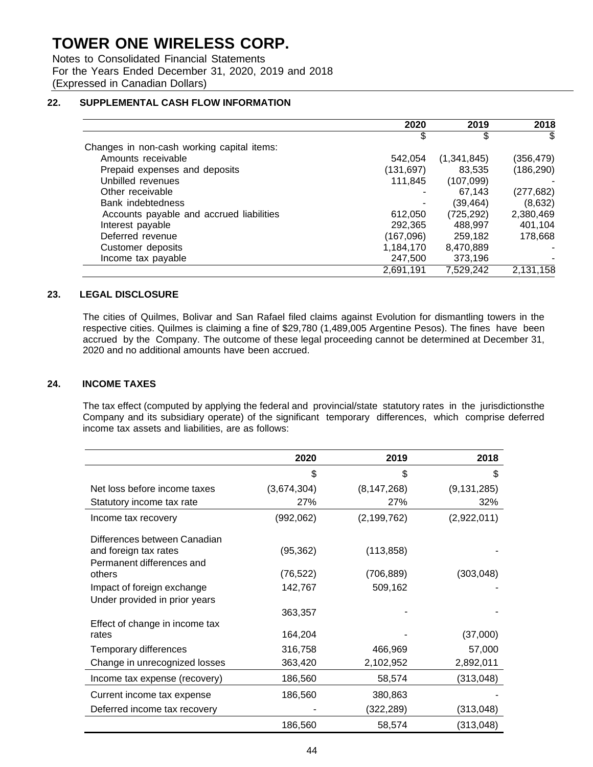# TOWER ONE WIRELESS CORP.

Notes to Consolidated Financial Statements
For the Years Ended December 31, 2020, 2019 and 2018
(Expressed in Canadian Dollars)

## 22. SUPPLEMENTAL CASH FLOW INFORMATION

| | 2020 | 2019 | 2018 |
|---|---|---|---|
| | $ | $ | $ |
| Changes in non-cash working capital items: | | | |
| Amounts receivable | 542,054 | (1,341,845) | (356,479) |
| Prepaid expenses and deposits | (131,697) | 83,535 | (186,290) |
| Unbilled revenues | 111,845 | (107,099) | - |
| Other receivable | - | 67,143 | (277,682) |
| Bank indebtedness | - | (39,464) | (8,632) |
| Accounts payable and accrued liabilities | 612,050 | (725,292) | 2,380,469 |
| Interest payable | 292,365 | 488,997 | 401,104 |
| Deferred revenue | (167,096) | 259,182 | 178,668 |
| Customer deposits | 1,184,170 | 8,470,889 | - |
| Income tax payable | 247,500 | 373,196 | - |
| | 2,691,191 | 7,529,242 | 2,131,158 |

## 23. LEGAL DISCLOSURE

The cities of Quilmes, Bolivar and San Rafael filed claims against Evolution for dismantling towers in the respective cities. Quilmes is claiming a fine of $29,780 (1,489,005 Argentine Pesos). The fines have been accrued by the Company. The outcome of these legal proceeding cannot be determined at December 31, 2020 and no additional amounts have been accrued.

## 24. INCOME TAXES

The tax effect (computed by applying the federal and provincial/state statutory rates in the jurisdictionsthe Company and its subsidiary operate) of the significant temporary differences, which comprise deferred income tax assets and liabilities, are as follows:

| | 2020 | 2019 | 2018 |
|---|---|---|---|
| | $ | $ | $ |
| Net loss before income taxes | (3,674,304) | (8,147,268) | (9,131,285) |
| Statutory income tax rate | 27% | 27% | 32% |
| Income tax recovery | (992,062) | (2,199,762) | (2,922,011) |
| Differences between Canadian and foreign tax rates | (95,362) | (113,858) | - |
| Permanent differences and others | (76,522) | (706,889) | (303,048) |
| Impact of foreign exchange | 142,767 | 509,162 | - |
| Under provided in prior years | 363,357 | - | - |
| Effect of change in income tax rates | 164,204 | - | (37,000) |
| Temporary differences | 316,758 | 466,969 | 57,000 |
| Change in unrecognized losses | 363,420 | 2,102,952 | 2,892,011 |
| Income tax expense (recovery) | 186,560 | 58,574 | (313,048) |
| Current income tax expense | 186,560 | 380,863 | - |
| Deferred income tax recovery | - | (322,289) | (313,048) |
| | 186,560 | 58,574 | (313,048) |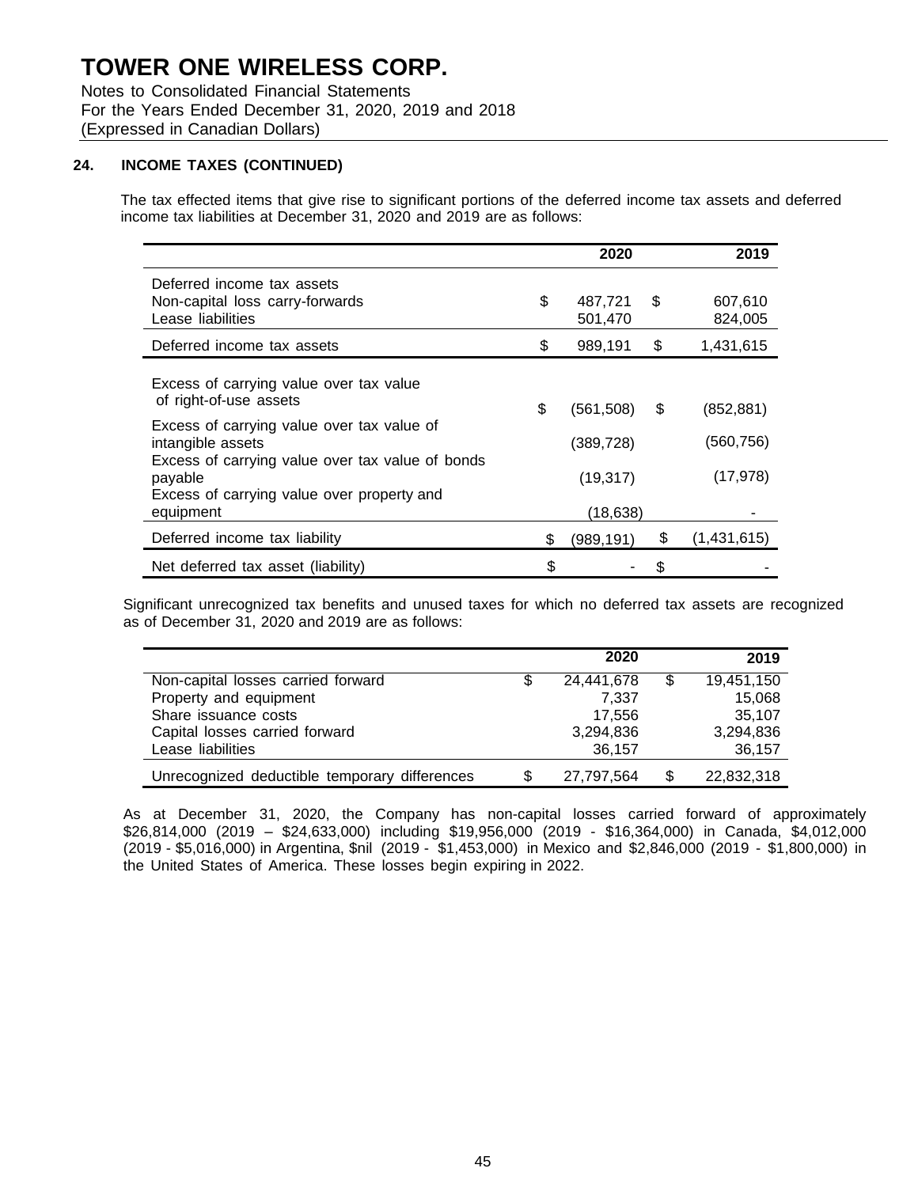# TOWER ONE WIRELESS CORP.

Notes to Consolidated Financial Statements
For the Years Ended December 31, 2020, 2019 and 2018
(Expressed in Canadian Dollars)

## 24. INCOME TAXES (CONTINUED)

The tax effected items that give rise to significant portions of the deferred income tax assets and deferred income tax liabilities at December 31, 2020 and 2019 are as follows:

| | 2020 | 2019 |
|---|---|---|
| Deferred income tax assets | | |
| Non-capital loss carry-forwards | $ 487,721 | $ 607,610 |
| Lease liabilities | 501,470 | 824,005 |
| Deferred income tax assets | $ 989,191 | $ 1,431,615 |
| Excess of carrying value over tax value of right-of-use assets | $ (561,508) | $ (852,881) |
| Excess of carrying value over tax value of intangible assets | (389,728) | (560,756) |
| Excess of carrying value over tax value of bonds payable | (19,317) | (17,978) |
| Excess of carrying value over property and equipment | (18,638) | - |
| Deferred income tax liability | $ (989,191) | $ (1,431,615) |
| Net deferred tax asset (liability) | $ - | $ - |

Significant unrecognized tax benefits and unused taxes for which no deferred tax assets are recognized as of December 31, 2020 and 2019 are as follows:

| | 2020 | 2019 |
|---|---|---|
| Non-capital losses carried forward | $ 24,441,678 | $ 19,451,150 |
| Property and equipment | 7,337 | 15,068 |
| Share issuance costs | 17,556 | 35,107 |
| Capital losses carried forward | 3,294,836 | 3,294,836 |
| Lease liabilities | 36,157 | 36,157 |
| Unrecognized deductible temporary differences | $ 27,797,564 | $ 22,832,318 |

As at December 31, 2020, the Company has non-capital losses carried forward of approximately $26,814,000 (2019 – $24,633,000) including $19,956,000 (2019 - $16,364,000) in Canada, $4,012,000 (2019 - $5,016,000) in Argentina, $nil (2019 - $1,453,000) in Mexico and $2,846,000 (2019 - $1,800,000) in the United States of America. These losses begin expiring in 2022.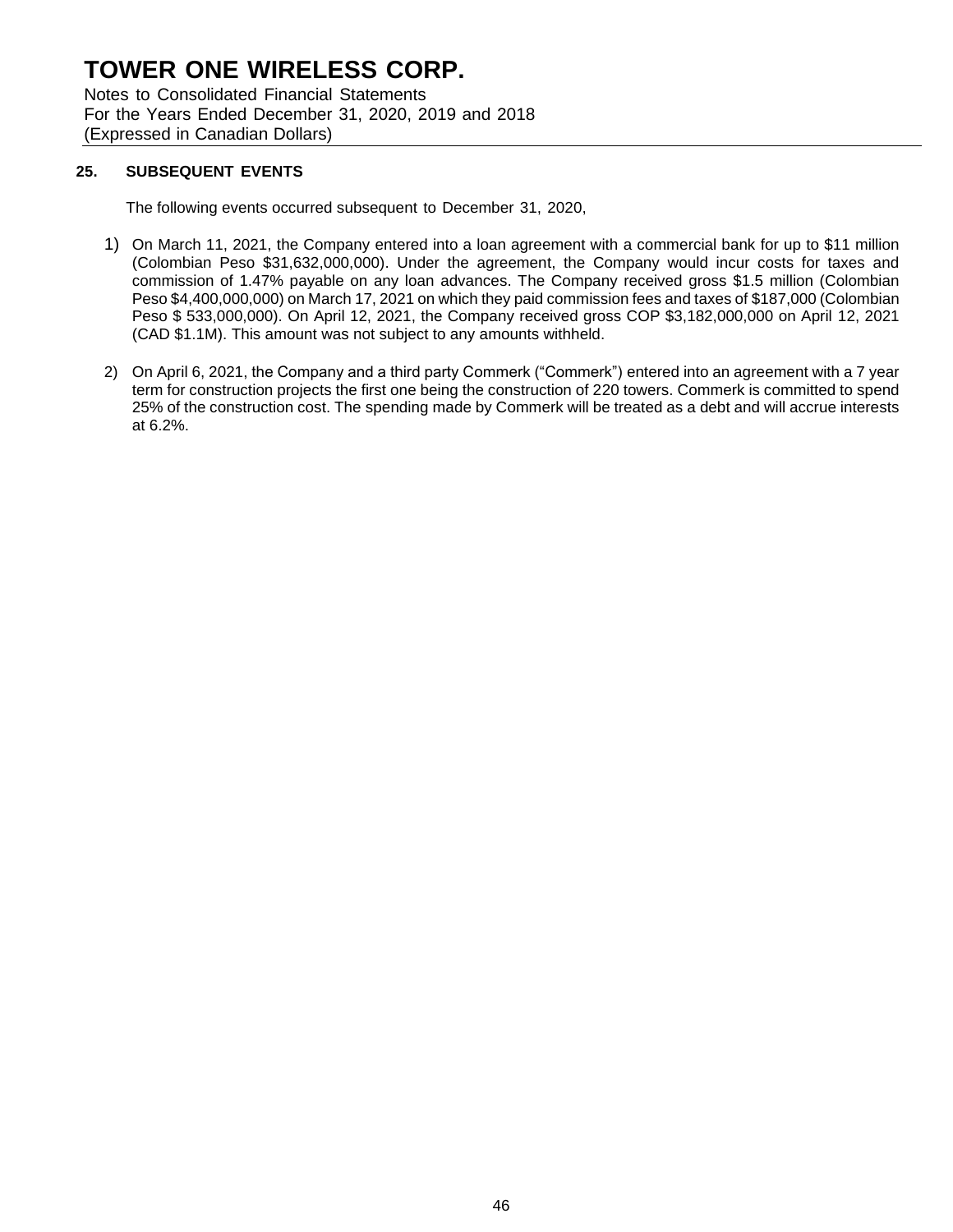# TOWER ONE WIRELESS CORP.

Notes to Consolidated Financial Statements
For the Years Ended December 31, 2020, 2019 and 2018
(Expressed in Canadian Dollars)

## 25. SUBSEQUENT EVENTS

The following events occurred subsequent to December 31, 2020,

1) On March 11, 2021, the Company entered into a loan agreement with a commercial bank for up to $11 million (Colombian Peso $31,632,000,000). Under the agreement, the Company would incur costs for taxes and commission of 1.47% payable on any loan advances. The Company received gross $1.5 million (Colombian Peso $4,400,000,000) on March 17, 2021 on which they paid commission fees and taxes of $187,000 (Colombian Peso $ 533,000,000). On April 12, 2021, the Company received gross COP $3,182,000,000 on April 12, 2021 (CAD $1.1M). This amount was not subject to any amounts withheld.

2) On April 6, 2021, the Company and a third party Commerk ("Commerk") entered into an agreement with a 7 year term for construction projects the first one being the construction of 220 towers. Commerk is committed to spend 25% of the construction cost. The spending made by Commerk will be treated as a debt and will accrue interests at 6.2%.